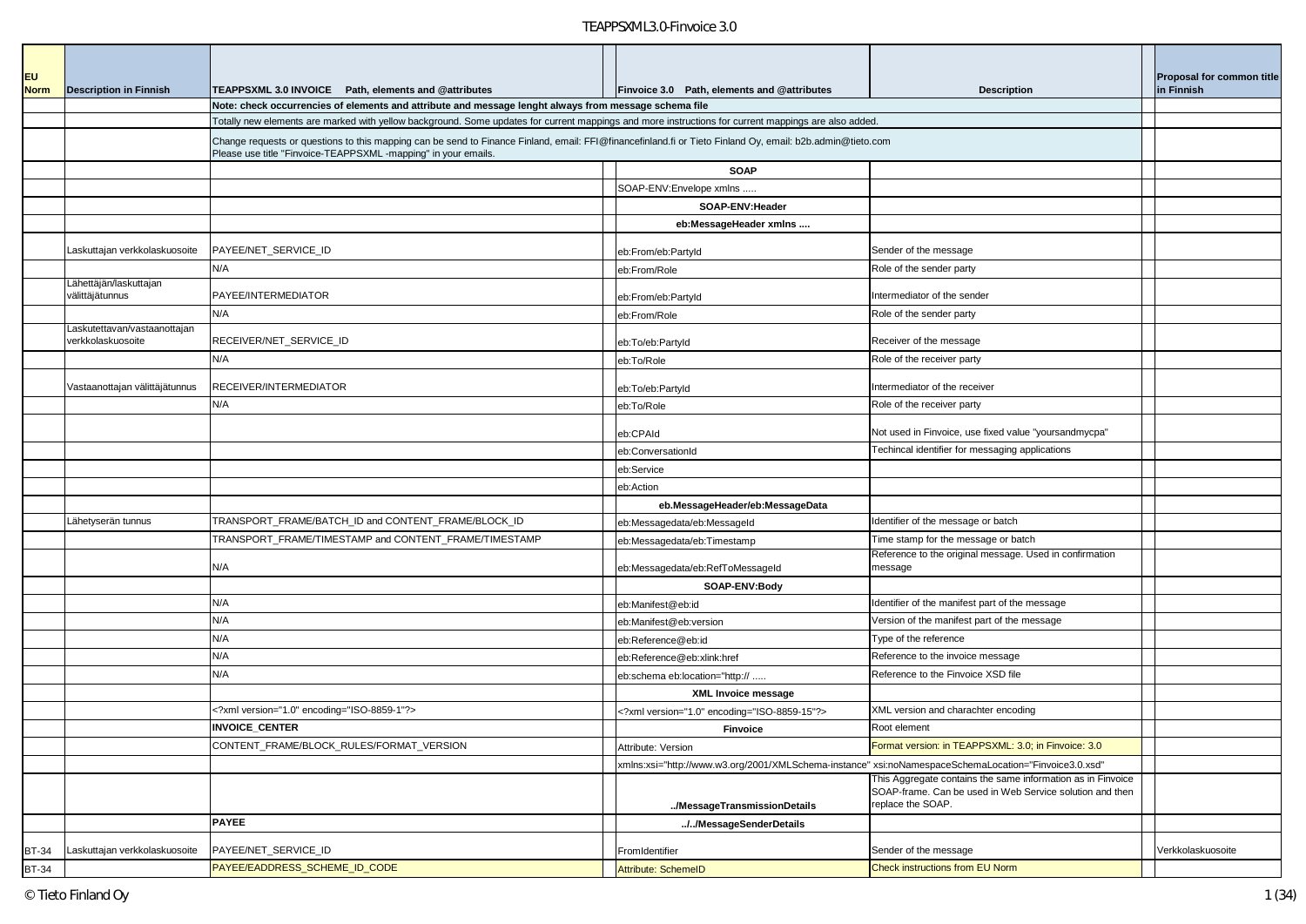| EU Norm | Description in Finnish | TEAPPSXML 3.0 INVOICE Path, elements and @attributes | | Finvoice 3.0 Path, elements and @attributes | Description | | Proposal for common title in Finnish |
|---|---|---|---|---|---|---|---|
| | | **Note: check occurrencies of elements and attribute and message lenght always from message schema file** | | | | | |
| | | Totally new elements are marked with yellow background. Some updates for current mappings and more instructions for current mappings are also added. | | | | | |
| | | Change requests or questions to this mapping can be send to Finance Finland, email: FFI@financefinland.fi or Tieto Finland Oy, email: b2b.admin@tieto.com Please use title "Finvoice-TEAPPSXML -mapping" in your emails. | | | | | |
| | | | | **SOAP** | | | |
| | | | | SOAP-ENV:Envelope xmlns ..... | | | |
| | | | | **SOAP-ENV:Header** | | | |
| | | | | **eb:MessageHeader xmlns ....** | | | |
| | Laskuttajan verkkolaskuosoite | PAYEE/NET_SERVICE_ID | | eb:From/eb:PartyId | Sender of the message | | |
| | | N/A | | eb:From/Role | Role of the sender party | | |
| | Lähettäjän/laskuttajan välittäjätunnus | PAYEE/INTERMEDIATOR | | eb:From/eb:PartyId | Intermediator of the sender | | |
| | | N/A | | eb:From/Role | Role of the sender party | | |
| | Laskutettavan/vastaanottajan verkkolaskuosoite | RECEIVER/NET_SERVICE_ID | | eb:To/eb:PartyId | Receiver of the message | | |
| | | N/A | | eb:To/Role | Role of the receiver party | | |
| | Vastaanottajan välittäjätunnus | RECEIVER/INTERMEDIATOR | | eb:To/eb:PartyId | Intermediator of the receiver | | |
| | | N/A | | eb:To/Role | Role of the receiver party | | |
| | | | | eb:CPAId | Not used in Finvoice, use fixed value "yoursandmycpa" | | |
| | | | | eb:ConversationId | Techincal identifier for messaging applications | | |
| | | | | eb:Service | | | |
| | | | | eb:Action | | | |
| | | | | **eb.MessageHeader/eb:MessageData** | | | |
| | Lähetyserän tunnus | TRANSPORT_FRAME/BATCH_ID and CONTENT_FRAME/BLOCK_ID | | eb:Messagedata/eb:MessageId | Identifier of the message or batch | | |
| | | TRANSPORT_FRAME/TIMESTAMP and CONTENT_FRAME/TIMESTAMP | | eb:Messagedata/eb:Timestamp | Time stamp for the message or batch | | |
| | | N/A | | eb:Messagedata/eb:RefToMessageId | Reference to the original message. Used in confirmation message | | |
| | | | | **SOAP-ENV:Body** | | | |
| | | N/A | | eb:Manifest@eb:id | Identifier of the manifest part of the message | | |
| | | N/A | | eb:Manifest@eb:version | Version of the manifest part of the message | | |
| | | N/A | | eb:Reference@eb:id | Type of the reference | | |
| | | N/A | | eb:Reference@eb:xlink:href | Reference to the invoice message | | |
| | | N/A | | eb:schema eb:location="http:// ..... | Reference to the Finvoice XSD file | | |
| | | | | **XML Invoice message** | | | |
| | | <?xml version="1.0" encoding="ISO-8859-1"?> | | <?xml version="1.0" encoding="ISO-8859-15"?> | XML version and charachter encoding | | |
| | | **INVOICE_CENTER** | | **Finvoice** | Root element | | |
| | | CONTENT_FRAME/BLOCK_RULES/FORMAT_VERSION | | Attribute: Version | Format version: in TEAPPSXML: 3.0; in Finvoice: 3.0 | | |
| | | | | xmlns:xsi="http://www.w3.org/2001/XMLSchema-instance" xsi:noNamespaceSchemaLocation="Finvoice3.0.xsd" | | | |
| | | | | **../MessageTransmissionDetails** | This Aggregate contains the same information as in Finvoice SOAP-frame. Can be used in Web Service solution and then replace the SOAP. | | |
| | | **PAYEE** | | **../../MessageSenderDetails** | | | |
| BT-34 | Laskuttajan verkkolaskuosoite | PAYEE/NET_SERVICE_ID | | FromIdentifier | Sender of the message | | Verkkolaskuosoite |
| BT-34 | | PAYEE/EADDRESS_SCHEME_ID_CODE | | Attribute: SchemeID | Check instructions from EU Norm | | |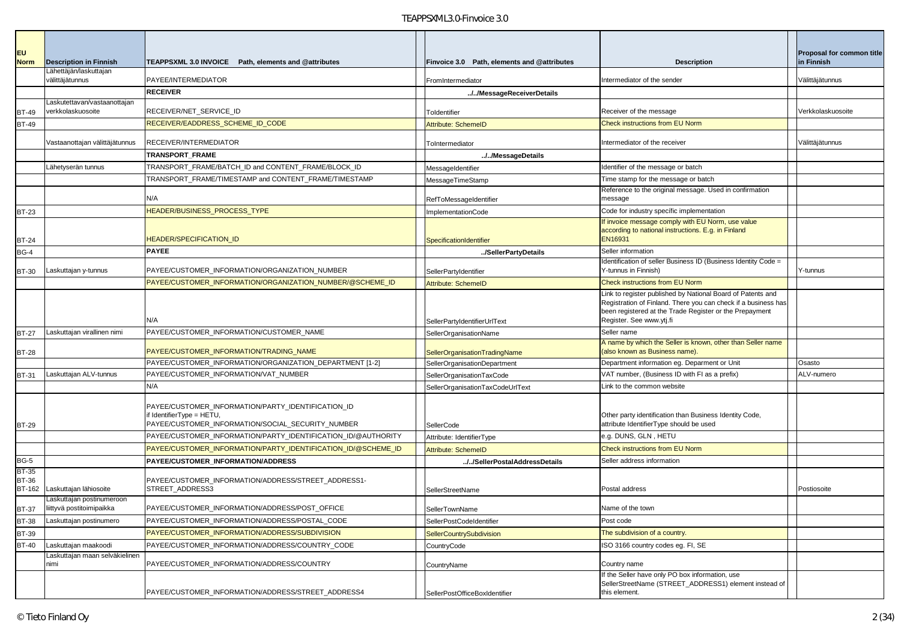| EU Norm | Description in Finnish | TEAPPSXML 3.0 INVOICE Path, elements and @attributes | | Finvoice 3.0 Path, elements and @attributes | Description | | Proposal for common title in Finnish |
|---|---|---|---|---|---|---|---|
| | Lähettäjän/laskuttajan välittäjätunnus | PAYEE/INTERMEDIATOR | | FromIntermediator | Intermediator of the sender | | Välittäjätunnus |
| | | **RECEIVER** | | **../../MessageReceiverDetails** | | | |
| BT-49 | Laskutettavan/vastaanottajan verkkolaskuosoite | RECEIVER/NET_SERVICE_ID | | ToIdentifier | Receiver of the message | | Verkkolaskuosoite |
| BT-49 | | RECEIVER/EADDRESS_SCHEME_ID_CODE | | Attribute: SchemeID | Check instructions from EU Norm | | |
| | Vastaanottajan välittäjätunnus | RECEIVER/INTERMEDIATOR | | ToIntermediator | Intermediator of the receiver | | Välittäjätunnus |
| | | **TRANSPORT_FRAME** | | **../../MessageDetails** | | | |
| | Lähetyserän tunnus | TRANSPORT_FRAME/BATCH_ID and CONTENT_FRAME/BLOCK_ID | | MessageIdentifier | Identifier of the message or batch | | |
| | | TRANSPORT_FRAME/TIMESTAMP and CONTENT_FRAME/TIMESTAMP | | MessageTimeStamp | Time stamp for the message or batch | | |
| | | N/A | | RefToMessageIdentifier | Reference to the original message. Used in confirmation message | | |
| BT-23 | | HEADER/BUSINESS_PROCESS_TYPE | | ImplementationCode | Code for industry specific implementation | | |
| BT-24 | | HEADER/SPECIFICATION_ID | | SpecificationIdentifier | If invoice message comply with EU Norm, use value according to national instructions. E.g. in Finland EN16931 | | |
| BG-4 | | **PAYEE** | | **../SellerPartyDetails** | Seller information | | |
| BT-30 | Laskuttajan y-tunnus | PAYEE/CUSTOMER_INFORMATION/ORGANIZATION_NUMBER | | SellerPartyIdentifier | Identification of seller Business ID (Business Identity Code = Y-tunnus in Finnish) | | Y-tunnus |
| | | PAYEE/CUSTOMER_INFORMATION/ORGANIZATION_NUMBER/@SCHEME_ID | | Attribute: SchemeID | Check instructions from EU Norm | | |
| | | N/A | | SellerPartyIdentifierUrlText | Link to register published by National Board of Patents and Registration of Finland. There you can check if a business has been registered at the Trade Register or the Prepayment Register. See www.ytj.fi | | |
| BT-27 | Laskuttajan virallinen nimi | PAYEE/CUSTOMER_INFORMATION/CUSTOMER_NAME | | SellerOrganisationName | Seller name | | |
| BT-28 | | PAYEE/CUSTOMER_INFORMATION/TRADING_NAME | | SellerOrganisationTradingName | A name by which the Seller is known, other than Seller name (also known as Business name). | | |
| | | PAYEE/CUSTOMER_INFORMATION/ORGANIZATION_DEPARTMENT [1-2] | | SellerOrganisationDepartment | Department information eg. Deparment or Unit | | Osasto |
| BT-31 | Laskuttajan ALV-tunnus | PAYEE/CUSTOMER_INFORMATION/VAT_NUMBER | | SellerOrganisationTaxCode | VAT number, (Business ID with FI as a prefix) | | ALV-numero |
| | | N/A | | SellerOrganisationTaxCodeUrlText | Link to the common website | | |
| BT-29 | | PAYEE/CUSTOMER_INFORMATION/PARTY_IDENTIFICATION_ID if IdentifierType = HETU, PAYEE/CUSTOMER_INFORMATION/SOCIAL_SECURITY_NUMBER | | SellerCode | Other party identification than Business Identity Code, attribute IdentifierType should be used | | |
| | | PAYEE/CUSTOMER_INFORMATION/PARTY_IDENTIFICATION_ID/@AUTHORITY | | Attribute: IdentifierType | e.g. DUNS, GLN , HETU | | |
| | | PAYEE/CUSTOMER_INFORMATION/PARTY_IDENTIFICATION_ID/@SCHEME_ID | | Attribute: SchemeID | Check instructions from EU Norm | | |
| BG-5 | | **PAYEE/CUSTOMER_INFORMATION/ADDRESS** | | **../../SellerPostalAddressDetails** | Seller address information | | |
| BT-35 BT-36 BT-162 | Laskuttajan lähiosoite | PAYEE/CUSTOMER_INFORMATION/ADDRESS/STREET_ADDRESS1-STREET_ADDRESS3 | | SellerStreetName | Postal address | | Postiosoite |
| BT-37 | Laskuttajan postinumeroon liittyvä postitoimipaikka | PAYEE/CUSTOMER_INFORMATION/ADDRESS/POST_OFFICE | | SellerTownName | Name of the town | | |
| BT-38 | Laskuttajan postinumero | PAYEE/CUSTOMER_INFORMATION/ADDRESS/POSTAL_CODE | | SellerPostCodeIdentifier | Post code | | |
| BT-39 | | PAYEE/CUSTOMER_INFORMATION/ADDRESS/SUBDIVISION | | SellerCountrySubdivision | The subdivision of a country. | | |
| BT-40 | Laskuttajan maakoodi | PAYEE/CUSTOMER_INFORMATION/ADDRESS/COUNTRY_CODE | | CountryCode | ISO 3166 country codes eg. FI, SE | | |
| | Laskuttajan maan selväkielinen nimi | PAYEE/CUSTOMER_INFORMATION/ADDRESS/COUNTRY | | CountryName | Country name | | |
| | | PAYEE/CUSTOMER_INFORMATION/ADDRESS/STREET_ADDRESS4 | | SellerPostOfficeBoxIdentifier | If the Seller have only PO box information, use SellerStreetName (STREET_ADDRESS1) element instead of this element. | | |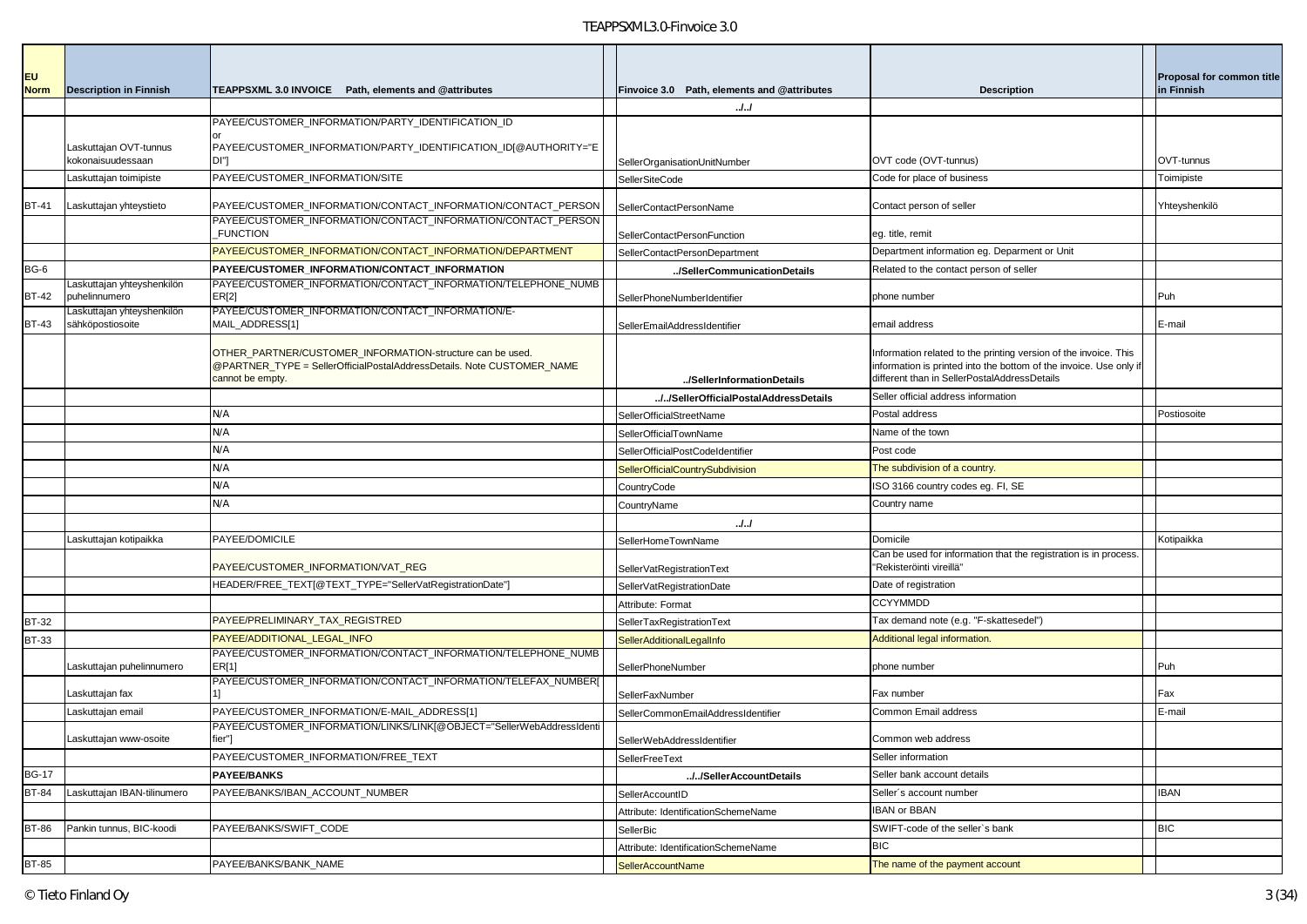| EU Norm | Description in Finnish | TEAPPSXML 3.0 INVOICE Path, elements and @attributes | | Finvoice 3.0 Path, elements and @attributes | Description | | Proposal for common title in Finnish |
|---|---|---|---|---|---|---|---|
| | | | | ../../ | | | |
| | Laskuttajan OVT-tunnus kokonaisuudessaan | PAYEE/CUSTOMER_INFORMATION/PARTY_IDENTIFICATION_ID or PAYEE/CUSTOMER_INFORMATION/PARTY_IDENTIFICATION_ID[@AUTHORITY="EDI"] | | SellerOrganisationUnitNumber | OVT code (OVT-tunnus) | | OVT-tunnus |
| | Laskuttajan toimipiste | PAYEE/CUSTOMER_INFORMATION/SITE | | SellerSiteCode | Code for place of business | | Toimipiste |
| BT-41 | Laskuttajan yhteystieto | PAYEE/CUSTOMER_INFORMATION/CONTACT_INFORMATION/CONTACT_PERSON | | SellerContactPersonName | Contact person of seller | | Yhteyshenkilö |
| | | PAYEE/CUSTOMER_INFORMATION/CONTACT_INFORMATION/CONTACT_PERSON_FUNCTION | | SellerContactPersonFunction | eg. title, remit | | |
| | | PAYEE/CUSTOMER_INFORMATION/CONTACT_INFORMATION/DEPARTMENT | | SellerContactPersonDepartment | Department information eg. Deparment or Unit | | |
| BG-6 | | **PAYEE/CUSTOMER_INFORMATION/CONTACT_INFORMATION** | | **../SellerCommunicationDetails** | Related to the contact person of seller | | |
| BT-42 | Laskuttajan yhteyshenkilön puhelinnumero | PAYEE/CUSTOMER_INFORMATION/CONTACT_INFORMATION/TELEPHONE_NUMBER[2] | | SellerPhoneNumberIdentifier | phone number | | Puh |
| BT-43 | Laskuttajan yhteyshenkilön sähköpostiosoite | PAYEE/CUSTOMER_INFORMATION/CONTACT_INFORMATION/E-MAIL_ADDRESS[1] | | SellerEmailAddressIdentifier | email address | | E-mail |
| | | OTHER_PARTNER/CUSTOMER_INFORMATION-structure can be used. @PARTNER_TYPE = SellerOfficialPostalAddressDetails. Note CUSTOMER_NAME cannot be empty. | | **../SellerInformationDetails** | Information related to the printing version of the invoice. This information is printed into the bottom of the invoice. Use only if different than in SellerPostalAddressDetails | | |
| | | | | **../../SellerOfficialPostalAddressDetails** | Seller official address information | | |
| | | N/A | | SellerOfficialStreetName | Postal address | | Postiosoite |
| | | N/A | | SellerOfficialTownName | Name of the town | | |
| | | N/A | | SellerOfficialPostCodeIdentifier | Post code | | |
| | | N/A | | SellerOfficialCountrySubdivision | The subdivision of a country. | | |
| | | N/A | | CountryCode | ISO 3166 country codes eg. FI, SE | | |
| | | N/A | | CountryName | Country name | | |
| | | | | ../../ | | | |
| | Laskuttajan kotipaikka | PAYEE/DOMICILE | | SellerHomeTownName | Domicile | | Kotipaikka |
| | | PAYEE/CUSTOMER_INFORMATION/VAT_REG | | SellerVatRegistrationText | Can be used for information that the registration is in process. "Rekisteröinti vireillä" | | |
| | | HEADER/FREE_TEXT[@TEXT_TYPE="SellerVatRegistrationDate"] | | SellerVatRegistrationDate | Date of registration | | |
| | | | | Attribute: Format | CCYYMMDD | | |
| BT-32 | | PAYEE/PRELIMINARY_TAX_REGISTRED | | SellerTaxRegistrationText | Tax demand note (e.g. "F-skattesedel") | | |
| BT-33 | | PAYEE/ADDITIONAL_LEGAL_INFO | | SellerAdditionalLegalInfo | Additional legal information. | | |
| | Laskuttajan puhelinnumero | PAYEE/CUSTOMER_INFORMATION/CONTACT_INFORMATION/TELEPHONE_NUMBER[1] | | SellerPhoneNumber | phone number | | Puh |
| | Laskuttajan fax | PAYEE/CUSTOMER_INFORMATION/CONTACT_INFORMATION/TELEFAX_NUMBER[1] | | SellerFaxNumber | Fax number | | Fax |
| | Laskuttajan email | PAYEE/CUSTOMER_INFORMATION/E-MAIL_ADDRESS[1] | | SellerCommonEmailAddressIdentifier | Common Email address | | E-mail |
| | Laskuttajan www-osoite | PAYEE/CUSTOMER_INFORMATION/LINKS/LINK[@OBJECT="SellerWebAddressIdentifier"] | | SellerWebAddressIdentifier | Common web address | | |
| | | PAYEE/CUSTOMER_INFORMATION/FREE_TEXT | | SellerFreeText | Seller information | | |
| BG-17 | | **PAYEE/BANKS** | | **../../SellerAccountDetails** | Seller bank account details | | |
| BT-84 | Laskuttajan IBAN-tilinumero | PAYEE/BANKS/IBAN_ACCOUNT_NUMBER | | SellerAccountID | Seller´s account number | | IBAN |
| | | | | Attribute: IdentificationSchemeName | IBAN or BBAN | | |
| BT-86 | Pankin tunnus, BIC-koodi | PAYEE/BANKS/SWIFT_CODE | | SellerBic | SWIFT-code of the seller`s bank | | BIC |
| | | | | Attribute: IdentificationSchemeName | BIC | | |
| BT-85 | | PAYEE/BANKS/BANK_NAME | | SellerAccountName | The name of the payment account | | |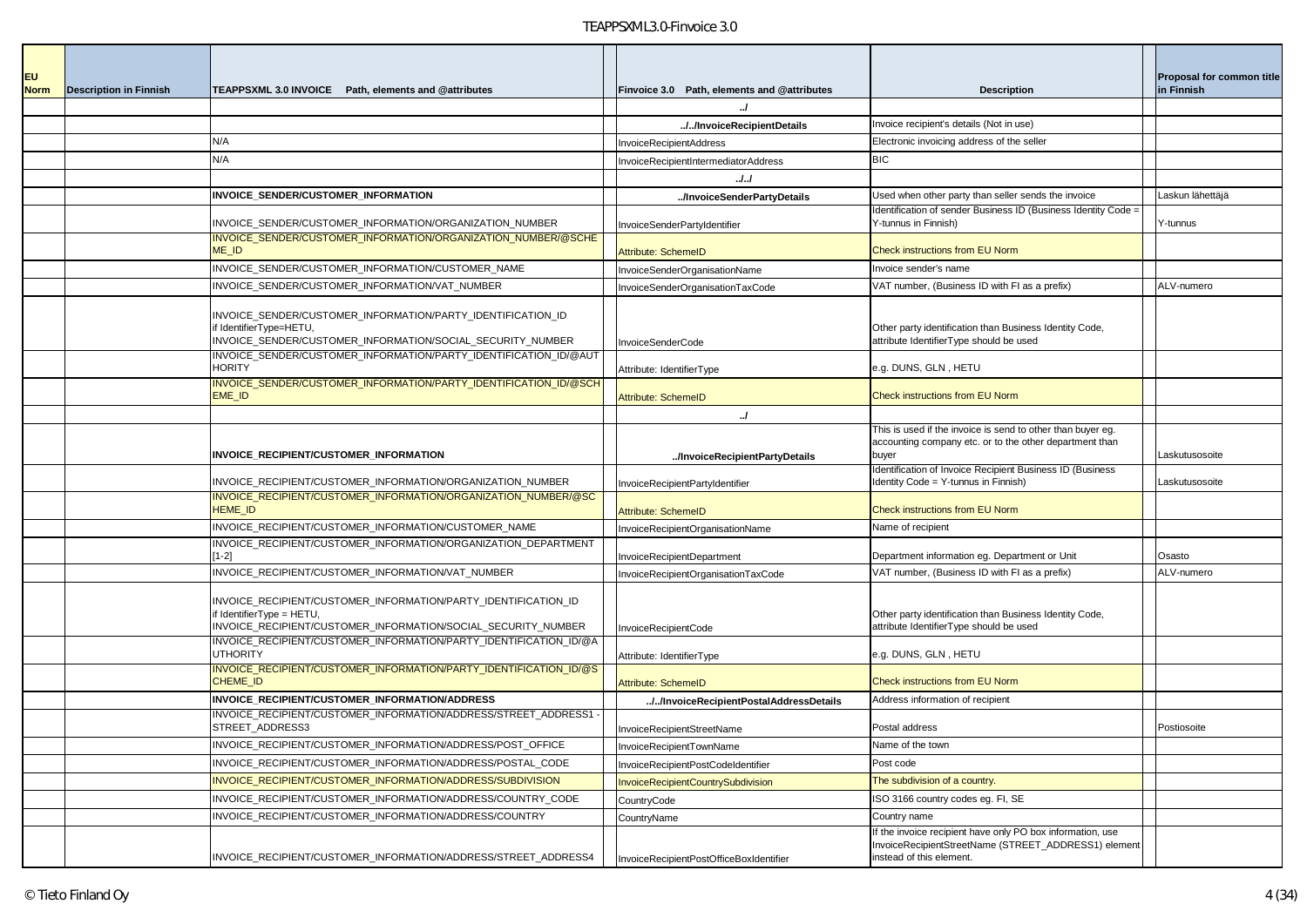| EU Norm | Description in Finnish | TEAPPSXML 3.0 INVOICE Path, elements and @attributes | | Finvoice 3.0 Path, elements and @attributes | Description | | Proposal for common title in Finnish |
|---|---|---|---|---|---|---|---|
| | | | | ../ | | | |
| | | | | ../../InvoiceRecipientDetails | Invoice recipient's details (Not in use) | | |
| | | N/A | | InvoiceRecipientAddress | Electronic invoicing address of the seller | | |
| | | N/A | | InvoiceRecipientIntermediatorAddress | BIC | | |
| | | | | ../../ | | | |
| | | INVOICE_SENDER/CUSTOMER_INFORMATION | | ../InvoiceSenderPartyDetails | Used when other party than seller sends the invoice | | Laskun lähettäjä |
| | | INVOICE_SENDER/CUSTOMER_INFORMATION/ORGANIZATION_NUMBER | | InvoiceSenderPartyIdentifier | Identification of sender Business ID (Business Identity Code = Y-tunnus in Finnish) | | Y-tunnus |
| | | INVOICE_SENDER/CUSTOMER_INFORMATION/ORGANIZATION_NUMBER/@SCHEME_ID | | Attribute: SchemeID | Check instructions from EU Norm | | |
| | | INVOICE_SENDER/CUSTOMER_INFORMATION/CUSTOMER_NAME | | InvoiceSenderOrganisationName | Invoice sender's name | | |
| | | INVOICE_SENDER/CUSTOMER_INFORMATION/VAT_NUMBER | | InvoiceSenderOrganisationTaxCode | VAT number, (Business ID with FI as a prefix) | | ALV-numero |
| | | INVOICE_SENDER/CUSTOMER_INFORMATION/PARTY_IDENTIFICATION_ID if IdentifierType=HETU, INVOICE_SENDER/CUSTOMER_INFORMATION/SOCIAL_SECURITY_NUMBER | | InvoiceSenderCode | Other party identification than Business Identity Code, attribute IdentifierType should be used | | |
| | | INVOICE_SENDER/CUSTOMER_INFORMATION/PARTY_IDENTIFICATION_ID/@AUTHORITY | | Attribute: IdentifierType | e.g. DUNS, GLN , HETU | | |
| | | INVOICE_SENDER/CUSTOMER_INFORMATION/PARTY_IDENTIFICATION_ID/@SCHEME_ID | | Attribute: SchemeID | Check instructions from EU Norm | | |
| | | | | ../ | | | |
| | | INVOICE_RECIPIENT/CUSTOMER_INFORMATION | | ../InvoiceRecipientPartyDetails | This is used if the invoice is send to other than buyer eg. accounting company etc. or to the other department than buyer | | Laskutusosoite |
| | | INVOICE_RECIPIENT/CUSTOMER_INFORMATION/ORGANIZATION_NUMBER | | InvoiceRecipientPartyIdentifier | Identification of Invoice Recipient Business ID (Business Identity Code = Y-tunnus in Finnish) | | Laskutusosoite |
| | | INVOICE_RECIPIENT/CUSTOMER_INFORMATION/ORGANIZATION_NUMBER/@SCHEME_ID | | Attribute: SchemeID | Check instructions from EU Norm | | |
| | | INVOICE_RECIPIENT/CUSTOMER_INFORMATION/CUSTOMER_NAME | | InvoiceRecipientOrganisationName | Name of recipient | | |
| | | INVOICE_RECIPIENT/CUSTOMER_INFORMATION/ORGANIZATION_DEPARTMENT [1-2] | | InvoiceRecipientDepartment | Department information eg. Department or Unit | | Osasto |
| | | INVOICE_RECIPIENT/CUSTOMER_INFORMATION/VAT_NUMBER | | InvoiceRecipientOrganisationTaxCode | VAT number, (Business ID with FI as a prefix) | | ALV-numero |
| | | INVOICE_RECIPIENT/CUSTOMER_INFORMATION/PARTY_IDENTIFICATION_ID if IdentifierType = HETU, INVOICE_RECIPIENT/CUSTOMER_INFORMATION/SOCIAL_SECURITY_NUMBER | | InvoiceRecipientCode | Other party identification than Business Identity Code, attribute IdentifierType should be used | | |
| | | INVOICE_RECIPIENT/CUSTOMER_INFORMATION/PARTY_IDENTIFICATION_ID/@AUTHORITY | | Attribute: IdentifierType | e.g. DUNS, GLN , HETU | | |
| | | INVOICE_RECIPIENT/CUSTOMER_INFORMATION/PARTY_IDENTIFICATION_ID/@SCHEME_ID | | Attribute: SchemeID | Check instructions from EU Norm | | |
| | | INVOICE_RECIPIENT/CUSTOMER_INFORMATION/ADDRESS | | ../../InvoiceRecipientPostalAddressDetails | Address information of recipient | | |
| | | INVOICE_RECIPIENT/CUSTOMER_INFORMATION/ADDRESS/STREET_ADDRESS1 - STREET_ADDRESS3 | | InvoiceRecipientStreetName | Postal address | | Postiosoite |
| | | INVOICE_RECIPIENT/CUSTOMER_INFORMATION/ADDRESS/POST_OFFICE | | InvoiceRecipientTownName | Name of the town | | |
| | | INVOICE_RECIPIENT/CUSTOMER_INFORMATION/ADDRESS/POSTAL_CODE | | InvoiceRecipientPostCodeIdentifier | Post code | | |
| | | INVOICE_RECIPIENT/CUSTOMER_INFORMATION/ADDRESS/SUBDIVISION | | InvoiceRecipientCountrySubdivision | The subdivision of a country. | | |
| | | INVOICE_RECIPIENT/CUSTOMER_INFORMATION/ADDRESS/COUNTRY_CODE | | CountryCode | ISO 3166 country codes eg. FI, SE | | |
| | | INVOICE_RECIPIENT/CUSTOMER_INFORMATION/ADDRESS/COUNTRY | | CountryName | Country name | | |
| | | INVOICE_RECIPIENT/CUSTOMER_INFORMATION/ADDRESS/STREET_ADDRESS4 | | InvoiceRecipientPostOfficeBoxIdentifier | If the invoice recipient have only PO box information, use InvoiceRecipientStreetName (STREET_ADDRESS1) element instead of this element. | | |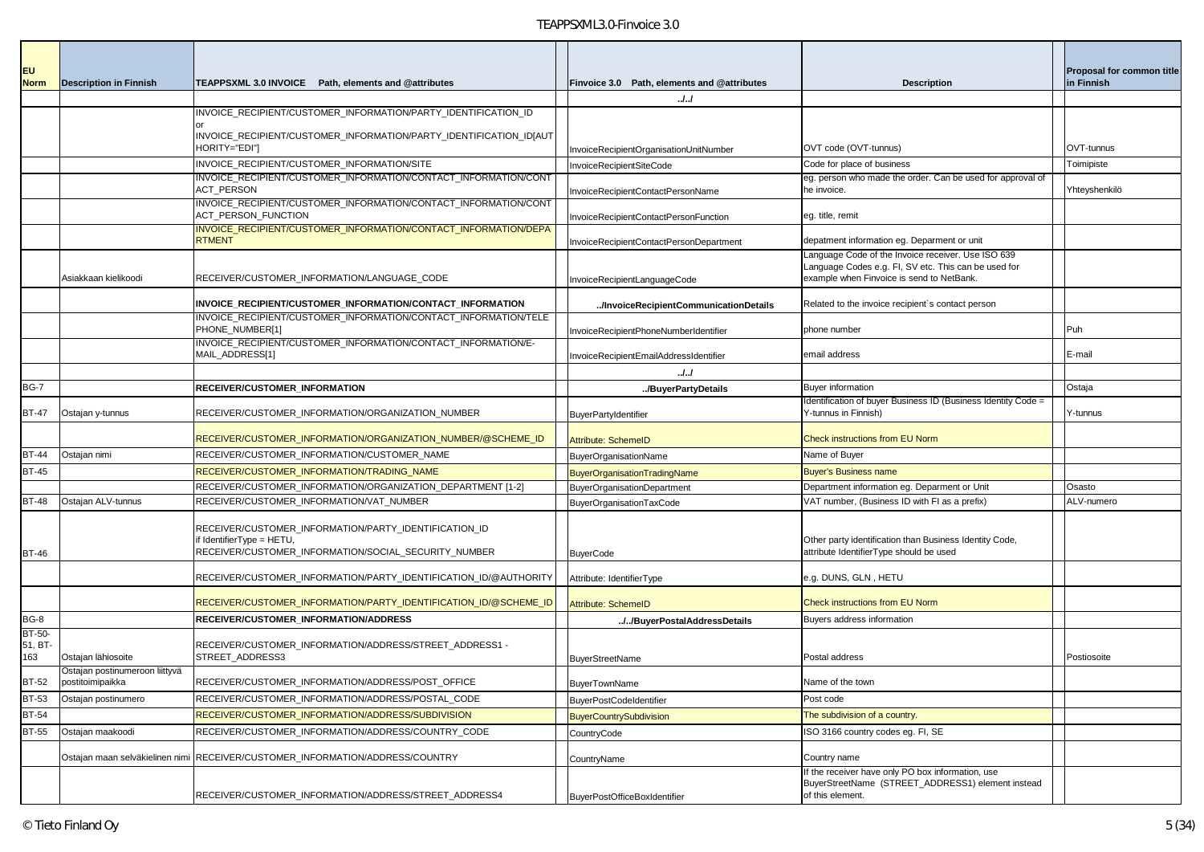| EU Norm | Description in Finnish | TEAPPSXML 3.0 INVOICE Path, elements and @attributes | | Finvoice 3.0 Path, elements and @attributes | Description | | Proposal for common title in Finnish |
|---|---|---|---|---|---|---|---|
| | | | | ../../ | | | |
| | | INVOICE_RECIPIENT/CUSTOMER_INFORMATION/PARTY_IDENTIFICATION_ID or INVOICE_RECIPIENT/CUSTOMER_INFORMATION/PARTY_IDENTIFICATION_ID[AUTHORITY="EDI"] | | InvoiceRecipientOrganisationUnitNumber | OVT code (OVT-tunnus) | | OVT-tunnus |
| | | INVOICE_RECIPIENT/CUSTOMER_INFORMATION/SITE | | InvoiceRecipientSiteCode | Code for place of business | | Toimipiste |
| | | INVOICE_RECIPIENT/CUSTOMER_INFORMATION/CONTACT_INFORMATION/CONTACT_PERSON | | InvoiceRecipientContactPersonName | eg. person who made the order. Can be used for approval of he invoice. | | Yhteyshenkilö |
| | | INVOICE_RECIPIENT/CUSTOMER_INFORMATION/CONTACT_INFORMATION/CONTACT_PERSON_FUNCTION | | InvoiceRecipientContactPersonFunction | eg. title, remit | | |
| | | INVOICE_RECIPIENT/CUSTOMER_INFORMATION/CONTACT_INFORMATION/DEPARTMENT | | InvoiceRecipientContactPersonDepartment | depatment information eg. Deparment or unit | | |
| | Asiakkaan kielikoodi | RECEIVER/CUSTOMER_INFORMATION/LANGUAGE_CODE | | InvoiceRecipientLanguageCode | Language Code of the Invoice receiver. Use ISO 639 Language Codes e.g. FI, SV etc. This can be used for example when Finvoice is send to NetBank. | | |
| | | **INVOICE_RECIPIENT/CUSTOMER_INFORMATION/CONTACT_INFORMATION** | | **../InvoiceRecipientCommunicationDetails** | Related to the invoice recipient`s contact person | | |
| | | INVOICE_RECIPIENT/CUSTOMER_INFORMATION/CONTACT_INFORMATION/TELEPHONE_NUMBER[1] | | InvoiceRecipientPhoneNumberIdentifier | phone number | | Puh |
| | | INVOICE_RECIPIENT/CUSTOMER_INFORMATION/CONTACT_INFORMATION/E-MAIL_ADDRESS[1] | | InvoiceRecipientEmailAddressIdentifier | email address | | E-mail |
| | | | | ../../ | | | |
| BG-7 | | **RECEIVER/CUSTOMER_INFORMATION** | | **../BuyerPartyDetails** | Buyer information | | Ostaja |
| BT-47 | Ostajan y-tunnus | RECEIVER/CUSTOMER_INFORMATION/ORGANIZATION_NUMBER | | BuyerPartyIdentifier | Identification of buyer Business ID (Business Identity Code = Y-tunnus in Finnish) | | Y-tunnus |
| | | RECEIVER/CUSTOMER_INFORMATION/ORGANIZATION_NUMBER/@SCHEME_ID | | Attribute: SchemeID | Check instructions from EU Norm | | |
| BT-44 | Ostajan nimi | RECEIVER/CUSTOMER_INFORMATION/CUSTOMER_NAME | | BuyerOrganisationName | Name of Buyer | | |
| BT-45 | | RECEIVER/CUSTOMER_INFORMATION/TRADING_NAME | | BuyerOrganisationTradingName | Buyer's Business name | | |
| | | RECEIVER/CUSTOMER_INFORMATION/ORGANIZATION_DEPARTMENT [1-2] | | BuyerOrganisationDepartment | Department information eg. Deparment or Unit | | Osasto |
| BT-48 | Ostajan ALV-tunnus | RECEIVER/CUSTOMER_INFORMATION/VAT_NUMBER | | BuyerOrganisationTaxCode | VAT number, (Business ID with FI as a prefix) | | ALV-numero |
| BT-46 | | RECEIVER/CUSTOMER_INFORMATION/PARTY_IDENTIFICATION_ID if IdentifierType = HETU, RECEIVER/CUSTOMER_INFORMATION/SOCIAL_SECURITY_NUMBER | | BuyerCode | Other party identification than Business Identity Code, attribute IdentifierType should be used | | |
| | | RECEIVER/CUSTOMER_INFORMATION/PARTY_IDENTIFICATION_ID/@AUTHORITY | | Attribute: IdentifierType | e.g. DUNS, GLN , HETU | | |
| | | RECEIVER/CUSTOMER_INFORMATION/PARTY_IDENTIFICATION_ID/@SCHEME_ID | | Attribute: SchemeID | Check instructions from EU Norm | | |
| BG-8 | | **RECEIVER/CUSTOMER_INFORMATION/ADDRESS** | | **../../BuyerPostalAddressDetails** | Buyers address information | | |
| BT-50-51, BT-163 | Ostajan lähiosoite | RECEIVER/CUSTOMER_INFORMATION/ADDRESS/STREET_ADDRESS1 - STREET_ADDRESS3 | | BuyerStreetName | Postal address | | Postiosoite |
| BT-52 | Ostajan postinumeroon liittyvä postitoimipaikka | RECEIVER/CUSTOMER_INFORMATION/ADDRESS/POST_OFFICE | | BuyerTownName | Name of the town | | |
| BT-53 | Ostajan postinumero | RECEIVER/CUSTOMER_INFORMATION/ADDRESS/POSTAL_CODE | | BuyerPostCodeIdentifier | Post code | | |
| BT-54 | | RECEIVER/CUSTOMER_INFORMATION/ADDRESS/SUBDIVISION | | BuyerCountrySubdivision | The subdivision of a country. | | |
| BT-55 | Ostajan maakoodi | RECEIVER/CUSTOMER_INFORMATION/ADDRESS/COUNTRY_CODE | | CountryCode | ISO 3166 country codes eg. FI, SE | | |
| | Ostajan maan selväkielinen nimi | RECEIVER/CUSTOMER_INFORMATION/ADDRESS/COUNTRY | | CountryName | Country name | | |
| | | RECEIVER/CUSTOMER_INFORMATION/ADDRESS/STREET_ADDRESS4 | | BuyerPostOfficeBoxIdentifier | If the receiver have only PO box information, use BuyerStreetName (STREET_ADDRESS1) element instead of this element. | | |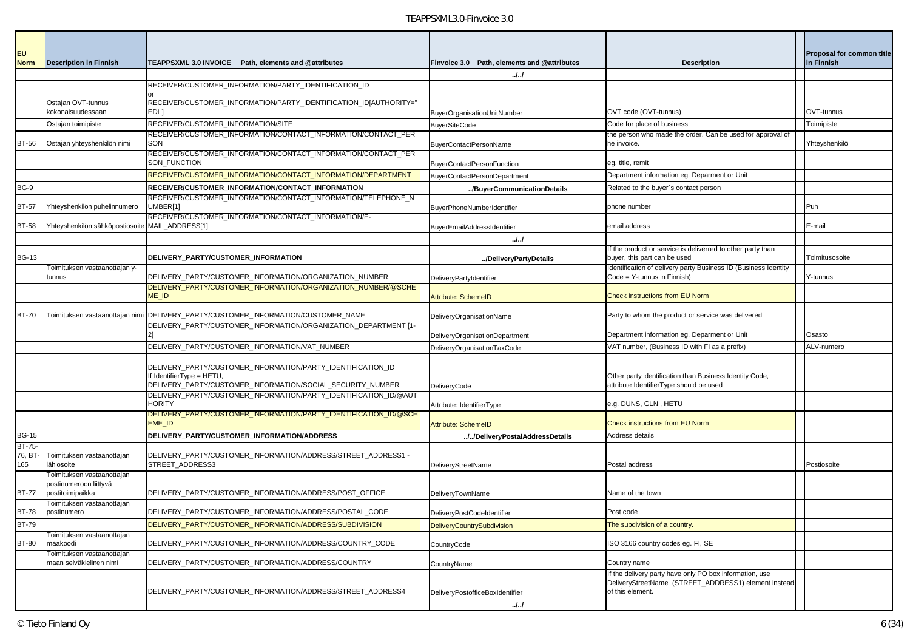| EU Norm | Description in Finnish | TEAPPSXML 3.0 INVOICE Path, elements and @attributes | Finvoice 3.0 Path, elements and @attributes | Description | Proposal for common title in Finnish |
|---|---|---|---|---|---|
| | | | ../../ | | |
| | Ostajan OVT-tunnus kokonaisuudessaan | RECEIVER/CUSTOMER_INFORMATION/PARTY_IDENTIFICATION_ID or RECEIVER/CUSTOMER_INFORMATION/PARTY_IDENTIFICATION_ID[AUTHORITY="EDI"] | BuyerOrganisationUnitNumber | OVT code (OVT-tunnus) | OVT-tunnus |
| | Ostajan toimipiste | RECEIVER/CUSTOMER_INFORMATION/SITE | BuyerSiteCode | Code for place of business | Toimipiste |
| BT-56 | Ostajan yhteyshenkilön nimi | RECEIVER/CUSTOMER_INFORMATION/CONTACT_INFORMATION/CONTACT_PERSON | BuyerContactPersonName | the person who made the order. Can be used for approval of he invoice. | Yhteyshenkilö |
| | | RECEIVER/CUSTOMER_INFORMATION/CONTACT_INFORMATION/CONTACT_PERSON_FUNCTION | BuyerContactPersonFunction | eg. title, remit | |
| | | RECEIVER/CUSTOMER_INFORMATION/CONTACT_INFORMATION/DEPARTMENT | BuyerContactPersonDepartment | Department information eg. Deparment or Unit | |
| BG-9 | | **RECEIVER/CUSTOMER_INFORMATION/CONTACT_INFORMATION** | **../BuyerCommunicationDetails** | Related to the buyer`s contact person | |
| BT-57 | Yhteyshenkilön puhelinnumero | RECEIVER/CUSTOMER_INFORMATION/CONTACT_INFORMATION/TELEPHONE_NUMBER[1] | BuyerPhoneNumberIdentifier | phone number | Puh |
| BT-58 | Yhteyshenkilön sähköpostiosoite | RECEIVER/CUSTOMER_INFORMATION/CONTACT_INFORMATION/E-MAIL_ADDRESS[1] | BuyerEmailAddressIdentifier | email address | E-mail |
| | | | ../../ | | |
| BG-13 | | **DELIVERY_PARTY/CUSTOMER_INFORMATION** | **../DeliveryPartyDetails** | If the product or service is deliverred to other party than buyer, this part can be used | Toimitusosoite |
| | Toimituksen vastaanottajan y-tunnus | DELIVERY_PARTY/CUSTOMER_INFORMATION/ORGANIZATION_NUMBER | DeliveryPartyIdentifier | Identification of delivery party Business ID (Business Identity Code = Y-tunnus in Finnish) | Y-tunnus |
| | | DELIVERY_PARTY/CUSTOMER_INFORMATION/ORGANIZATION_NUMBER/@SCHEME_ID | Attribute: SchemeID | Check instructions from EU Norm | |
| BT-70 | Toimituksen vastaanottajan nimi | DELIVERY_PARTY/CUSTOMER_INFORMATION/CUSTOMER_NAME | DeliveryOrganisationName | Party to whom the product or service was delivered | |
| | | DELIVERY_PARTY/CUSTOMER_INFORMATION/ORGANIZATION_DEPARTMENT [1-2] | DeliveryOrganisationDepartment | Department information eg. Deparment or Unit | Osasto |
| | | DELIVERY_PARTY/CUSTOMER_INFORMATION/VAT_NUMBER | DeliveryOrganisationTaxCode | VAT number, (Business ID with FI as a prefix) | ALV-numero |
| | | DELIVERY_PARTY/CUSTOMER_INFORMATION/PARTY_IDENTIFICATION_ID If IdentifierType = HETU, DELIVERY_PARTY/CUSTOMER_INFORMATION/SOCIAL_SECURITY_NUMBER | DeliveryCode | Other party identification than Business Identity Code, attribute IdentifierType should be used | |
| | | DELIVERY_PARTY/CUSTOMER_INFORMATION/PARTY_IDENTIFICATION_ID/@AUTHORITY | Attribute: IdentifierType | e.g. DUNS, GLN , HETU | |
| | | DELIVERY_PARTY/CUSTOMER_INFORMATION/PARTY_IDENTIFICATION_ID/@SCHEME_ID | Attribute: SchemeID | Check instructions from EU Norm | |
| BG-15 | | **DELIVERY_PARTY/CUSTOMER_INFORMATION/ADDRESS** | **../../DeliveryPostalAddressDetails** | Address details | |
| BT-75-76, BT-165 | Toimituksen vastaanottajan lähiosoite | DELIVERY_PARTY/CUSTOMER_INFORMATION/ADDRESS/STREET_ADDRESS1 - STREET_ADDRESS3 | DeliveryStreetName | Postal address | Postiosoite |
| BT-77 | Toimituksen vastaanottajan postinumeroon liittyvä postitoimipaikka | DELIVERY_PARTY/CUSTOMER_INFORMATION/ADDRESS/POST_OFFICE | DeliveryTownName | Name of the town | |
| BT-78 | Toimituksen vastaanottajan postinumero | DELIVERY_PARTY/CUSTOMER_INFORMATION/ADDRESS/POSTAL_CODE | DeliveryPostCodeIdentifier | Post code | |
| BT-79 | | DELIVERY_PARTY/CUSTOMER_INFORMATION/ADDRESS/SUBDIVISION | DeliveryCountrySubdivision | The subdivision of a country. | |
| BT-80 | Toimituksen vastaanottajan maakoodi | DELIVERY_PARTY/CUSTOMER_INFORMATION/ADDRESS/COUNTRY_CODE | CountryCode | ISO 3166 country codes eg. FI, SE | |
| | Toimituksen vastaanottajan maan selväkielinen nimi | DELIVERY_PARTY/CUSTOMER_INFORMATION/ADDRESS/COUNTRY | CountryName | Country name | |
| | | DELIVERY_PARTY/CUSTOMER_INFORMATION/ADDRESS/STREET_ADDRESS4 | DeliveryPostofficeBoxIdentifier | If the delivery party have only PO box information, use DeliveryStreetName (STREET_ADDRESS1) element instead of this element. | |
| | | | ../../ | | |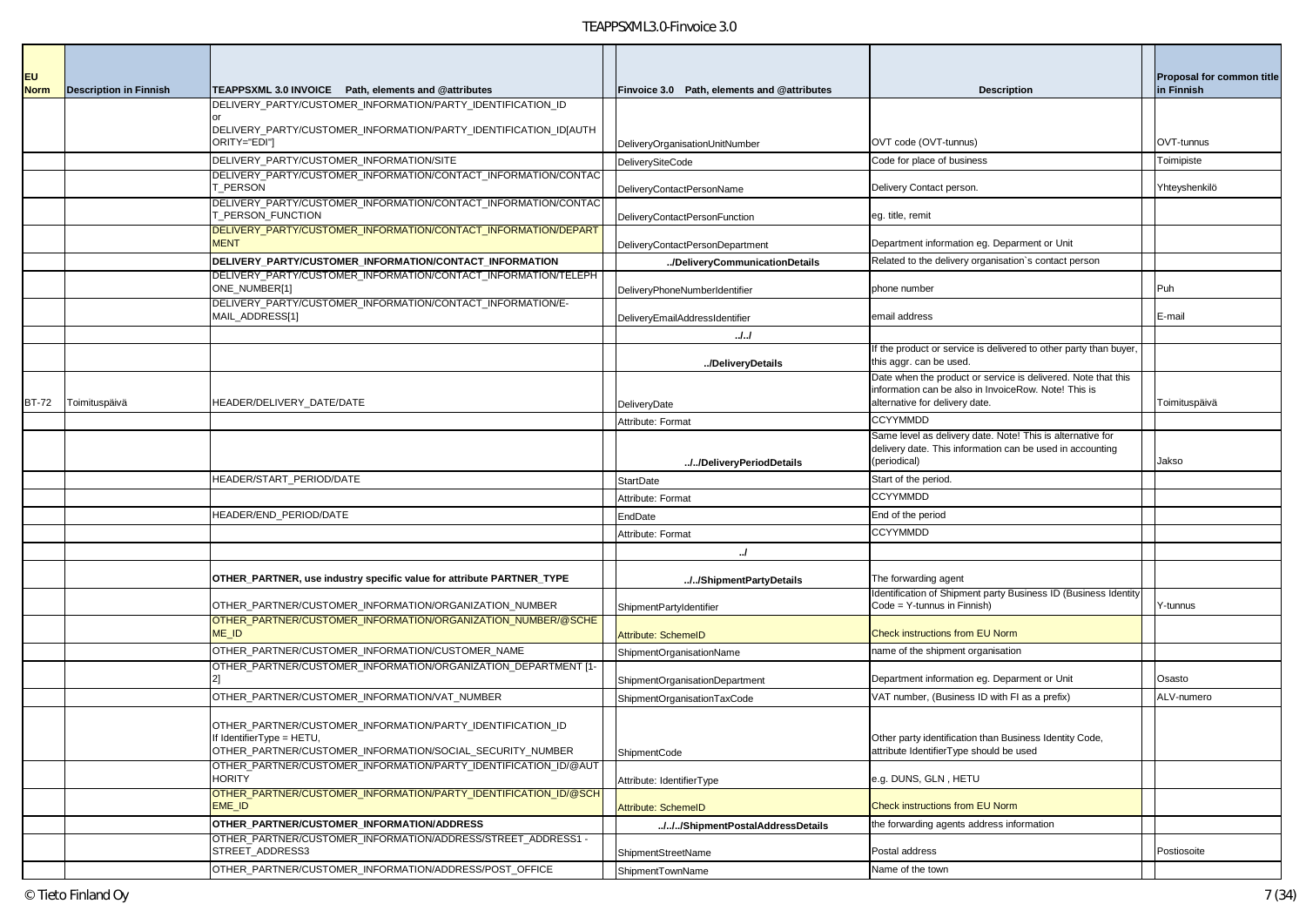| EU Norm | Description in Finnish | TEAPPSXML 3.0 INVOICE Path, elements and @attributes | | Finvoice 3.0 Path, elements and @attributes | Description | | Proposal for common title in Finnish |
|---|---|---|---|---|---|---|---|
| | | DELIVERY_PARTY/CUSTOMER_INFORMATION/PARTY_IDENTIFICATION_ID or DELIVERY_PARTY/CUSTOMER_INFORMATION/PARTY_IDENTIFICATION_ID[AUTHORITY="EDI"] | | DeliveryOrganisationUnitNumber | OVT code (OVT-tunnus) | | OVT-tunnus |
| | | DELIVERY_PARTY/CUSTOMER_INFORMATION/SITE | | DeliverySiteCode | Code for place of business | | Toimipiste |
| | | DELIVERY_PARTY/CUSTOMER_INFORMATION/CONTACT_INFORMATION/CONTACT_PERSON | | DeliveryContactPersonName | Delivery Contact person. | | Yhteyshenkilö |
| | | DELIVERY_PARTY/CUSTOMER_INFORMATION/CONTACT_INFORMATION/CONTACT_PERSON_FUNCTION | | DeliveryContactPersonFunction | eg. title, remit | | |
| | | DELIVERY_PARTY/CUSTOMER_INFORMATION/CONTACT_INFORMATION/DEPARTMENT | | DeliveryContactPersonDepartment | Department information eg. Deparment or Unit | | |
| | | **DELIVERY_PARTY/CUSTOMER_INFORMATION/CONTACT_INFORMATION** | | **../DeliveryCommunicationDetails** | Related to the delivery organisation`s contact person | | |
| | | DELIVERY_PARTY/CUSTOMER_INFORMATION/CONTACT_INFORMATION/TELEPHONE_NUMBER[1] | | DeliveryPhoneNumberIdentifier | phone number | | Puh |
| | | DELIVERY_PARTY/CUSTOMER_INFORMATION/CONTACT_INFORMATION/E-MAIL_ADDRESS[1] | | DeliveryEmailAddressIdentifier | email address | | E-mail |
| | | | | **../../** | | | |
| | | | | **../DeliveryDetails** | If the product or service is delivered to other party than buyer, this aggr. can be used. | | |
| BT-72 | Toimituspäivä | HEADER/DELIVERY_DATE/DATE | | DeliveryDate | Date when the product or service is delivered. Note that this information can be also in InvoiceRow. Note! This is alternative for delivery date. | | Toimituspäivä |
| | | | | Attribute: Format | CCYYMMDD | | |
| | | | | **../../DeliveryPeriodDetails** | Same level as delivery date. Note! This is alternative for delivery date. This information can be used in accounting (periodical) | | Jakso |
| | | HEADER/START_PERIOD/DATE | | StartDate | Start of the period. | | |
| | | | | Attribute: Format | CCYYMMDD | | |
| | | HEADER/END_PERIOD/DATE | | EndDate | End of the period | | |
| | | | | Attribute: Format | CCYYMMDD | | |
| | | | | **../** | | | |
| | | **OTHER_PARTNER, use industry specific value for attribute PARTNER_TYPE** | | **../../ShipmentPartyDetails** | The forwarding agent | | |
| | | OTHER_PARTNER/CUSTOMER_INFORMATION/ORGANIZATION_NUMBER | | ShipmentPartyIdentifier | Identification of Shipment party Business ID (Business Identity Code = Y-tunnus in Finnish) | | Y-tunnus |
| | | OTHER_PARTNER/CUSTOMER_INFORMATION/ORGANIZATION_NUMBER/@SCHEME_ID | | Attribute: SchemeID | Check instructions from EU Norm | | |
| | | OTHER_PARTNER/CUSTOMER_INFORMATION/CUSTOMER_NAME | | ShipmentOrganisationName | name of the shipment organisation | | |
| | | OTHER_PARTNER/CUSTOMER_INFORMATION/ORGANIZATION_DEPARTMENT [1-2] | | ShipmentOrganisationDepartment | Department information eg. Deparment or Unit | | Osasto |
| | | OTHER_PARTNER/CUSTOMER_INFORMATION/VAT_NUMBER | | ShipmentOrganisationTaxCode | VAT number, (Business ID with FI as a prefix) | | ALV-numero |
| | | OTHER_PARTNER/CUSTOMER_INFORMATION/PARTY_IDENTIFICATION_ID If IdentifierType = HETU, OTHER_PARTNER/CUSTOMER_INFORMATION/SOCIAL_SECURITY_NUMBER | | ShipmentCode | Other party identification than Business Identity Code, attribute IdentifierType should be used | | |
| | | OTHER_PARTNER/CUSTOMER_INFORMATION/PARTY_IDENTIFICATION_ID/@AUTHORITY | | Attribute: IdentifierType | e.g. DUNS, GLN , HETU | | |
| | | OTHER_PARTNER/CUSTOMER_INFORMATION/PARTY_IDENTIFICATION_ID/@SCHEME_ID | | Attribute: SchemeID | Check instructions from EU Norm | | |
| | | **OTHER_PARTNER/CUSTOMER_INFORMATION/ADDRESS** | | **../../../ShipmentPostalAddressDetails** | the forwarding agents address information | | |
| | | OTHER_PARTNER/CUSTOMER_INFORMATION/ADDRESS/STREET_ADDRESS1 - STREET_ADDRESS3 | | ShipmentStreetName | Postal address | | Postiosoite |
| | | OTHER_PARTNER/CUSTOMER_INFORMATION/ADDRESS/POST_OFFICE | | ShipmentTownName | Name of the town | | |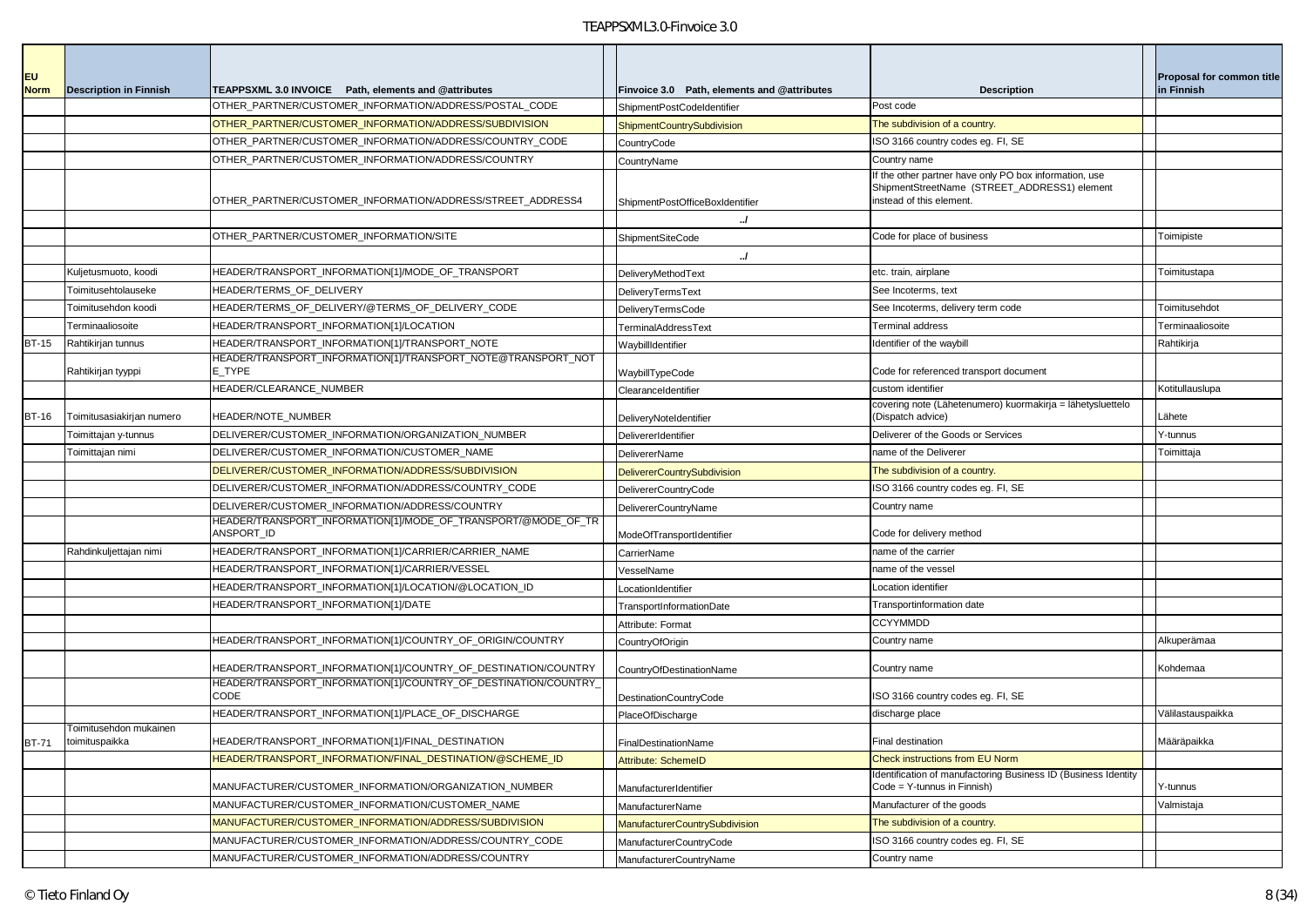| EU Norm | Description in Finnish | TEAPPSXML 3.0 INVOICE Path, elements and @attributes | | Finvoice 3.0 Path, elements and @attributes | Description | | Proposal for common title in Finnish |
|---|---|---|---|---|---|---|---|
| | | OTHER_PARTNER/CUSTOMER_INFORMATION/ADDRESS/POSTAL_CODE | | ShipmentPostCodeIdentifier | Post code | | |
| | | OTHER_PARTNER/CUSTOMER_INFORMATION/ADDRESS/SUBDIVISION | | ShipmentCountrySubdivision | The subdivision of a country. | | |
| | | OTHER_PARTNER/CUSTOMER_INFORMATION/ADDRESS/COUNTRY_CODE | | CountryCode | ISO 3166 country codes eg. FI, SE | | |
| | | OTHER_PARTNER/CUSTOMER_INFORMATION/ADDRESS/COUNTRY | | CountryName | Country name | | |
| | | OTHER_PARTNER/CUSTOMER_INFORMATION/ADDRESS/STREET_ADDRESS4 | | ShipmentPostOfficeBoxIdentifier | If the other partner have only PO box information, use ShipmentStreetName (STREET_ADDRESS1) element instead of this element. | | |
| | | | | ../ | | | |
| | | OTHER_PARTNER/CUSTOMER_INFORMATION/SITE | | ShipmentSiteCode | Code for place of business | | Toimipiste |
| | | | | ../ | | | |
| | Kuljetusmuoto, koodi | HEADER/TRANSPORT_INFORMATION[1]/MODE_OF_TRANSPORT | | DeliveryMethodText | etc. train, airplane | | Toimitustapa |
| | Toimitusehtolauseke | HEADER/TERMS_OF_DELIVERY | | DeliveryTermsText | See Incoterms, text | | |
| | Toimitusehdon koodi | HEADER/TERMS_OF_DELIVERY/@TERMS_OF_DELIVERY_CODE | | DeliveryTermsCode | See Incoterms, delivery term code | | Toimitusehdot |
| | Terminaaliosoite | HEADER/TRANSPORT_INFORMATION[1]/LOCATION | | TerminalAddressText | Terminal address | | Terminaaliosoite |
| BT-15 | Rahtikirjan tunnus | HEADER/TRANSPORT_INFORMATION[1]/TRANSPORT_NOTE | | WaybillIdentifier | Identifier of the waybill | | Rahtikirja |
| | Rahtikirjan tyyppi | HEADER/TRANSPORT_INFORMATION[1]/TRANSPORT_NOTE@TRANSPORT_NOTE_TYPE | | WaybillTypeCode | Code for referenced transport document | | |
| | | HEADER/CLEARANCE_NUMBER | | ClearanceIdentifier | custom identifier | | Kotitullauslupa |
| BT-16 | Toimitusasiakirjan numero | HEADER/NOTE_NUMBER | | DeliveryNoteIdentifier | covering note (Lähetenumero) kuormakirja = lähetysluettelo (Dispatch advice) | | Lähete |
| | Toimittajan y-tunnus | DELIVERER/CUSTOMER_INFORMATION/ORGANIZATION_NUMBER | | DelivererIdentifier | Deliverer of the Goods or Services | | Y-tunnus |
| | Toimittajan nimi | DELIVERER/CUSTOMER_INFORMATION/CUSTOMER_NAME | | DelivererName | name of the Deliverer | | Toimittaja |
| | | DELIVERER/CUSTOMER_INFORMATION/ADDRESS/SUBDIVISION | | DelivererCountrySubdivision | The subdivision of a country. | | |
| | | DELIVERER/CUSTOMER_INFORMATION/ADDRESS/COUNTRY_CODE | | DelivererCountryCode | ISO 3166 country codes eg. FI, SE | | |
| | | DELIVERER/CUSTOMER_INFORMATION/ADDRESS/COUNTRY | | DelivererCountryName | Country name | | |
| | | HEADER/TRANSPORT_INFORMATION[1]/MODE_OF_TRANSPORT/@MODE_OF_TRANSPORT_ID | | ModeOfTransportIdentifier | Code for delivery method | | |
| | Rahdinkuljettajan nimi | HEADER/TRANSPORT_INFORMATION[1]/CARRIER/CARRIER_NAME | | CarrierName | name of the carrier | | |
| | | HEADER/TRANSPORT_INFORMATION[1]/CARRIER/VESSEL | | VesselName | name of the vessel | | |
| | | HEADER/TRANSPORT_INFORMATION[1]/LOCATION/@LOCATION_ID | | LocationIdentifier | Location identifier | | |
| | | HEADER/TRANSPORT_INFORMATION[1]/DATE | | TransportInformationDate | Transportinformation date | | |
| | | | | Attribute: Format | CCYYMMDD | | |
| | | HEADER/TRANSPORT_INFORMATION[1]/COUNTRY_OF_ORIGIN/COUNTRY | | CountryOfOrigin | Country name | | Alkuperämaa |
| | | HEADER/TRANSPORT_INFORMATION[1]/COUNTRY_OF_DESTINATION/COUNTRY | | CountryOfDestinationName | Country name | | Kohdemaa |
| | | HEADER/TRANSPORT_INFORMATION[1]/COUNTRY_OF_DESTINATION/COUNTRY_CODE | | DestinationCountryCode | ISO 3166 country codes eg. FI, SE | | |
| | | HEADER/TRANSPORT_INFORMATION[1]/PLACE_OF_DISCHARGE | | PlaceOfDischarge | discharge place | | Välilastauspaikka |
| BT-71 | Toimitusehdon mukainen toimituspaikka | HEADER/TRANSPORT_INFORMATION[1]/FINAL_DESTINATION | | FinalDestinationName | Final destination | | Määräpaikka |
| | | HEADER/TRANSPORT_INFORMATION/FINAL_DESTINATION/@SCHEME_ID | | Attribute: SchemeID | Check instructions from EU Norm | | |
| | | MANUFACTURER/CUSTOMER_INFORMATION/ORGANIZATION_NUMBER | | ManufacturerIdentifier | Identification of manufactoring Business ID (Business Identity Code = Y-tunnus in Finnish) | | Y-tunnus |
| | | MANUFACTURER/CUSTOMER_INFORMATION/CUSTOMER_NAME | | ManufacturerName | Manufacturer of the goods | | Valmistaja |
| | | MANUFACTURER/CUSTOMER_INFORMATION/ADDRESS/SUBDIVISION | | ManufacturerCountrySubdivision | The subdivision of a country. | | |
| | | MANUFACTURER/CUSTOMER_INFORMATION/ADDRESS/COUNTRY_CODE | | ManufacturerCountryCode | ISO 3166 country codes eg. FI, SE | | |
| | | MANUFACTURER/CUSTOMER_INFORMATION/ADDRESS/COUNTRY | | ManufacturerCountryName | Country name | | |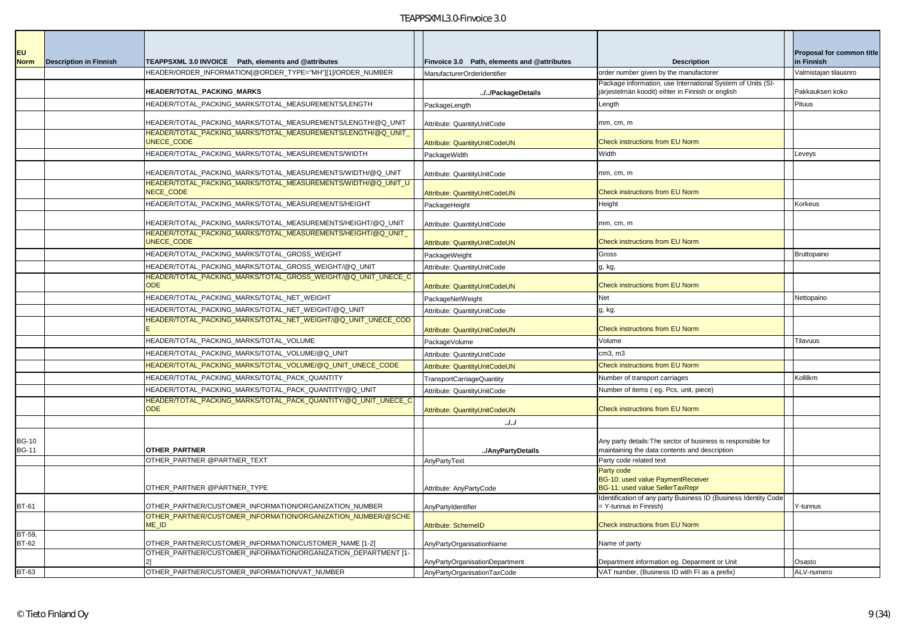| EU Norm | Description in Finnish | TEAPPSXML 3.0 INVOICE Path, elements and @attributes | Finvoice 3.0 Path, elements and @attributes | Description | Proposal for common title in Finnish |
|---|---|---|---|---|---|
| | | HEADER/ORDER_INFORMATION[@ORDER_TYPE="MH"][1]/ORDER_NUMBER | ManufacturerOrderIdentifier | order number given by the manufactorer | Valmistajan tilausnro |
| | | **HEADER/TOTAL_PACKING_MARKS** | **../../PackageDetails** | Package information, use International System of Units (SI-järjestelmän koodit) eihter in Finnish or english | Pakkauksen koko |
| | | HEADER/TOTAL_PACKING_MARKS/TOTAL_MEASUREMENTS/LENGTH | PackageLength | Length | Pituus |
| | | HEADER/TOTAL_PACKING_MARKS/TOTAL_MEASUREMENTS/LENGTH/@Q_UNIT | Attribute: QuantityUnitCode | mm, cm, m | |
| | | HEADER/TOTAL_PACKING_MARKS/TOTAL_MEASUREMENTS/LENGTH/@Q_UNIT_UNECE_CODE | Attribute: QuantityUnitCodeUN | Check instructions from EU Norm | |
| | | HEADER/TOTAL_PACKING_MARKS/TOTAL_MEASUREMENTS/WIDTH | PackageWidth | Width | Leveys |
| | | HEADER/TOTAL_PACKING_MARKS/TOTAL_MEASUREMENTS/WIDTH/@Q_UNIT | Attribute: QuantityUnitCode | mm, cm, m | |
| | | HEADER/TOTAL_PACKING_MARKS/TOTAL_MEASUREMENTS/WIDTH/@Q_UNIT_UNECE_CODE | Attribute: QuantityUnitCodeUN | Check instructions from EU Norm | |
| | | HEADER/TOTAL_PACKING_MARKS/TOTAL_MEASUREMENTS/HEIGHT | PackageHeight | Height | Korkeus |
| | | HEADER/TOTAL_PACKING_MARKS/TOTAL_MEASUREMENTS/HEIGHT/@Q_UNIT | Attribute: QuantityUnitCode | mm, cm, m | |
| | | HEADER/TOTAL_PACKING_MARKS/TOTAL_MEASUREMENTS/HEIGHT/@Q_UNIT_UNECE_CODE | Attribute: QuantityUnitCodeUN | Check instructions from EU Norm | |
| | | HEADER/TOTAL_PACKING_MARKS/TOTAL_GROSS_WEIGHT | PackageWeight | Gross | Bruttopaino |
| | | HEADER/TOTAL_PACKING_MARKS/TOTAL_GROSS_WEIGHT/@Q_UNIT | Attribute: QuantityUnitCode | g, kg, | |
| | | HEADER/TOTAL_PACKING_MARKS/TOTAL_GROSS_WEIGHT/@Q_UNIT_UNECE_CODE | Attribute: QuantityUnitCodeUN | Check instructions from EU Norm | |
| | | HEADER/TOTAL_PACKING_MARKS/TOTAL_NET_WEIGHT | PackageNetWeight | Net | Nettopaino |
| | | HEADER/TOTAL_PACKING_MARKS/TOTAL_NET_WEIGHT/@Q_UNIT | Attribute: QuantityUnitCode | g, kg, | |
| | | HEADER/TOTAL_PACKING_MARKS/TOTAL_NET_WEIGHT/@Q_UNIT_UNECE_CODE | Attribute: QuantityUnitCodeUN | Check instructions from EU Norm | |
| | | HEADER/TOTAL_PACKING_MARKS/TOTAL_VOLUME | PackageVolume | Volume | Tilavuus |
| | | HEADER/TOTAL_PACKING_MARKS/TOTAL_VOLUME/@Q_UNIT | Attribute: QuantityUnitCode | cm3, m3 | |
| | | HEADER/TOTAL_PACKING_MARKS/TOTAL_VOLUME/@Q_UNIT_UNECE_CODE | Attribute: QuantityUnitCodeUN | Check instructions from EU Norm | |
| | | HEADER/TOTAL_PACKING_MARKS/TOTAL_PACK_QUANTITY | TransportCarriageQuantity | Number of transport carriages | Kollilkm |
| | | HEADER/TOTAL_PACKING_MARKS/TOTAL_PACK_QUANTITY/@Q_UNIT | Attribute: QuantityUnitCode | Number of items ( eg. Pcs, unit, piece) | |
| | | HEADER/TOTAL_PACKING_MARKS/TOTAL_PACK_QUANTITY/@Q_UNIT_UNECE_CODE | Attribute: QuantityUnitCodeUN | Check instructions from EU Norm | |
| | | | **../../** | | |
| BG-10 BG-11 | | **OTHER_PARTNER** | **../AnyPartyDetails** | Any party details:The sector of business is responsible for maintaining the data contents and description | |
| | | OTHER_PARTNER @PARTNER_TEXT | AnyPartyText | Party code related text | |
| | | OTHER_PARTNER @PARTNER_TYPE | Attribute: AnyPartyCode | Party code<br>BG-10: used value PaymentReceiver<br>BG-11: used value SellerTaxRepr | |
| BT-61 | | OTHER_PARTNER/CUSTOMER_INFORMATION/ORGANIZATION_NUMBER | AnyPartyIdentifier | Identification of any party Business ID (Business Identity Code = Y-tunnus in Finnish) | Y-tunnus |
| | | OTHER_PARTNER/CUSTOMER_INFORMATION/ORGANIZATION_NUMBER/@SCHEME_ID | Attribute: SchemeID | Check instructions from EU Norm | |
| BT-59, BT-62 | | OTHER_PARTNER/CUSTOMER_INFORMATION/CUSTOMER_NAME [1-2] | AnyPartyOrganisationName | Name of party | |
| | | OTHER_PARTNER/CUSTOMER_INFORMATION/ORGANIZATION_DEPARTMENT [1-2] | AnyPartyOrganisationDepartment | Department information eg. Deparment or Unit | Osasto |
| BT-63 | | OTHER_PARTNER/CUSTOMER_INFORMATION/VAT_NUMBER | AnyPartyOrganisationTaxCode | VAT number, (Business ID with FI as a prefix) | ALV-numero |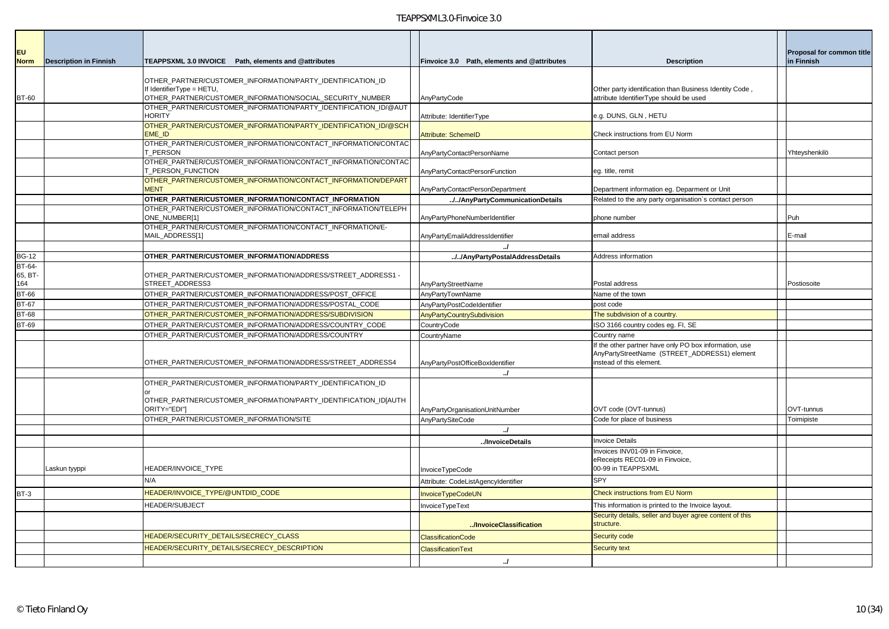| EU Norm | Description in Finnish | TEAPPSXML 3.0 INVOICE Path, elements and @attributes | | Finvoice 3.0 Path, elements and @attributes | Description | | Proposal for common title in Finnish |
|---|---|---|---|---|---|---|---|
| BT-60 | | OTHER_PARTNER/CUSTOMER_INFORMATION/PARTY_IDENTIFICATION_ID If IdentifierType = HETU, OTHER_PARTNER/CUSTOMER_INFORMATION/SOCIAL_SECURITY_NUMBER | | AnyPartyCode | Other party identification than Business Identity Code , attribute IdentifierType should be used | | |
| | | OTHER_PARTNER/CUSTOMER_INFORMATION/PARTY_IDENTIFICATION_ID/@AUTHORITY | | Attribute: IdentifierType | e.g. DUNS, GLN , HETU | | |
| | | OTHER_PARTNER/CUSTOMER_INFORMATION/PARTY_IDENTIFICATION_ID/@SCHEME_ID | | Attribute: SchemeID | Check instructions from EU Norm | | |
| | | OTHER_PARTNER/CUSTOMER_INFORMATION/CONTACT_INFORMATION/CONTACT_PERSON | | AnyPartyContactPersonName | Contact person | | Yhteyshenkilö |
| | | OTHER_PARTNER/CUSTOMER_INFORMATION/CONTACT_INFORMATION/CONTACT_PERSON_FUNCTION | | AnyPartyContactPersonFunction | eg. title, remit | | |
| | | OTHER_PARTNER/CUSTOMER_INFORMATION/CONTACT_INFORMATION/DEPARTMENT | | AnyPartyContactPersonDepartment | Department information eg. Deparment or Unit | | |
| | | **OTHER_PARTNER/CUSTOMER_INFORMATION/CONTACT_INFORMATION** | | **../../AnyPartyCommunicationDetails** | Related to the any party organisation`s contact person | | |
| | | OTHER_PARTNER/CUSTOMER_INFORMATION/CONTACT_INFORMATION/TELEPHONE_NUMBER[1] | | AnyPartyPhoneNumberIdentifier | phone number | | Puh |
| | | OTHER_PARTNER/CUSTOMER_INFORMATION/CONTACT_INFORMATION/E-MAIL_ADDRESS[1] | | AnyPartyEmailAddressIdentifier | email address | | E-mail |
| | | | | **../** | | | |
| BG-12 | | **OTHER_PARTNER/CUSTOMER_INFORMATION/ADDRESS** | | **../../AnyPartyPostalAddressDetails** | Address information | | |
| BT-64-65, BT-164 | | OTHER_PARTNER/CUSTOMER_INFORMATION/ADDRESS/STREET_ADDRESS1 - STREET_ADDRESS3 | | AnyPartyStreetName | Postal address | | Postiosoite |
| BT-66 | | OTHER_PARTNER/CUSTOMER_INFORMATION/ADDRESS/POST_OFFICE | | AnyPartyTownName | Name of the town | | |
| BT-67 | | OTHER_PARTNER/CUSTOMER_INFORMATION/ADDRESS/POSTAL_CODE | | AnyPartyPostCodeIdentifier | post code | | |
| BT-68 | | OTHER_PARTNER/CUSTOMER_INFORMATION/ADDRESS/SUBDIVISION | | AnyPartyCountrySubdivision | The subdivision of a country. | | |
| BT-69 | | OTHER_PARTNER/CUSTOMER_INFORMATION/ADDRESS/COUNTRY_CODE | | CountryCode | ISO 3166 country codes eg. FI, SE | | |
| | | OTHER_PARTNER/CUSTOMER_INFORMATION/ADDRESS/COUNTRY | | CountryName | Country name | | |
| | | OTHER_PARTNER/CUSTOMER_INFORMATION/ADDRESS/STREET_ADDRESS4 | | AnyPartyPostOfficeBoxIdentifier | If the other partner have only PO box information, use AnyPartyStreetName (STREET_ADDRESS1) element instead of this element. | | |
| | | | | **../** | | | |
| | | OTHER_PARTNER/CUSTOMER_INFORMATION/PARTY_IDENTIFICATION_ID or OTHER_PARTNER/CUSTOMER_INFORMATION/PARTY_IDENTIFICATION_ID[AUTHORITY="EDI"] | | AnyPartyOrganisationUnitNumber | OVT code (OVT-tunnus) | | OVT-tunnus |
| | | OTHER_PARTNER/CUSTOMER_INFORMATION/SITE | | AnyPartySiteCode | Code for place of business | | Toimipiste |
| | | | | **../** | | | |
| | | | | **../InvoiceDetails** | Invoice Details | | |
| | Laskun tyyppi | HEADER/INVOICE_TYPE | | InvoiceTypeCode | Invoices INV01-09 in Finvoice, eReceipts REC01-09 in Finvoice, 00-99 in TEAPPSXML | | |
| | | N/A | | Attribute: CodeListAgencyIdentifier | SPY | | |
| BT-3 | | HEADER/INVOICE_TYPE/@UNTDID_CODE | | InvoiceTypeCodeUN | Check instructions from EU Norm | | |
| | | HEADER/SUBJECT | | InvoiceTypeText | This information is printed to the Invoice layout. | | |
| | | | | **../InvoiceClassification** | Security details, seller and buyer agree content of this structure. | | |
| | | HEADER/SECURITY_DETAILS/SECRECY_CLASS | | ClassificationCode | Security code | | |
| | | HEADER/SECURITY_DETAILS/SECRECY_DESCRIPTION | | ClassificationText | Security text | | |
| | | | | **../** | | | |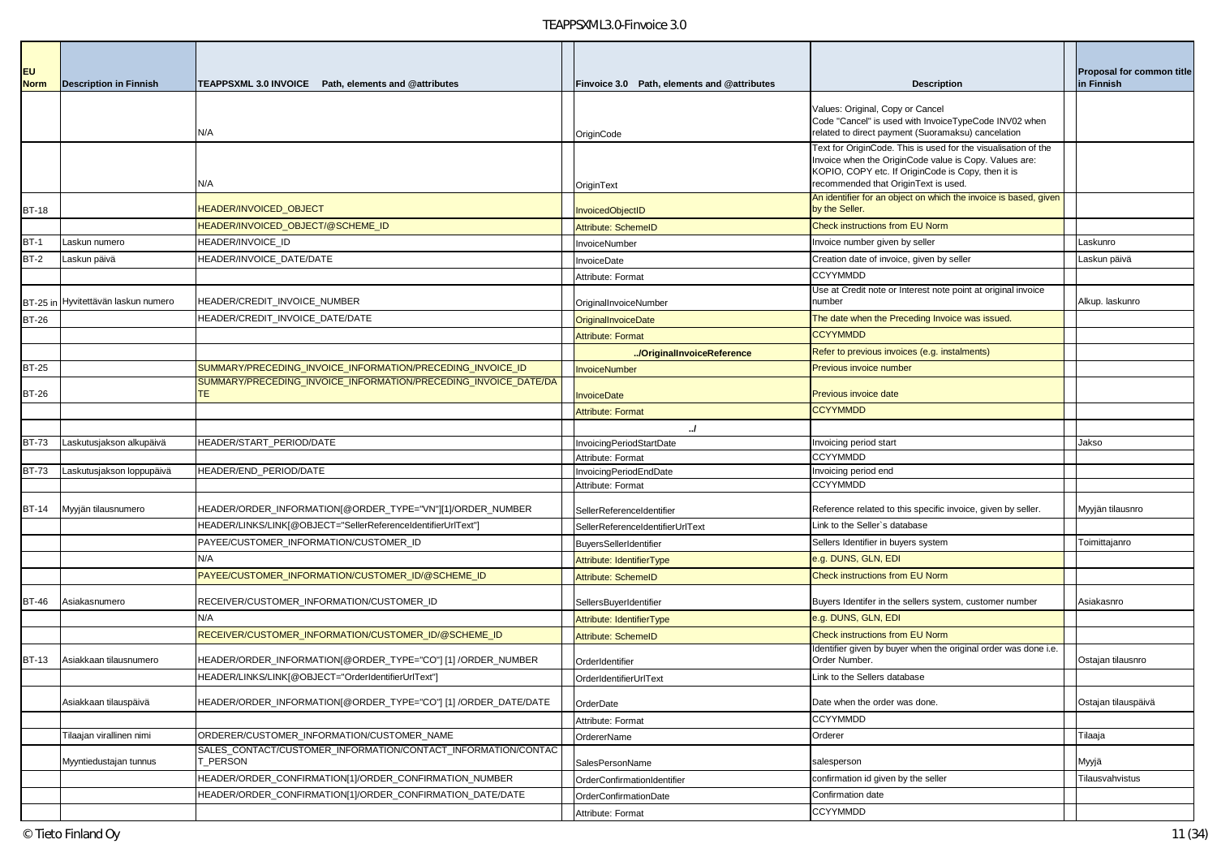| EU Norm | Description in Finnish | TEAPPSXML 3.0 INVOICE Path, elements and @attributes | Finvoice 3.0 Path, elements and @attributes | Description | Proposal for common title in Finnish |
|---|---|---|---|---|---|
| | | N/A | OriginCode | Values: Original, Copy or Cancel Code "Cancel" is used with InvoiceTypeCode INV02 when related to direct payment (Suoramaksu) cancelation | |
| | | N/A | OriginText | Text for OriginCode. This is used for the visualisation of the Invoice when the OriginCode value is Copy. Values are: KOPIO, COPY etc. If OriginCode is Copy, then it is recommended that OriginText is used. | |
| BT-18 | | HEADER/INVOICED_OBJECT | InvoicedObjectID | An identifier for an object on which the invoice is based, given by the Seller. | |
| | | HEADER/INVOICED_OBJECT/@SCHEME_ID | Attribute: SchemeID | Check instructions from EU Norm | |
| BT-1 | Laskun numero | HEADER/INVOICE_ID | InvoiceNumber | Invoice number given by seller | Laskunro |
| BT-2 | Laskun päivä | HEADER/INVOICE_DATE/DATE | InvoiceDate | Creation date of invoice, given by seller | Laskun päivä |
| | | | Attribute: Format | CCYYMMDD | |
| BT-25 in | Hyvitettävän laskun numero | HEADER/CREDIT_INVOICE_NUMBER | OriginalInvoiceNumber | Use at Credit note or Interest note point at original invoice number | Alkup. laskunro |
| BT-26 | | HEADER/CREDIT_INVOICE_DATE/DATE | OriginalInvoiceDate | The date when the Preceding Invoice was issued. | |
| | | | Attribute: Format | CCYYMMDD | |
| | | | ../OriginalInvoiceReference | Refer to previous invoices (e.g. instalments) | |
| BT-25 | | SUMMARY/PRECEDING_INVOICE_INFORMATION/PRECEDING_INVOICE_ID | InvoiceNumber | Previous invoice number | |
| BT-26 | | SUMMARY/PRECEDING_INVOICE_INFORMATION/PRECEDING_INVOICE_DATE/DATE | InvoiceDate | Previous invoice date | |
| | | | Attribute: Format | CCYYMMDD | |
| | | | ../ | | |
| BT-73 | Laskutusjakson alkupäivä | HEADER/START_PERIOD/DATE | InvoicingPeriodStartDate | Invoicing period start | Jakso |
| | | | Attribute: Format | CCYYMMDD | |
| BT-73 | Laskutusjakson loppupäivä | HEADER/END_PERIOD/DATE | InvoicingPeriodEndDate | Invoicing period end | |
| | | | Attribute: Format | CCYYMMDD | |
| BT-14 | Myyjän tilausnumero | HEADER/ORDER_INFORMATION[@ORDER_TYPE="VN"][1]/ORDER_NUMBER | SellerReferenceIdentifier | Reference related to this specific invoice, given by seller. | Myyjän tilausnro |
| | | HEADER/LINKS/LINK[@OBJECT="SellerReferenceIdentifierUrlText"] | SellerReferenceIdentifierUrlText | Link to the Seller`s database | |
| | | PAYEE/CUSTOMER_INFORMATION/CUSTOMER_ID | BuyersSellerIdentifier | Sellers Identifier in buyers system | Toimittajanro |
| | | N/A | Attribute: IdentifierType | e.g. DUNS, GLN, EDI | |
| | | PAYEE/CUSTOMER_INFORMATION/CUSTOMER_ID/@SCHEME_ID | Attribute: SchemeID | Check instructions from EU Norm | |
| BT-46 | Asiakasnumero | RECEIVER/CUSTOMER_INFORMATION/CUSTOMER_ID | SellersBuyerIdentifier | Buyers Identifer in the sellers system, customer number | Asiakasnro |
| | | N/A | Attribute: IdentifierType | e.g. DUNS, GLN, EDI | |
| | | RECEIVER/CUSTOMER_INFORMATION/CUSTOMER_ID/@SCHEME_ID | Attribute: SchemeID | Check instructions from EU Norm | |
| BT-13 | Asiakkaan tilausnumero | HEADER/ORDER_INFORMATION[@ORDER_TYPE="CO"] [1] /ORDER_NUMBER | OrderIdentifier | Identifier given by buyer when the original order was done i.e. Order Number. | Ostajan tilausnro |
| | | HEADER/LINKS/LINK[@OBJECT="OrderIdentifierUrlText"] | OrderIdentifierUrlText | Link to the Sellers database | |
| | Asiakkaan tilauspäivä | HEADER/ORDER_INFORMATION[@ORDER_TYPE="CO"] [1] /ORDER_DATE/DATE | OrderDate | Date when the order was done. | Ostajan tilauspäivä |
| | | | Attribute: Format | CCYYMMDD | |
| | Tilaajan virallinen nimi | ORDERER/CUSTOMER_INFORMATION/CUSTOMER_NAME | OrdererName | Orderer | Tilaaja |
| | Myyntiedustajan tunnus | SALES_CONTACT/CUSTOMER_INFORMATION/CONTACT_INFORMATION/CONTACT_PERSON | SalesPersonName | salesperson | Myyjä |
| | | HEADER/ORDER_CONFIRMATION[1]/ORDER_CONFIRMATION_NUMBER | OrderConfirmationIdentifier | confirmation id given by the seller | Tilausvahvistus |
| | | HEADER/ORDER_CONFIRMATION[1]/ORDER_CONFIRMATION_DATE/DATE | OrderConfirmationDate | Confirmation date | |
| | | | Attribute: Format | CCYYMMDD | |

© Tieto Finland Oy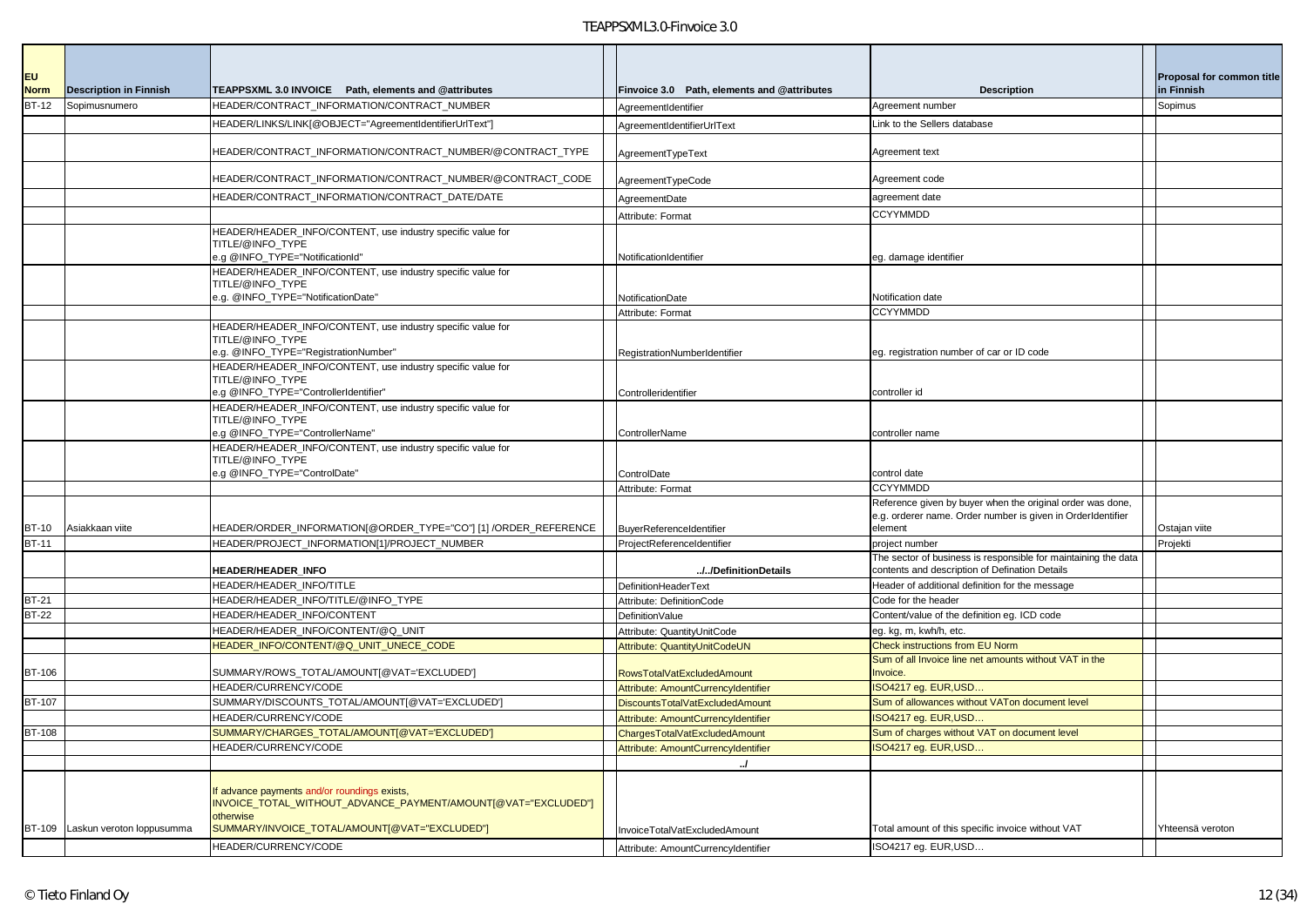| EU Norm | Description in Finnish | TEAPPSXML 3.0 INVOICE Path, elements and @attributes | Finvoice 3.0 Path, elements and @attributes | Description | Proposal for common title in Finnish |
|---|---|---|---|---|---|
| BT-12 | Sopimusnumero | HEADER/CONTRACT_INFORMATION/CONTRACT_NUMBER | AgreementIdentifier | Agreement number | Sopimus |
| | | HEADER/LINKS/LINK[@OBJECT="AgreementIdentifierUrlText"] | AgreementIdentifierUrlText | Link to the Sellers database | |
| | | HEADER/CONTRACT_INFORMATION/CONTRACT_NUMBER/@CONTRACT_TYPE | AgreementTypeText | Agreement text | |
| | | HEADER/CONTRACT_INFORMATION/CONTRACT_NUMBER/@CONTRACT_CODE | AgreementTypeCode | Agreement code | |
| | | HEADER/CONTRACT_INFORMATION/CONTRACT_DATE/DATE | AgreementDate | agreement date | |
| | | | Attribute: Format | CCYYMMDD | |
| | | HEADER/HEADER_INFO/CONTENT, use industry specific value for TITLE/@INFO_TYPE e.g @INFO_TYPE="NotificationId" | NotificationIdentifier | eg. damage identifier | |
| | | HEADER/HEADER_INFO/CONTENT, use industry specific value for TITLE/@INFO_TYPE e.g. @INFO_TYPE="NotificationDate" | NotificationDate | Notification date | |
| | | | Attribute: Format | CCYYMMDD | |
| | | HEADER/HEADER_INFO/CONTENT, use industry specific value for TITLE/@INFO_TYPE e.g. @INFO_TYPE="RegistrationNumber" | RegistrationNumberIdentifier | eg. registration number of car or ID code | |
| | | HEADER/HEADER_INFO/CONTENT, use industry specific value for TITLE/@INFO_TYPE e.g @INFO_TYPE="ControllerIdentifier" | Controlleridentifier | controller id | |
| | | HEADER/HEADER_INFO/CONTENT, use industry specific value for TITLE/@INFO_TYPE e.g @INFO_TYPE="ControllerName" | ControllerName | controller name | |
| | | HEADER/HEADER_INFO/CONTENT, use industry specific value for TITLE/@INFO_TYPE e.g @INFO_TYPE="ControlDate" | ControlDate | control date | |
| | | | Attribute: Format | CCYYMMDD | |
| BT-10 | Asiakkaan viite | HEADER/ORDER_INFORMATION[@ORDER_TYPE="CO"] [1] /ORDER_REFERENCE | BuyerReferenceIdentifier | Reference given by buyer when the original order was done, e.g. orderer name. Order number is given in OrderIdentifier element | Ostajan viite |
| BT-11 | | HEADER/PROJECT_INFORMATION[1]/PROJECT_NUMBER | ProjectReferenceIdentifier | project number | Projekti |
| | | **HEADER/HEADER_INFO** | **../../DefinitionDetails** | The sector of business is responsible for maintaining the data contents and description of Defination Details | |
| | | HEADER/HEADER_INFO/TITLE | DefinitionHeaderText | Header of additional definition for the message | |
| BT-21 | | HEADER/HEADER_INFO/TITLE/@INFO_TYPE | Attribute: DefinitionCode | Code for the header | |
| BT-22 | | HEADER/HEADER_INFO/CONTENT | DefinitionValue | Content/value of the definition eg. ICD code | |
| | | HEADER/HEADER_INFO/CONTENT/@Q_UNIT | Attribute: QuantityUnitCode | eg. kg, m, kwh/h, etc. | |
| | | HEADER_INFO/CONTENT/@Q_UNIT_UNECE_CODE | Attribute: QuantityUnitCodeUN | Check instructions from EU Norm | |
| BT-106 | | SUMMARY/ROWS_TOTAL/AMOUNT[@VAT='EXCLUDED'] | RowsTotalVatExcludedAmount | Sum of all Invoice line net amounts without VAT in the Invoice. | |
| | | HEADER/CURRENCY/CODE | Attribute: AmountCurrencyIdentifier | ISO4217 eg. EUR,USD… | |
| BT-107 | | SUMMARY/DISCOUNTS_TOTAL/AMOUNT[@VAT='EXCLUDED'] | DiscountsTotalVatExcludedAmount | Sum of allowances without VATon document level | |
| | | HEADER/CURRENCY/CODE | Attribute: AmountCurrencyIdentifier | ISO4217 eg. EUR,USD… | |
| BT-108 | | SUMMARY/CHARGES_TOTAL/AMOUNT[@VAT='EXCLUDED'] | ChargesTotalVatExcludedAmount | Sum of charges without VAT on document level | |
| | | HEADER/CURRENCY/CODE | Attribute: AmountCurrencyIdentifier | ISO4217 eg. EUR,USD… | |
| | | | **../** | | |
| BT-109 | Laskun veroton loppusumma | If advance payments and/or roundings exists, INVOICE_TOTAL_WITHOUT_ADVANCE_PAYMENT/AMOUNT[@VAT="EXCLUDED"] otherwise SUMMARY/INVOICE_TOTAL/AMOUNT[@VAT="EXCLUDED"] | InvoiceTotalVatExcludedAmount | Total amount of this specific invoice without VAT | Yhteensä veroton |
| | | HEADER/CURRENCY/CODE | Attribute: AmountCurrencyIdentifier | ISO4217 eg. EUR,USD… | |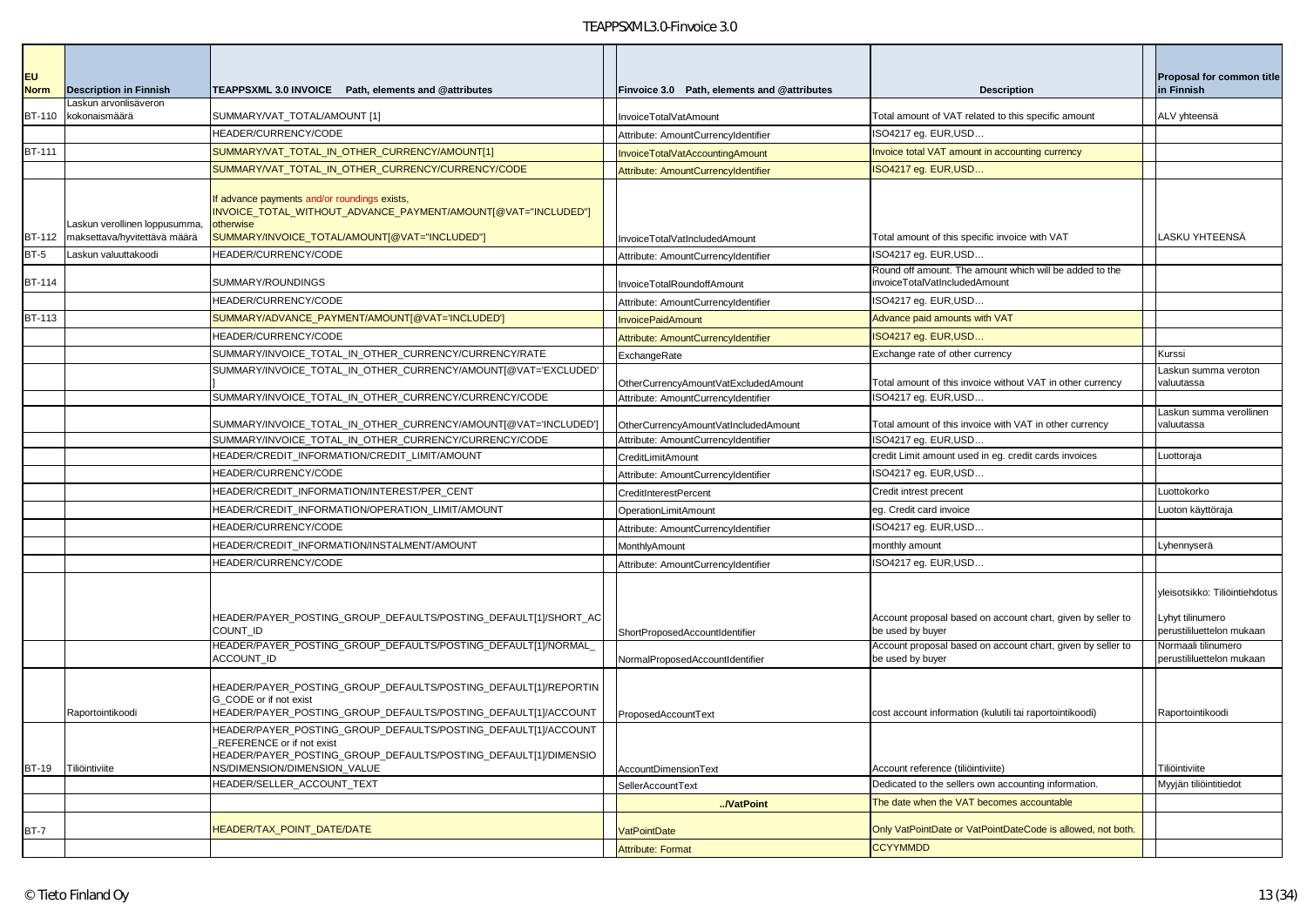| EU Norm | Description in Finnish | TEAPPSXML 3.0 INVOICE Path, elements and @attributes | Finvoice 3.0 Path, elements and @attributes | Description | Proposal for common title in Finnish |
|---|---|---|---|---|---|
| BT-110 | Laskun arvonlisäveron kokonaismäärä | SUMMARY/VAT_TOTAL/AMOUNT [1] | InvoiceTotalVatAmount | Total amount of VAT related to this specific amount | ALV yhteensä |
| | | HEADER/CURRENCY/CODE | Attribute: AmountCurrencyIdentifier | ISO4217 eg. EUR,USD… | |
| BT-111 | | SUMMARY/VAT_TOTAL_IN_OTHER_CURRENCY/AMOUNT[1] | InvoiceTotalVatAccountingAmount | Invoice total VAT amount in accounting currency | |
| | | SUMMARY/VAT_TOTAL_IN_OTHER_CURRENCY/CURRENCY/CODE | Attribute: AmountCurrencyIdentifier | ISO4217 eg. EUR,USD… | |
| BT-112 | Laskun verollinen loppusumma, maksettava/hyvitettävä määrä | If advance payments and/or roundings exists, INVOICE_TOTAL_WITHOUT_ADVANCE_PAYMENT/AMOUNT[@VAT="INCLUDED"] otherwise SUMMARY/INVOICE_TOTAL/AMOUNT[@VAT="INCLUDED"] | InvoiceTotalVatIncludedAmount | Total amount of this specific invoice with VAT | LASKU YHTEENSÄ |
| BT-5 | Laskun valuuttakoodi | HEADER/CURRENCY/CODE | Attribute: AmountCurrencyIdentifier | ISO4217 eg. EUR,USD… | |
| BT-114 | | SUMMARY/ROUNDINGS | InvoiceTotalRoundoffAmount | Round off amount. The amount which will be added to the invoiceTotalVatIncludedAmount | |
| | | HEADER/CURRENCY/CODE | Attribute: AmountCurrencyIdentifier | ISO4217 eg. EUR,USD… | |
| BT-113 | | SUMMARY/ADVANCE_PAYMENT/AMOUNT[@VAT='INCLUDED'] | InvoicePaidAmount | Advance paid amounts with VAT | |
| | | HEADER/CURRENCY/CODE | Attribute: AmountCurrencyIdentifier | ISO4217 eg. EUR,USD… | |
| | | SUMMARY/INVOICE_TOTAL_IN_OTHER_CURRENCY/CURRENCY/RATE | ExchangeRate | Exchange rate of other currency | Kurssi |
| | | SUMMARY/INVOICE_TOTAL_IN_OTHER_CURRENCY/AMOUNT[@VAT='EXCLUDED'] | OtherCurrencyAmountVatExcludedAmount | Total amount of this invoice without VAT in other currency | Laskun summa veroton valuutassa |
| | | SUMMARY/INVOICE_TOTAL_IN_OTHER_CURRENCY/CURRENCY/CODE | Attribute: AmountCurrencyIdentifier | ISO4217 eg. EUR,USD… | |
| | | SUMMARY/INVOICE_TOTAL_IN_OTHER_CURRENCY/AMOUNT[@VAT='INCLUDED'] | OtherCurrencyAmountVatIncludedAmount | Total amount of this invoice with VAT in other currency | Laskun summa verollinen valuutassa |
| | | SUMMARY/INVOICE_TOTAL_IN_OTHER_CURRENCY/CURRENCY/CODE | Attribute: AmountCurrencyIdentifier | ISO4217 eg. EUR,USD… | |
| | | HEADER/CREDIT_INFORMATION/CREDIT_LIMIT/AMOUNT | CreditLimitAmount | credit Limit amount used in eg. credit cards invoices | Luottoraja |
| | | HEADER/CURRENCY/CODE | Attribute: AmountCurrencyIdentifier | ISO4217 eg. EUR,USD… | |
| | | HEADER/CREDIT_INFORMATION/INTEREST/PER_CENT | CreditInterestPercent | Credit intrest precent | Luottokorko |
| | | HEADER/CREDIT_INFORMATION/OPERATION_LIMIT/AMOUNT | OperationLimitAmount | eg. Credit card invoice | Luoton käyttöraja |
| | | HEADER/CURRENCY/CODE | Attribute: AmountCurrencyIdentifier | ISO4217 eg. EUR,USD… | |
| | | HEADER/CREDIT_INFORMATION/INSTALMENT/AMOUNT | MonthlyAmount | monthly amount | Lyhennyserä |
| | | HEADER/CURRENCY/CODE | Attribute: AmountCurrencyIdentifier | ISO4217 eg. EUR,USD… | |
| | | HEADER/PAYER_POSTING_GROUP_DEFAULTS/POSTING_DEFAULT[1]/SHORT_ACCOUNT_ID | ShortProposedAccountIdentifier | Account proposal based on account chart, given by seller to be used by buyer | yleisotsikko: Tiliöintiehdotus Lyhyt tilinumero perustililuettelon mukaan |
| | | HEADER/PAYER_POSTING_GROUP_DEFAULTS/POSTING_DEFAULT[1]/NORMAL_ACCOUNT_ID | NormalProposedAccountIdentifier | Account proposal based on account chart, given by seller to be used by buyer | Normaali tilinumero perustililuettelon mukaan |
| | Raportointikoodi | HEADER/PAYER_POSTING_GROUP_DEFAULTS/POSTING_DEFAULT[1]/REPORTING_CODE or if not exist HEADER/PAYER_POSTING_GROUP_DEFAULTS/POSTING_DEFAULT[1]/ACCOUNT | ProposedAccountText | cost account information (kulutili tai raportointikoodi) | Raportointikoodi |
| BT-19 | Tiliöintiviite | HEADER/PAYER_POSTING_GROUP_DEFAULTS/POSTING_DEFAULT[1]/ACCOUNT_REFERENCE or if not exist HEADER/PAYER_POSTING_GROUP_DEFAULTS/POSTING_DEFAULT[1]/DIMENSIONS/DIMENSION/DIMENSION_VALUE | AccountDimensionText | Account reference (tiliöintiviite) | Tiliöintiviite |
| | | HEADER/SELLER_ACCOUNT_TEXT | SellerAccountText | Dedicated to the sellers own accounting information. | Myyjän tiliöintitiedot |
| | | | ../VatPoint | The date when the VAT becomes accountable | |
| BT-7 | | HEADER/TAX_POINT_DATE/DATE | VatPointDate | Only VatPointDate or VatPointDateCode is allowed, not both. | |
| | | | Attribute: Format | CCYYMMDD | |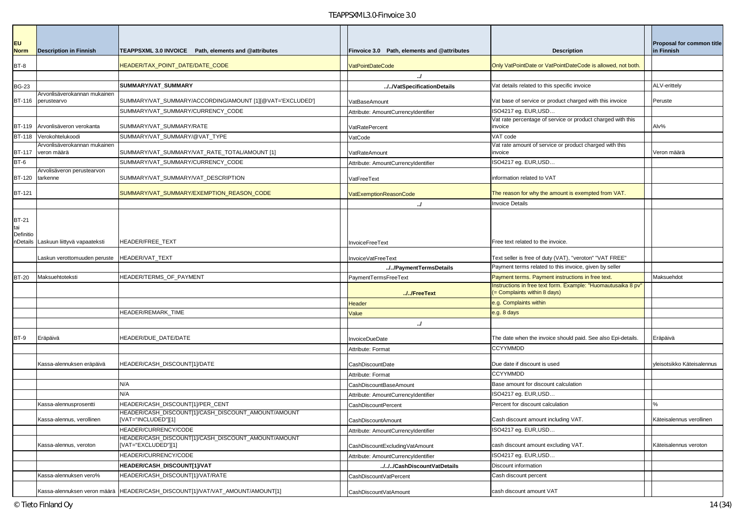| EU Norm | Description in Finnish | TEAPPSXML 3.0 INVOICE Path, elements and @attributes | | Finvoice 3.0 Path, elements and @attributes | Description | | Proposal for common title in Finnish |
|---|---|---|---|---|---|---|---|
| BT-8 | | HEADER/TAX_POINT_DATE/DATE_CODE | | VatPointDateCode | Only VatPointDate or VatPointDateCode is allowed, not both. | | |
| | | | | ../ | | | |
| BG-23 | | **SUMMARY/VAT_SUMMARY** | | **../../VatSpecificationDetails** | Vat details related to this specific invoice | | ALV-erittely |
| BT-116 | Arvonlisäverokannan mukainen perustearvo | SUMMARY/VAT_SUMMARY/ACCORDING/AMOUNT [1][@VAT='EXCLUDED'] | | VatBaseAmount | Vat base of service or product charged with this invoice | | Peruste |
| | | SUMMARY/VAT_SUMMARY/CURRENCY_CODE | | Attribute: AmountCurrencyIdentifier | ISO4217 eg. EUR,USD… | | |
| BT-119 | Arvonlisäveron verokanta | SUMMARY/VAT_SUMMARY/RATE | | VatRatePercent | Vat rate percentage of service or product charged with this invoice | | Alv% |
| BT-118 | Verokohtelukoodi | SUMMARY/VAT_SUMMARY/@VAT_TYPE | | VatCode | VAT code | | |
| BT-117 | Arvonlisäverokannan mukainen veron määrä | SUMMARY/VAT_SUMMARY/VAT_RATE_TOTAL/AMOUNT [1] | | VatRateAmount | Vat rate amount of service or product charged with this invoice | | Veron määrä |
| BT-6 | | SUMMARY/VAT_SUMMARY/CURRENCY_CODE | | Attribute: AmountCurrencyIdentifier | ISO4217 eg. EUR,USD… | | |
| BT-120 | Arvolisäveron perustearvon tarkenne | SUMMARY/VAT_SUMMARY/VAT_DESCRIPTION | | VatFreeText | information related to VAT | | |
| BT-121 | | SUMMARY/VAT_SUMMARY/EXEMPTION_REASON_CODE | | VatExemptionReasonCode | The reason for why the amount is exempted from VAT. | | |
| | | | | ../ | Invoice Details | | |
| BT-21 tai DefinitionDetails | Laskuun liittyvä vapaateksti | HEADER/FREE_TEXT | | InvoiceFreeText | Free text related to the invoice. | | |
| | Laskun verottomuuden peruste | HEADER/VAT_TEXT | | InvoiceVatFreeText | Text seller is free of duty (VAT), "veroton" "VAT FREE" | | |
| | | | | **../../PaymentTermsDetails** | Payment terms related to this invoice, given by seller | | |
| BT-20 | Maksuehtoteksti | HEADER/TERMS_OF_PAYMENT | | PaymentTermsFreeText | Payment terms. Payment instructions in free text. | | Maksuehdot |
| | | | | **../../FreeText** | Instructions in free text form. Example: "Huomautusaika 8 pv" (= Complaints within 8 days) | | |
| | | | | Header | e.g. Complaints within | | |
| | | HEADER/REMARK_TIME | | Value | e.g. 8 days | | |
| | | | | ../ | | | |
| BT-9 | Eräpäivä | HEADER/DUE_DATE/DATE | | InvoiceDueDate | The date when the invoice should paid. See also Epi-details. | | Eräpäivä |
| | | | | Attribute: Format | CCYYMMDD | | |
| | Kassa-alennuksen eräpäivä | HEADER/CASH_DISCOUNT[1]/DATE | | CashDiscountDate | Due date if discount is used | | yleisotsikko Käteisalennus |
| | | | | Attribute: Format | CCYYMMDD | | |
| | | N/A | | CashDiscountBaseAmount | Base amount for discount calculation | | |
| | | N/A | | Attribute: AmountCurrencyIdentifier | ISO4217 eg. EUR,USD… | | |
| | Kassa-alennusprosentti | HEADER/CASH_DISCOUNT[1]/PER_CENT | | CashDiscountPercent | Percent for discount calculation | | % |
| | Kassa-alennus, verollinen | HEADER/CASH_DISCOUNT[1]/CASH_DISCOUNT_AMOUNT/AMOUNT [VAT="INCLUDED"][1] | | CashDiscountAmount | Cash discount amount including VAT. | | Käteisalennus verollinen |
| | | HEADER/CURRENCY/CODE | | Attribute: AmountCurrencyIdentifier | ISO4217 eg. EUR,USD… | | |
| | Kassa-alennus, veroton | HEADER/CASH_DISCOUNT[1]/CASH_DISCOUNT_AMOUNT/AMOUNT [VAT="EXCLUDED"][1] | | CashDiscountExcludingVatAmount | cash discount amount excluding VAT. | | Käteisalennus veroton |
| | | HEADER/CURRENCY/CODE | | Attribute: AmountCurrencyIdentifier | ISO4217 eg. EUR,USD… | | |
| | | **HEADER/CASH_DISCOUNT[1]/VAT** | | **../../../CashDiscountVatDetails** | Discount information | | |
| | Kassa-alennuksen vero% | HEADER/CASH_DISCOUNT[1]/VAT/RATE | | CashDiscountVatPercent | Cash discount percent | | |
| | Kassa-alennuksen veron määrä | HEADER/CASH_DISCOUNT[1]/VAT/VAT_AMOUNT/AMOUNT[1] | | CashDiscountVatAmount | cash discount amount VAT | | |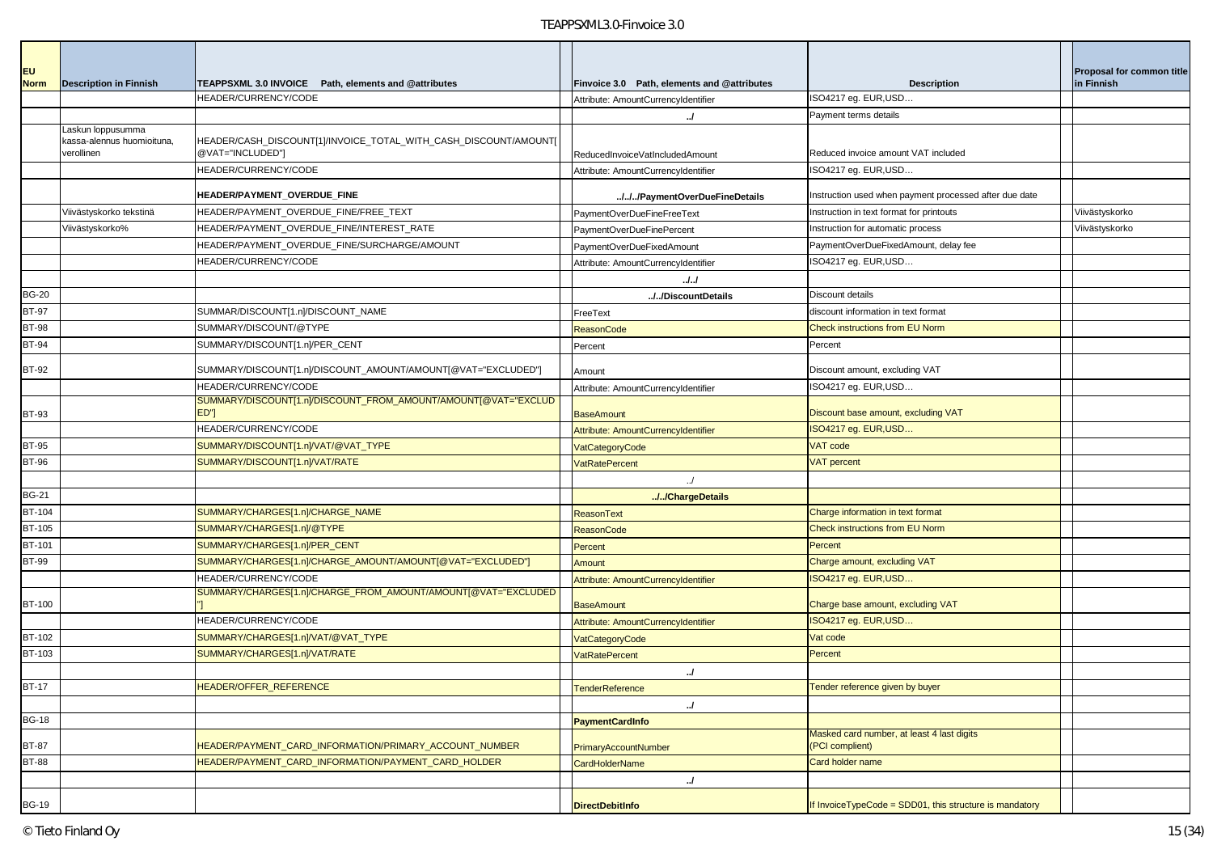| EU Norm | Description in Finnish | TEAPPSXML 3.0 INVOICE Path, elements and @attributes | | Finvoice 3.0 Path, elements and @attributes | Description | | Proposal for common title in Finnish |
|---|---|---|---|---|---|---|---|
| | | HEADER/CURRENCY/CODE | | Attribute: AmountCurrencyIdentifier | ISO4217 eg. EUR,USD… | | |
| | | | | ../ | Payment terms details | | |
| | Laskun loppusumma kassa-alennus huomioituna, verollinen | HEADER/CASH_DISCOUNT[1]/INVOICE_TOTAL_WITH_CASH_DISCOUNT/AMOUNT[@VAT="INCLUDED"] | | ReducedInvoiceVatIncludedAmount | Reduced invoice amount VAT included | | |
| | | HEADER/CURRENCY/CODE | | Attribute: AmountCurrencyIdentifier | ISO4217 eg. EUR,USD… | | |
| | | **HEADER/PAYMENT_OVERDUE_FINE** | | **../../../PaymentOverDueFineDetails** | Instruction used when payment processed after due date | | |
| | Viivästyskorko tekstinä | HEADER/PAYMENT_OVERDUE_FINE/FREE_TEXT | | PaymentOverDueFineFreeText | Instruction in text format for printouts | | Viivästyskorko |
| | Viivästyskorko% | HEADER/PAYMENT_OVERDUE_FINE/INTEREST_RATE | | PaymentOverDueFinePercent | Instruction for automatic process | | Viivästyskorko |
| | | HEADER/PAYMENT_OVERDUE_FINE/SURCHARGE/AMOUNT | | PaymentOverDueFixedAmount | PaymentOverDueFixedAmount, delay fee | | |
| | | HEADER/CURRENCY/CODE | | Attribute: AmountCurrencyIdentifier | ISO4217 eg. EUR,USD… | | |
| | | | | **../../** | | | |
| BG-20 | | | | **../../DiscountDetails** | Discount details | | |
| BT-97 | | SUMMAR/DISCOUNT[1.n]/DISCOUNT_NAME | | FreeText | discount information in text format | | |
| BT-98 | | SUMMARY/DISCOUNT/@TYPE | | ReasonCode | Check instructions from EU Norm | | |
| BT-94 | | SUMMARY/DISCOUNT[1.n]/PER_CENT | | Percent | Percent | | |
| BT-92 | | SUMMARY/DISCOUNT[1.n]/DISCOUNT_AMOUNT/AMOUNT[@VAT="EXCLUDED"] | | Amount | Discount amount, excluding VAT | | |
| | | HEADER/CURRENCY/CODE | | Attribute: AmountCurrencyIdentifier | ISO4217 eg. EUR,USD… | | |
| BT-93 | | SUMMARY/DISCOUNT[1.n]/DISCOUNT_FROM_AMOUNT/AMOUNT[@VAT="EXCLUDED"] | | BaseAmount | Discount base amount, excluding VAT | | |
| | | HEADER/CURRENCY/CODE | | Attribute: AmountCurrencyIdentifier | ISO4217 eg. EUR,USD… | | |
| BT-95 | | SUMMARY/DISCOUNT[1.n]/VAT/@VAT_TYPE | | VatCategoryCode | VAT code | | |
| BT-96 | | SUMMARY/DISCOUNT[1.n]/VAT/RATE | | VatRatePercent | VAT percent | | |
| | | | | ../ | | | |
| BG-21 | | | | **../../ChargeDetails** | | | |
| BT-104 | | SUMMARY/CHARGES[1.n]/CHARGE_NAME | | ReasonText | Charge information in text format | | |
| BT-105 | | SUMMARY/CHARGES[1.n]/@TYPE | | ReasonCode | Check instructions from EU Norm | | |
| BT-101 | | SUMMARY/CHARGES[1.n]/PER_CENT | | Percent | Percent | | |
| BT-99 | | SUMMARY/CHARGES[1.n]/CHARGE_AMOUNT/AMOUNT[@VAT="EXCLUDED"] | | Amount | Charge amount, excluding VAT | | |
| | | HEADER/CURRENCY/CODE | | Attribute: AmountCurrencyIdentifier | ISO4217 eg. EUR,USD… | | |
| BT-100 | | SUMMARY/CHARGES[1.n]/CHARGE_FROM_AMOUNT/AMOUNT[@VAT="EXCLUDED"] | | BaseAmount | Charge base amount, excluding VAT | | |
| | | HEADER/CURRENCY/CODE | | Attribute: AmountCurrencyIdentifier | ISO4217 eg. EUR,USD… | | |
| BT-102 | | SUMMARY/CHARGES[1.n]/VAT/@VAT_TYPE | | VatCategoryCode | Vat code | | |
| BT-103 | | SUMMARY/CHARGES[1.n]/VAT/RATE | | VatRatePercent | Percent | | |
| | | | | **../** | | | |
| BT-17 | | HEADER/OFFER_REFERENCE | | TenderReference | Tender reference given by buyer | | |
| | | | | **../** | | | |
| BG-18 | | | | **PaymentCardInfo** | | | |
| BT-87 | | HEADER/PAYMENT_CARD_INFORMATION/PRIMARY_ACCOUNT_NUMBER | | PrimaryAccountNumber | Masked card number, at least 4 last digits (PCI complient) | | |
| BT-88 | | HEADER/PAYMENT_CARD_INFORMATION/PAYMENT_CARD_HOLDER | | CardHolderName | Card holder name | | |
| | | | | **../** | | | |
| BG-19 | | | | **DirectDebitInfo** | If InvoiceTypeCode = SDD01, this structure is mandatory | | |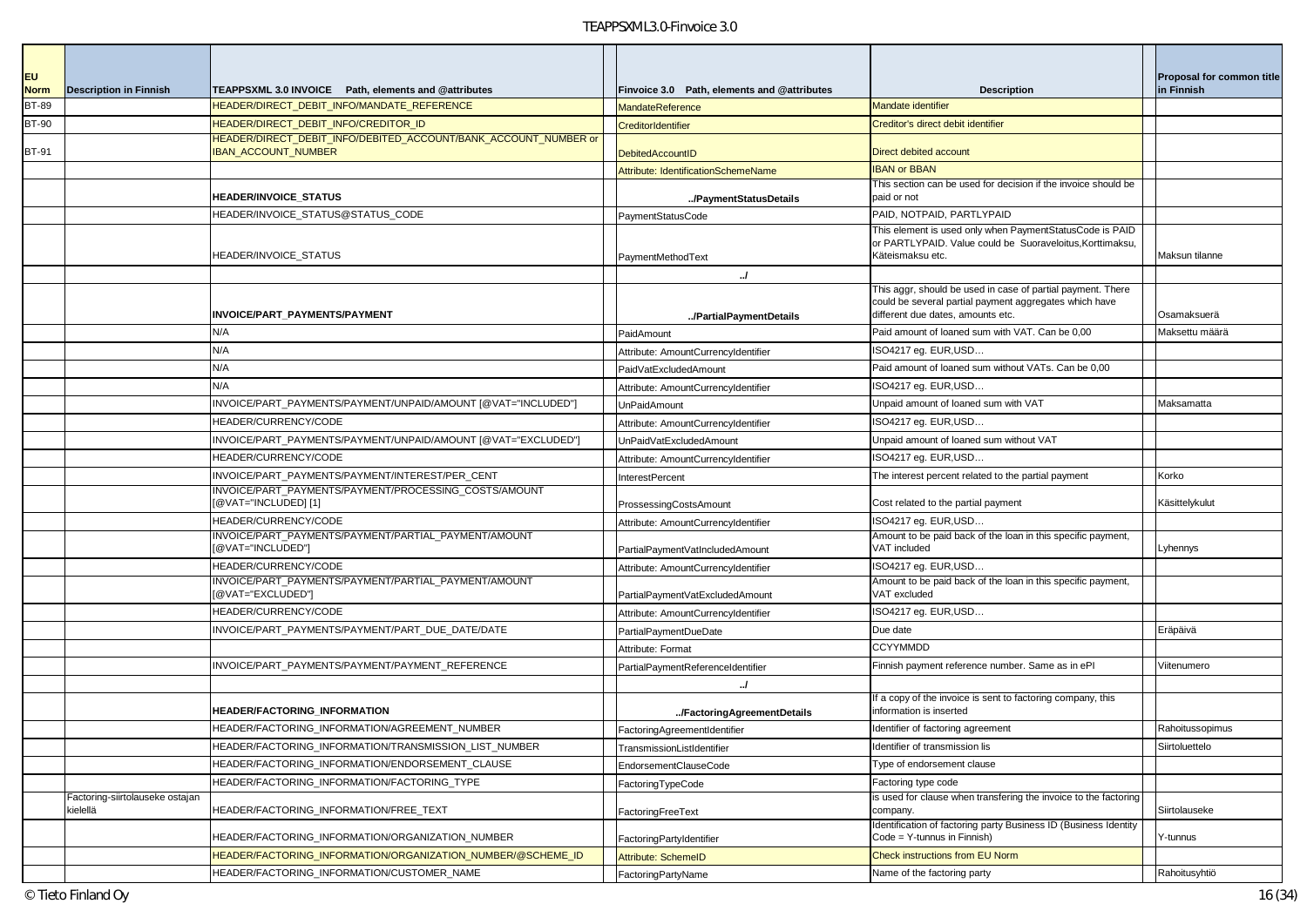| EU Norm | Description in Finnish | TEAPPSXML 3.0 INVOICE Path, elements and @attributes | | Finvoice 3.0 Path, elements and @attributes | Description | | Proposal for common title in Finnish |
|---|---|---|---|---|---|---|---|
| BT-89 | | HEADER/DIRECT_DEBIT_INFO/MANDATE_REFERENCE | | MandateReference | Mandate identifier | | |
| BT-90 | | HEADER/DIRECT_DEBIT_INFO/CREDITOR_ID | | CreditorIdentifier | Creditor's direct debit identifier | | |
| BT-91 | | HEADER/DIRECT_DEBIT_INFO/DEBITED_ACCOUNT/BANK_ACCOUNT_NUMBER or IBAN_ACCOUNT_NUMBER | | DebitedAccountID | Direct debited account | | |
| | | | | Attribute: IdentificationSchemeName | IBAN or BBAN | | |
| | | **HEADER/INVOICE_STATUS** | | **../PaymentStatusDetails** | This section can be used for decision if the invoice should be paid or not | | |
| | | HEADER/INVOICE_STATUS@STATUS_CODE | | PaymentStatusCode | PAID, NOTPAID, PARTLYPAID | | |
| | | HEADER/INVOICE_STATUS | | PaymentMethodText | This element is used only when PaymentStatusCode is PAID or PARTLYPAID. Value could be Suoraveloitus,Korttimaksu, Käteismaksu etc. | | Maksun tilanne |
| | | | | **../** | | | |
| | | **INVOICE/PART_PAYMENTS/PAYMENT** | | **../PartialPaymentDetails** | This aggr, should be used in case of partial payment. There could be several partial payment aggregates which have different due dates, amounts etc. | | Osamaksuerä |
| | | N/A | | PaidAmount | Paid amount of loaned sum with VAT. Can be 0,00 | | Maksettu määrä |
| | | N/A | | Attribute: AmountCurrencyIdentifier | ISO4217 eg. EUR,USD… | | |
| | | N/A | | PaidVatExcludedAmount | Paid amount of loaned sum without VATs. Can be 0,00 | | |
| | | N/A | | Attribute: AmountCurrencyIdentifier | ISO4217 eg. EUR,USD… | | |
| | | INVOICE/PART_PAYMENTS/PAYMENT/UNPAID/AMOUNT [@VAT="INCLUDED"] | | UnPaidAmount | Unpaid amount of loaned sum with VAT | | Maksamatta |
| | | HEADER/CURRENCY/CODE | | Attribute: AmountCurrencyIdentifier | ISO4217 eg. EUR,USD… | | |
| | | INVOICE/PART_PAYMENTS/PAYMENT/UNPAID/AMOUNT [@VAT="EXCLUDED"] | | UnPaidVatExcludedAmount | Unpaid amount of loaned sum without VAT | | |
| | | HEADER/CURRENCY/CODE | | Attribute: AmountCurrencyIdentifier | ISO4217 eg. EUR,USD… | | |
| | | INVOICE/PART_PAYMENTS/PAYMENT/INTEREST/PER_CENT | | InterestPercent | The interest percent related to the partial payment | | Korko |
| | | INVOICE/PART_PAYMENTS/PAYMENT/PROCESSING_COSTS/AMOUNT [@VAT="INCLUDED] [1] | | ProssessingCostsAmount | Cost related to the partial payment | | Käsittelykulut |
| | | HEADER/CURRENCY/CODE | | Attribute: AmountCurrencyIdentifier | ISO4217 eg. EUR,USD… | | |
| | | INVOICE/PART_PAYMENTS/PAYMENT/PARTIAL_PAYMENT/AMOUNT [@VAT="INCLUDED"] | | PartialPaymentVatIncludedAmount | Amount to be paid back of the loan in this specific payment, VAT included | | Lyhennys |
| | | HEADER/CURRENCY/CODE | | Attribute: AmountCurrencyIdentifier | ISO4217 eg. EUR,USD… | | |
| | | INVOICE/PART_PAYMENTS/PAYMENT/PARTIAL_PAYMENT/AMOUNT [@VAT="EXCLUDED"] | | PartialPaymentVatExcludedAmount | Amount to be paid back of the loan in this specific payment, VAT excluded | | |
| | | HEADER/CURRENCY/CODE | | Attribute: AmountCurrencyIdentifier | ISO4217 eg. EUR,USD… | | |
| | | INVOICE/PART_PAYMENTS/PAYMENT/PART_DUE_DATE/DATE | | PartialPaymentDueDate | Due date | | Eräpäivä |
| | | | | Attribute: Format | CCYYMMDD | | |
| | | INVOICE/PART_PAYMENTS/PAYMENT/PAYMENT_REFERENCE | | PartialPaymentReferenceIdentifier | Finnish payment reference number. Same as in ePI | | Viitenumero |
| | | | | **../** | | | |
| | | **HEADER/FACTORING_INFORMATION** | | **../FactoringAgreementDetails** | If a copy of the invoice is sent to factoring company, this information is inserted | | |
| | | HEADER/FACTORING_INFORMATION/AGREEMENT_NUMBER | | FactoringAgreementIdentifier | Identifier of factoring agreement | | Rahoitussopimus |
| | | HEADER/FACTORING_INFORMATION/TRANSMISSION_LIST_NUMBER | | TransmissionListIdentifier | Identifier of transmission lis | | Siirtoluettelo |
| | | HEADER/FACTORING_INFORMATION/ENDORSEMENT_CLAUSE | | EndorsementClauseCode | Type of endorsement clause | | |
| | | HEADER/FACTORING_INFORMATION/FACTORING_TYPE | | FactoringTypeCode | Factoring type code | | |
| | Factoring-siirtolauseke ostajan kielellä | HEADER/FACTORING_INFORMATION/FREE_TEXT | | FactoringFreeText | is used for clause when transfering the invoice to the factoring company. | | Siirtolauseke |
| | | HEADER/FACTORING_INFORMATION/ORGANIZATION_NUMBER | | FactoringPartyIdentifier | Identification of factoring party Business ID (Business Identity Code = Y-tunnus in Finnish) | | Y-tunnus |
| | | HEADER/FACTORING_INFORMATION/ORGANIZATION_NUMBER/@SCHEME_ID | | Attribute: SchemeID | Check instructions from EU Norm | | |
| | | HEADER/FACTORING_INFORMATION/CUSTOMER_NAME | | FactoringPartyName | Name of the factoring party | | Rahoitusyhtiö |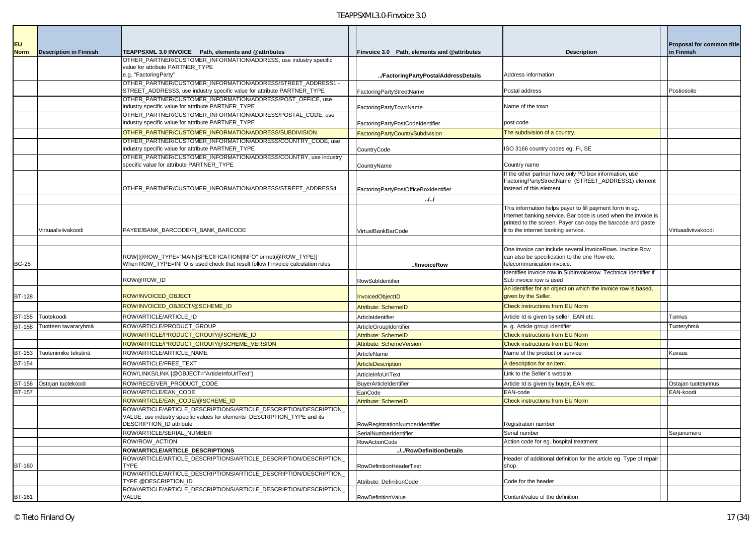| EU Norm | Description in Finnish | TEAPPSXML 3.0 INVOICE Path, elements and @attributes | Finvoice 3.0 Path, elements and @attributes | Description | Proposal for common title in Finnish |
|---|---|---|---|---|---|
| | | OTHER_PARTNER/CUSTOMER_INFORMATION/ADDRESS, use industry specific value for attribute PARTNER_TYPE e.g. "FactoringParty" | **../FactoringPartyPostalAddressDetails** | Address information | |
| | | OTHER_PARTNER/CUSTOMER_INFORMATION/ADDRESS/STREET_ADDRESS1 - STREET_ADDRESS3, use industry specific value for attribute PARTNER_TYPE | FactoringPartyStreetName | Postal address | Postiosoite |
| | | OTHER_PARTNER/CUSTOMER_INFORMATION/ADDRESS/POST_OFFICE, use industry specific value for attribute PARTNER_TYPE | FactoringPartyTownName | Name of the town | |
| | | OTHER_PARTNER/CUSTOMER_INFORMATION/ADDRESS/POSTAL_CODE, use industry specific value for attribute PARTNER_TYPE | FactoringPartyPostCodeIdentifier | post code | |
| | | OTHER_PARTNER/CUSTOMER_INFORMATION/ADDRESS/SUBDIVISION | FactoringPartyCountrySubdivision | The subdivision of a country. | |
| | | OTHER_PARTNER/CUSTOMER_INFORMATION/ADDRESS/COUNTRY_CODE, use industry specific value for attribute PARTNER_TYPE | CountryCode | ISO 3166 country codes eg. FI, SE | |
| | | OTHER_PARTNER/CUSTOMER_INFORMATION/ADDRESS/COUNTRY, use industry specific value for attribute PARTNER_TYPE | CountryName | Country name | |
| | | OTHER_PARTNER/CUSTOMER_INFORMATION/ADDRESS/STREET_ADDRESS4 | FactoringPartyPostOfficeBoxIdentifier | If the other partner have only PO box information, use FactoringPartyStreetName (STREET_ADDRESS1) element instead of this element. | |
| | | | **../../** | | |
| | Virtuaaliviivakoodi | PAYEE/BANK_BARCODE/FI_BANK_BARCODE | VirtualBankBarCode | This information helps payer to fill payment form in eg. Internet banking service. Bar code is used when the invoice is printed to the screen. Payer can copy the barcode and paste it to the internet banking service. | Virtuaaliviivakoodi |
| | | | | | |
| BG-25 | | ROW[@ROW_TYPE="MAIN\|SPECIFICATION\|INFO" or not(@ROW_TYPE)] When ROW_TYPE=INFO is used check that result follow Finvoice calculation rules | **../InvoiceRow** | One invoice can include several InvoiceRows. Invoice Row can also be specification to the one Row etc. telecommunication invoice. | |
| | | ROW@ROW_ID | RowSubIdentifier | Identifies invoice row in SubInvoicerow. Technical identifier if Sub invoice row is used | |
| BT-128 | | ROW/INVOICED_OBJECT | InvoicedObjectID | An identifier for an object on which the invoice row is based, given by the Seller. | |
| | | ROW/INVOICED_OBJECT/@SCHEME_ID | Attribute: SchemeID | Check instructions from EU Norm | |
| BT-155 | Tuotekoodi | ROW/ARTICLE/ARTICLE_ID | ArticleIdentifier | Article Id is given by seller, EAN etc. | Tunnus |
| BT-158 | Tuotteen tavararyhmä | ROW/ARTICLE/PRODUCT_GROUP | ArticleGroupIdentifier | e. g. Article group identifier | Tuoteryhmä |
| | | ROW/ARTICLE/PRODUCT_GROUP/@SCHEME_ID | Attribute: SchemeID | Check instructions from EU Norm | |
| | | ROW/ARTICLE/PRODUCT_GROUP/@SCHEME_VERSION | Attribute: SchemeVersion | Check instructions from EU Norm | |
| BT-153 | Tuotenimike tekstinä | ROW/ARTICLE/ARTICLE_NAME | ArticleName | Name of the product or service | Kuvaus |
| BT-154 | | ROW/ARTICLE/FREE_TEXT | ArticleDescription | A description for an item. | |
| | | ROW/LINKS/LINK [@OBJECT="ArticleInfoUrlText"] | ArticleInfoUrlText | Link to the Seller`s website. | |
| BT-156 | Ostajan tuotekoodi | ROW/RECEIVER_PRODUCT_CODE | BuyerArticleIdentifier | Article Id is given by buyer, EAN etc. | Ostajan tuotetunnus |
| BT-157 | | ROW/ARTICLE/EAN_CODE | EanCode | EAN-code | EAN-koodi |
| | | ROW/ARTICLE/EAN_CODE/@SCHEME_ID | Attribute: SchemeID | Check instructions from EU Norm | |
| | | ROW/ARTICLE/ARTICLE_DESCRIPTIONS/ARTICLE_DESCRIPTION/DESCRIPTION_VALUE, use industry specific values for elements DESCRIPTION_TYPE and its DESCRIPTION_ID attribute | RowRegistrationNumberIdentifier | Registration number | |
| | | ROW/ARTICLE/SERIAL_NUMBER | SerialNumberIdentifier | Serial number | Sarjanumero |
| | | ROW/ROW_ACTION | RowActionCode | Action code for eg. hospital treatment | |
| | | **ROW/ARTICLE/ARTICLE_DESCRIPTIONS** | **../../RowDefinitionDetails** | | |
| BT-160 | | ROW/ARTICLE/ARTICLE_DESCRIPTIONS/ARTICLE_DESCRIPTION/DESCRIPTION_TYPE | RowDefinitionHeaderText | Header of additional definition for the article eg. Type of repair shop | |
| | | ROW/ARTICLE/ARTICLE_DESCRIPTIONS/ARTICLE_DESCRIPTION/DESCRIPTION_TYPE @DESCRIPTION_ID | Attribute: DefinitionCode | Code for the header | |
| BT-161 | | ROW/ARTICLE/ARTICLE_DESCRIPTIONS/ARTICLE_DESCRIPTION/DESCRIPTION_VALUE | RowDefinitionValue | Content/value of the definition | |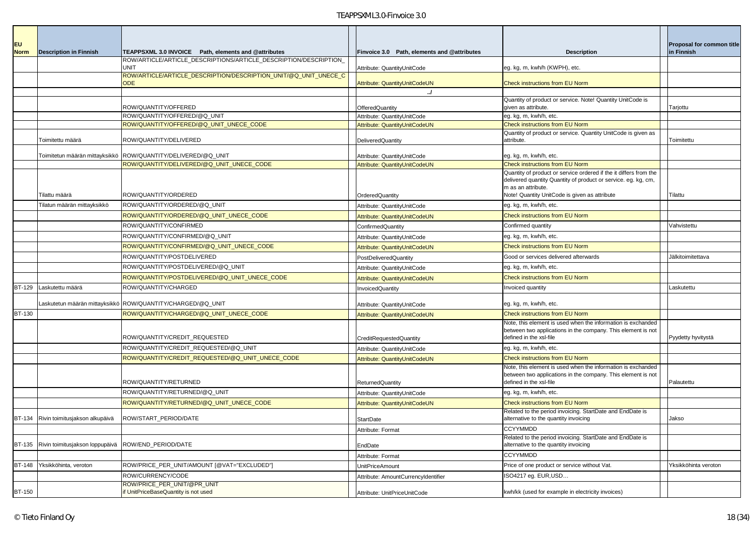| EU Norm | Description in Finnish | TEAPPSXML 3.0 INVOICE Path, elements and @attributes | Finvoice 3.0 Path, elements and @attributes | Description | Proposal for common title in Finnish |
|---|---|---|---|---|---|
| | | ROW/ARTICLE/ARTICLE_DESCRIPTIONS/ARTICLE_DESCRIPTION/DESCRIPTION_UNIT | Attribute: QuantityUnitCode | eg. kg, m, kwh/h (KWPH), etc. | |
| | | ROW/ARTICLE/ARTICLE_DESCRIPTION/DESCRIPTION_UNIT/@Q_UNIT_UNECE_CODE | Attribute: QuantityUnitCodeUN | Check instructions from EU Norm | |
| | | | ../ | | |
| | | ROW/QUANTITY/OFFERED | OfferedQuantity | Quantity of product or service. Note! Quantity UnitCode is given as attribute. | Tarjottu |
| | | ROW/QUANTITY/OFFERED/@Q_UNIT | Attribute: QuantityUnitCode | eg. kg, m, kwh/h, etc. | |
| | | ROW/QUANTITY/OFFERED/@Q_UNIT_UNECE_CODE | Attribute: QuantityUnitCodeUN | Check instructions from EU Norm | |
| | Toimitettu määrä | ROW/QUANTITY/DELIVERED | DeliveredQuantity | Quantity of product or service. Quantity UnitCode is given as attribute. | Toimitettu |
| | Toimitetun määrän mittayksikkö | ROW/QUANTITY/DELIVERED/@Q_UNIT | Attribute: QuantityUnitCode | eg. kg, m, kwh/h, etc. | |
| | | ROW/QUANTITY/DELIVERED/@Q_UNIT_UNECE_CODE | Attribute: QuantityUnitCodeUN | Check instructions from EU Norm | |
| | Tilattu määrä | ROW/QUANTITY/ORDERED | OrderedQuantity | Quantity of product or service ordered if it differs from the delivered quantity Quantity of product or service. eg. kg, cm, m as an attribute.<br>Note! Quantity UnitCode is given as attribute | Tilattu |
| | Tilatun määrän mittayksikkö | ROW/QUANTITY/ORDERED/@Q_UNIT | Attribute: QuantityUnitCode | eg. kg, m, kwh/h, etc. | |
| | | ROW/QUANTITY/ORDERED/@Q_UNIT_UNECE_CODE | Attribute: QuantityUnitCodeUN | Check instructions from EU Norm | |
| | | ROW/QUANTITY/CONFIRMED | ConfirmedQuantity | Confirmed quantity | Vahvistettu |
| | | ROW/QUANTITY/CONFIRMED/@Q_UNIT | Attribute: QuantityUnitCode | eg. kg, m, kwh/h, etc. | |
| | | ROW/QUANTITY/CONFIRMED/@Q_UNIT_UNECE_CODE | Attribute: QuantityUnitCodeUN | Check instructions from EU Norm | |
| | | ROW/QUANTITY/POSTDELIVERED | PostDeliveredQuantity | Good or services delivered afterwards | Jälkitoimitettava |
| | | ROW/QUANTITY/POSTDELIVERED/@Q_UNIT | Attribute: QuantityUnitCode | eg. kg, m, kwh/h, etc. | |
| | | ROW/QUANTITY/POSTDELIVERED/@Q_UNIT_UNECE_CODE | Attribute: QuantityUnitCodeUN | Check instructions from EU Norm | |
| BT-129 | Laskutettu määrä | ROW/QUANTITY/CHARGED | InvoicedQuantity | Invoiced quantity | Laskutettu |
| | Laskutetun määrän mittayksikkö | ROW/QUANTITY/CHARGED/@Q_UNIT | Attribute: QuantityUnitCode | eg. kg, m, kwh/h, etc. | |
| BT-130 | | ROW/QUANTITY/CHARGED/@Q_UNIT_UNECE_CODE | Attribute: QuantityUnitCodeUN | Check instructions from EU Norm | |
| | | ROW/QUANTITY/CREDIT_REQUESTED | CreditRequestedQuantity | Note, this element is used when the information is exchanded between two applications in the company. This element is not defined in the xsl-file | Pyydetty hyvitystä |
| | | ROW/QUANTITY/CREDIT_REQUESTED/@Q_UNIT | Attribute: QuantityUnitCode | eg. kg, m, kwh/h, etc. | |
| | | ROW/QUANTITY/CREDIT_REQUESTED/@Q_UNIT_UNECE_CODE | Attribute: QuantityUnitCodeUN | Check instructions from EU Norm | |
| | | ROW/QUANTITY/RETURNED | ReturnedQuantity | Note, this element is used when the information is exchanded between two applications in the company. This element is not defined in the xsl-file | Palautettu |
| | | ROW/QUANTITY/RETURNED/@Q_UNIT | Attribute: QuantityUnitCode | eg. kg, m, kwh/h, etc. | |
| | | ROW/QUANTITY/RETURNED/@Q_UNIT_UNECE_CODE | Attribute: QuantityUnitCodeUN | Check instructions from EU Norm | |
| BT-134 | Rivin toimitusjakson alkupäivä | ROW/START_PERIOD/DATE | StartDate | Related to the period invoicing. StartDate and EndDate is alternative to the quantity invoicing | Jakso |
| | | | Attribute: Format | CCYYMMDD | |
| BT-135 | Rivin toimitusjakson loppupäivä | ROW/END_PERIOD/DATE | EndDate | Related to the period invoicing. StartDate and EndDate is alternative to the quantity invoicing | |
| | | | Attribute: Format | CCYYMMDD | |
| BT-148 | Yksikköhinta, veroton | ROW/PRICE_PER_UNIT/AMOUNT [@VAT="EXCLUDED"] | UnitPriceAmount | Price of one product or service without Vat. | Yksikköhinta veroton |
| | | ROW/CURRENCY/CODE | Attribute: AmountCurrencyIdentifier | ISO4217 eg. EUR,USD… | |
| BT-150 | | ROW/PRICE_PER_UNIT/@PR_UNIT<br>if UnitPriceBaseQuantity is not used | Attribute: UnitPriceUnitCode | kwh/kk (used for example in electricity invoices) | |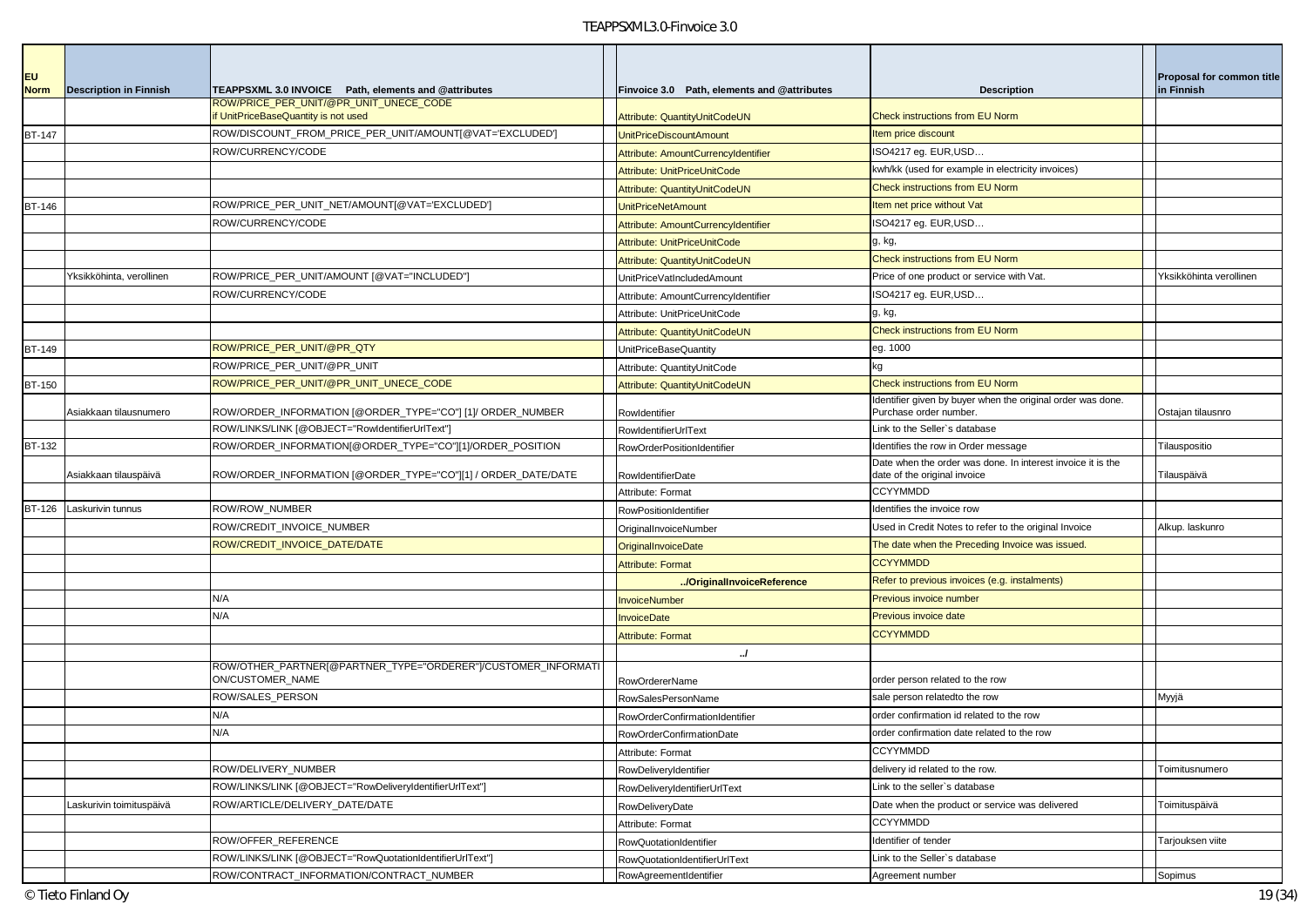| EU Norm | Description in Finnish | TEAPPSXML 3.0 INVOICE Path, elements and @attributes | Finvoice 3.0 Path, elements and @attributes | Description | Proposal for common title in Finnish |
|---|---|---|---|---|---|
| | | ROW/PRICE_PER_UNIT/@PR_UNIT_UNECE_CODE if UnitPriceBaseQuantity is not used | Attribute: QuantityUnitCodeUN | Check instructions from EU Norm | |
| BT-147 | | ROW/DISCOUNT_FROM_PRICE_PER_UNIT/AMOUNT[@VAT='EXCLUDED'] | UnitPriceDiscountAmount | Item price discount | |
| | | ROW/CURRENCY/CODE | Attribute: AmountCurrencyIdentifier | ISO4217 eg. EUR,USD… | |
| | | | Attribute: UnitPriceUnitCode | kwh/kk (used for example in electricity invoices) | |
| | | | Attribute: QuantityUnitCodeUN | Check instructions from EU Norm | |
| BT-146 | | ROW/PRICE_PER_UNIT_NET/AMOUNT[@VAT='EXCLUDED'] | UnitPriceNetAmount | Item net price without Vat | |
| | | ROW/CURRENCY/CODE | Attribute: AmountCurrencyIdentifier | ISO4217 eg. EUR,USD… | |
| | | | Attribute: UnitPriceUnitCode | g, kg, | |
| | | | Attribute: QuantityUnitCodeUN | Check instructions from EU Norm | |
| | Yksikköhinta, verollinen | ROW/PRICE_PER_UNIT/AMOUNT [@VAT="INCLUDED"] | UnitPriceVatIncludedAmount | Price of one product or service with Vat. | Yksikköhinta verollinen |
| | | ROW/CURRENCY/CODE | Attribute: AmountCurrencyIdentifier | ISO4217 eg. EUR,USD… | |
| | | | Attribute: UnitPriceUnitCode | g, kg, | |
| | | | Attribute: QuantityUnitCodeUN | Check instructions from EU Norm | |
| BT-149 | | ROW/PRICE_PER_UNIT/@PR_QTY | UnitPriceBaseQuantity | eg. 1000 | |
| | | ROW/PRICE_PER_UNIT/@PR_UNIT | Attribute: QuantityUnitCode | kg | |
| BT-150 | | ROW/PRICE_PER_UNIT/@PR_UNIT_UNECE_CODE | Attribute: QuantityUnitCodeUN | Check instructions from EU Norm | |
| | Asiakkaan tilausnumero | ROW/ORDER_INFORMATION [@ORDER_TYPE="CO"] [1]/ ORDER_NUMBER | RowIdentifier | Identifier given by buyer when the original order was done. Purchase order number. | Ostajan tilausnro |
| | | ROW/LINKS/LINK [@OBJECT="RowIdentifierUrlText"] | RowIdentifierUrlText | Link to the Seller`s database | |
| BT-132 | | ROW/ORDER_INFORMATION[@ORDER_TYPE="CO"][1]/ORDER_POSITION | RowOrderPositionIdentifier | Identifies the row in Order message | Tilauspositio |
| | Asiakkaan tilauspäivä | ROW/ORDER_INFORMATION [@ORDER_TYPE="CO"][1] / ORDER_DATE/DATE | RowIdentifierDate | Date when the order was done. In interest invoice it is the date of the original invoice | Tilauspäivä |
| | | | Attribute: Format | CCYYMMDD | |
| BT-126 | Laskurivin tunnus | ROW/ROW_NUMBER | RowPositionIdentifier | Identifies the invoice row | |
| | | ROW/CREDIT_INVOICE_NUMBER | OriginalInvoiceNumber | Used in Credit Notes to refer to the original Invoice | Alkup. laskunro |
| | | ROW/CREDIT_INVOICE_DATE/DATE | OriginalInvoiceDate | The date when the Preceding Invoice was issued. | |
| | | | Attribute: Format | CCYYMMDD | |
| | | | ../OriginalInvoiceReference | Refer to previous invoices (e.g. instalments) | |
| | | N/A | InvoiceNumber | Previous invoice number | |
| | | N/A | InvoiceDate | Previous invoice date | |
| | | | Attribute: Format | CCYYMMDD | |
| | | | ../ | | |
| | | ROW/OTHER_PARTNER[@PARTNER_TYPE="ORDERER"]/CUSTOMER_INFORMATION/CUSTOMER_NAME | RowOrdererName | order person related to the row | |
| | | ROW/SALES_PERSON | RowSalesPersonName | sale person relatedto the row | Myyjä |
| | | N/A | RowOrderConfirmationIdentifier | order confirmation id related to the row | |
| | | N/A | RowOrderConfirmationDate | order confirmation date related to the row | |
| | | | Attribute: Format | CCYYMMDD | |
| | | ROW/DELIVERY_NUMBER | RowDeliveryIdentifier | delivery id related to the row. | Toimitusnumero |
| | | ROW/LINKS/LINK [@OBJECT="RowDeliveryIdentifierUrlText"] | RowDeliveryIdentifierUrlText | Link to the seller`s database | |
| | Laskurivin toimituspäivä | ROW/ARTICLE/DELIVERY_DATE/DATE | RowDeliveryDate | Date when the product or service was delivered | Toimituspäivä |
| | | | Attribute: Format | CCYYMMDD | |
| | | ROW/OFFER_REFERENCE | RowQuotationIdentifier | Identifier of tender | Tarjouksen viite |
| | | ROW/LINKS/LINK [@OBJECT="RowQuotationIdentifierUrlText"] | RowQuotationIdentifierUrlText | Link to the Seller`s database | |
| | | ROW/CONTRACT_INFORMATION/CONTRACT_NUMBER | RowAgreementIdentifier | Agreement number | Sopimus |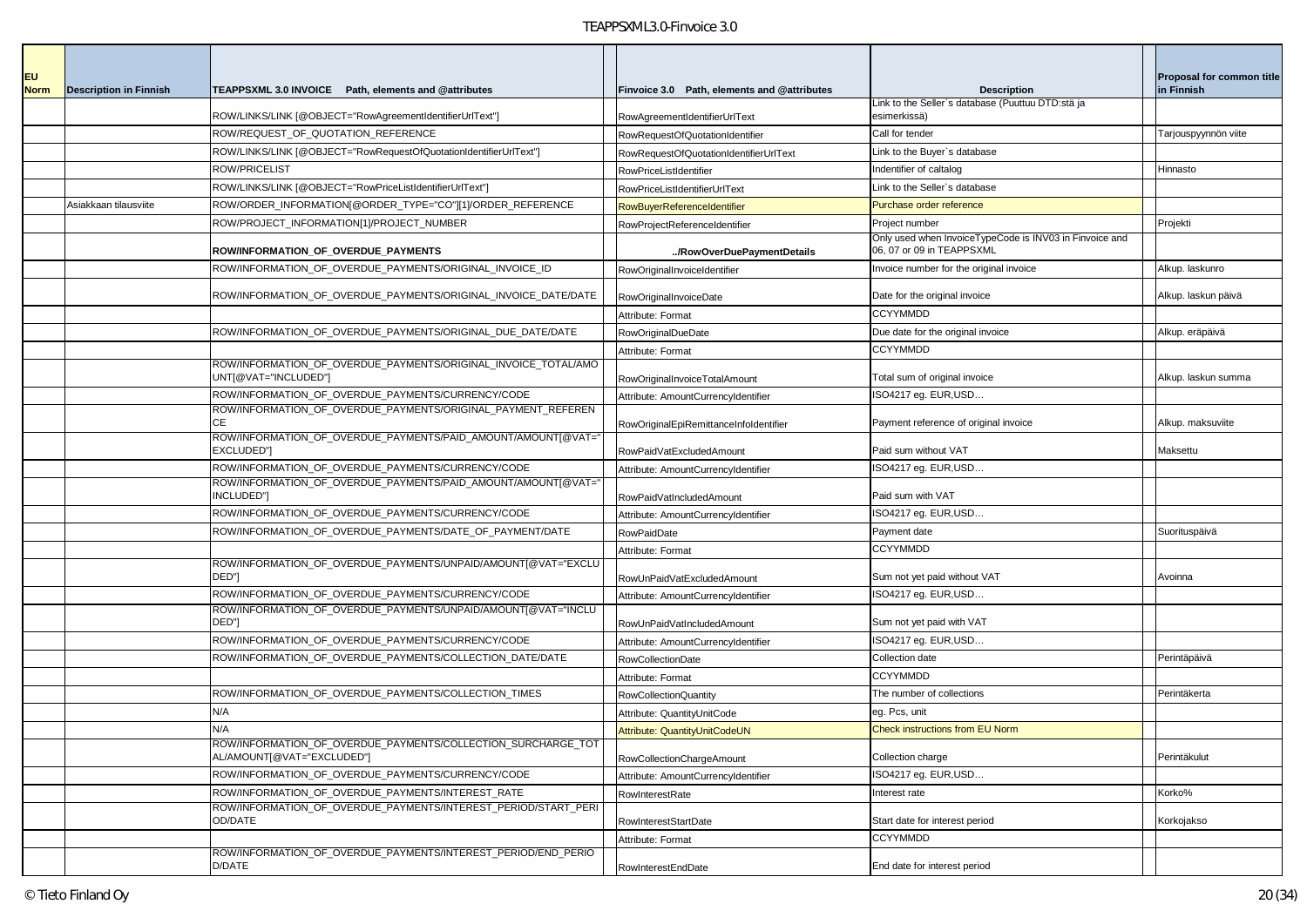| EU Norm | Description in Finnish | TEAPPSXML 3.0 INVOICE Path, elements and @attributes | | Finvoice 3.0 Path, elements and @attributes | Description | | Proposal for common title in Finnish |
|---|---|---|---|---|---|---|---|
| | | ROW/LINKS/LINK [@OBJECT="RowAgreementIdentifierUrlText"] | | RowAgreementIdentifierUrlText | Link to the Seller`s database (Puuttuu DTD:stä ja esimerkissä) | | |
| | | ROW/REQUEST_OF_QUOTATION_REFERENCE | | RowRequestOfQuotationIdentifier | Call for tender | | Tarjouspyynnön viite |
| | | ROW/LINKS/LINK [@OBJECT="RowRequestOfQuotationIdentifierUrlText"] | | RowRequestOfQuotationIdentifierUrlText | Link to the Buyer`s database | | |
| | | ROW/PRICELIST | | RowPriceListIdentifier | Indentifier of caltalog | | Hinnasto |
| | | ROW/LINKS/LINK [@OBJECT="RowPriceListIdentifierUrlText"] | | RowPriceListIdentifierUrlText | Link to the Seller`s database | | |
| | Asiakkaan tilausviite | ROW/ORDER_INFORMATION[@ORDER_TYPE="CO"][1]/ORDER_REFERENCE | | RowBuyerReferenceIdentifier | Purchase order reference | | |
| | | ROW/PROJECT_INFORMATION[1]/PROJECT_NUMBER | | RowProjectReferenceIdentifier | Project number | | Projekti |
| | | **ROW/INFORMATION_OF_OVERDUE_PAYMENTS** | | **../RowOverDuePaymentDetails** | Only used when InvoiceTypeCode is INV03 in Finvoice and 06, 07 or 09 in TEAPPSXML | | |
| | | ROW/INFORMATION_OF_OVERDUE_PAYMENTS/ORIGINAL_INVOICE_ID | | RowOriginalInvoiceIdentifier | Invoice number for the original invoice | | Alkup. laskunro |
| | | ROW/INFORMATION_OF_OVERDUE_PAYMENTS/ORIGINAL_INVOICE_DATE/DATE | | RowOriginalInvoiceDate | Date for the original invoice | | Alkup. laskun päivä |
| | | | | Attribute: Format | CCYYMMDD | | |
| | | ROW/INFORMATION_OF_OVERDUE_PAYMENTS/ORIGINAL_DUE_DATE/DATE | | RowOriginalDueDate | Due date for the original invoice | | Alkup. eräpäivä |
| | | | | Attribute: Format | CCYYMMDD | | |
| | | ROW/INFORMATION_OF_OVERDUE_PAYMENTS/ORIGINAL_INVOICE_TOTAL/AMOUNT[@VAT="INCLUDED"] | | RowOriginalInvoiceTotalAmount | Total sum of original invoice | | Alkup. laskun summa |
| | | ROW/INFORMATION_OF_OVERDUE_PAYMENTS/CURRENCY/CODE | | Attribute: AmountCurrencyIdentifier | ISO4217 eg. EUR,USD… | | |
| | | ROW/INFORMATION_OF_OVERDUE_PAYMENTS/ORIGINAL_PAYMENT_REFERENCE | | RowOriginalEpiRemittanceInfoIdentifier | Payment reference of original invoice | | Alkup. maksuviite |
| | | ROW/INFORMATION_OF_OVERDUE_PAYMENTS/PAID_AMOUNT/AMOUNT[@VAT="EXCLUDED"] | | RowPaidVatExcludedAmount | Paid sum without VAT | | Maksettu |
| | | ROW/INFORMATION_OF_OVERDUE_PAYMENTS/CURRENCY/CODE | | Attribute: AmountCurrencyIdentifier | ISO4217 eg. EUR,USD… | | |
| | | ROW/INFORMATION_OF_OVERDUE_PAYMENTS/PAID_AMOUNT/AMOUNT[@VAT="INCLUDED"] | | RowPaidVatIncludedAmount | Paid sum with VAT | | |
| | | ROW/INFORMATION_OF_OVERDUE_PAYMENTS/CURRENCY/CODE | | Attribute: AmountCurrencyIdentifier | ISO4217 eg. EUR,USD… | | |
| | | ROW/INFORMATION_OF_OVERDUE_PAYMENTS/DATE_OF_PAYMENT/DATE | | RowPaidDate | Payment date | | Suorituspäivä |
| | | | | Attribute: Format | CCYYMMDD | | |
| | | ROW/INFORMATION_OF_OVERDUE_PAYMENTS/UNPAID/AMOUNT[@VAT="EXCLUDED"] | | RowUnPaidVatExcludedAmount | Sum not yet paid without VAT | | Avoinna |
| | | ROW/INFORMATION_OF_OVERDUE_PAYMENTS/CURRENCY/CODE | | Attribute: AmountCurrencyIdentifier | ISO4217 eg. EUR,USD… | | |
| | | ROW/INFORMATION_OF_OVERDUE_PAYMENTS/UNPAID/AMOUNT[@VAT="INCLUDED"] | | RowUnPaidVatIncludedAmount | Sum not yet paid with VAT | | |
| | | ROW/INFORMATION_OF_OVERDUE_PAYMENTS/CURRENCY/CODE | | Attribute: AmountCurrencyIdentifier | ISO4217 eg. EUR,USD… | | |
| | | ROW/INFORMATION_OF_OVERDUE_PAYMENTS/COLLECTION_DATE/DATE | | RowCollectionDate | Collection date | | Perintäpäivä |
| | | | | Attribute: Format | CCYYMMDD | | |
| | | ROW/INFORMATION_OF_OVERDUE_PAYMENTS/COLLECTION_TIMES | | RowCollectionQuantity | The number of collections | | Perintäkerta |
| | | N/A | | Attribute: QuantityUnitCode | eg. Pcs, unit | | |
| | | N/A | | Attribute: QuantityUnitCodeUN | Check instructions from EU Norm | | |
| | | ROW/INFORMATION_OF_OVERDUE_PAYMENTS/COLLECTION_SURCHARGE_TOTAL/AMOUNT[@VAT="EXCLUDED"] | | RowCollectionChargeAmount | Collection charge | | Perintäkulut |
| | | ROW/INFORMATION_OF_OVERDUE_PAYMENTS/CURRENCY/CODE | | Attribute: AmountCurrencyIdentifier | ISO4217 eg. EUR,USD… | | |
| | | ROW/INFORMATION_OF_OVERDUE_PAYMENTS/INTEREST_RATE | | RowInterestRate | Interest rate | | Korko% |
| | | ROW/INFORMATION_OF_OVERDUE_PAYMENTS/INTEREST_PERIOD/START_PERIOD/DATE | | RowInterestStartDate | Start date for interest period | | Korkojakso |
| | | | | Attribute: Format | CCYYMMDD | | |
| | | ROW/INFORMATION_OF_OVERDUE_PAYMENTS/INTEREST_PERIOD/END_PERIOD/DATE | | RowInterestEndDate | End date for interest period | | |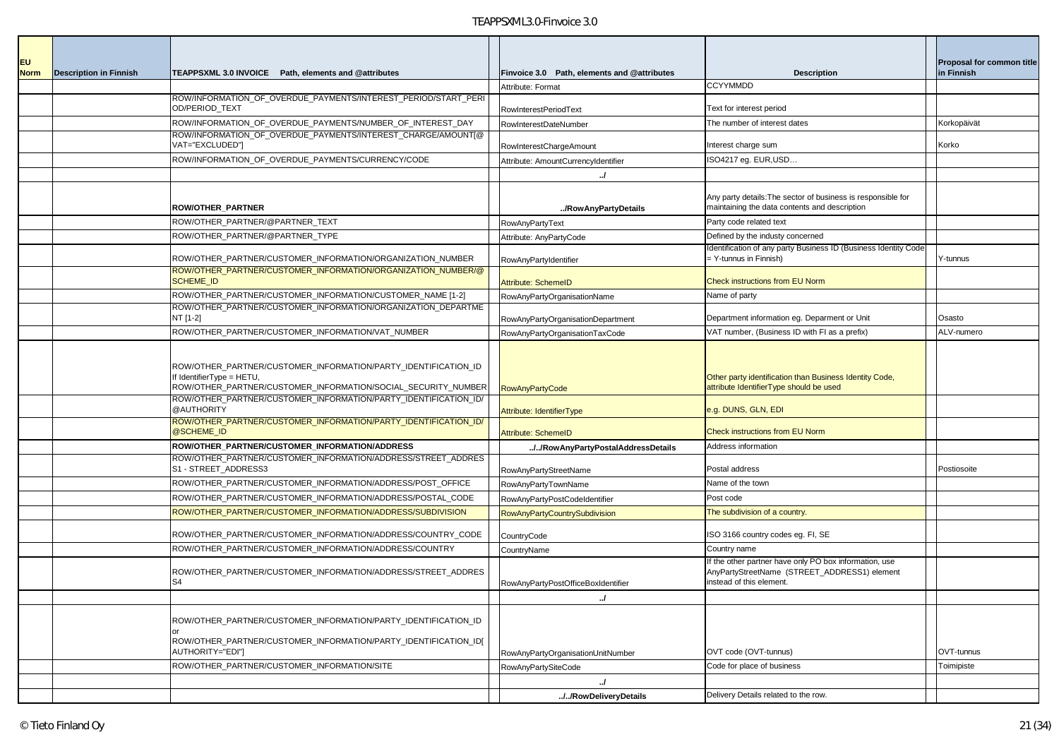| EU Norm | Description in Finnish | TEAPPSXML 3.0 INVOICE Path, elements and @attributes | | Finvoice 3.0 Path, elements and @attributes | Description | | Proposal for common title in Finnish |
|---|---|---|---|---|---|---|---|
| | | | | Attribute: Format | CCYYMMDD | | |
| | | ROW/INFORMATION_OF_OVERDUE_PAYMENTS/INTEREST_PERIOD/START_PERIOD/PERIOD_TEXT | | RowInterestPeriodText | Text for interest period | | |
| | | ROW/INFORMATION_OF_OVERDUE_PAYMENTS/NUMBER_OF_INTEREST_DAY | | RowInterestDateNumber | The number of interest dates | | Korkopäivät |
| | | ROW/INFORMATION_OF_OVERDUE_PAYMENTS/INTEREST_CHARGE/AMOUNT[@VAT="EXCLUDED"] | | RowInterestChargeAmount | Interest charge sum | | Korko |
| | | ROW/INFORMATION_OF_OVERDUE_PAYMENTS/CURRENCY/CODE | | Attribute: AmountCurrencyIdentifier | ISO4217 eg. EUR,USD… | | |
| | | | | ../ | | | |
| | | **ROW/OTHER_PARTNER** | | **../RowAnyPartyDetails** | Any party details:The sector of business is responsible for maintaining the data contents and description | | |
| | | ROW/OTHER_PARTNER/@PARTNER_TEXT | | RowAnyPartyText | Party code related text | | |
| | | ROW/OTHER_PARTNER/@PARTNER_TYPE | | Attribute: AnyPartyCode | Defined by the industy concerned | | |
| | | ROW/OTHER_PARTNER/CUSTOMER_INFORMATION/ORGANIZATION_NUMBER | | RowAnyPartyIdentifier | Identification of any party Business ID (Business Identity Code = Y-tunnus in Finnish) | | Y-tunnus |
| | | ROW/OTHER_PARTNER/CUSTOMER_INFORMATION/ORGANIZATION_NUMBER/@SCHEME_ID | | Attribute: SchemeID | Check instructions from EU Norm | | |
| | | ROW/OTHER_PARTNER/CUSTOMER_INFORMATION/CUSTOMER_NAME [1-2] | | RowAnyPartyOrganisationName | Name of party | | |
| | | ROW/OTHER_PARTNER/CUSTOMER_INFORMATION/ORGANIZATION_DEPARTMENT [1-2] | | RowAnyPartyOrganisationDepartment | Department information eg. Deparment or Unit | | Osasto |
| | | ROW/OTHER_PARTNER/CUSTOMER_INFORMATION/VAT_NUMBER | | RowAnyPartyOrganisationTaxCode | VAT number, (Business ID with FI as a prefix) | | ALV-numero |
| | | ROW/OTHER_PARTNER/CUSTOMER_INFORMATION/PARTY_IDENTIFICATION_ID If IdentifierType = HETU, ROW/OTHER_PARTNER/CUSTOMER_INFORMATION/SOCIAL_SECURITY_NUMBER | | RowAnyPartyCode | Other party identification than Business Identity Code, attribute IdentifierType should be used | | |
| | | ROW/OTHER_PARTNER/CUSTOMER_INFORMATION/PARTY_IDENTIFICATION_ID/@AUTHORITY | | Attribute: IdentifierType | e.g. DUNS, GLN, EDI | | |
| | | ROW/OTHER_PARTNER/CUSTOMER_INFORMATION/PARTY_IDENTIFICATION_ID/@SCHEME_ID | | Attribute: SchemeID | Check instructions from EU Norm | | |
| | | **ROW/OTHER_PARTNER/CUSTOMER_INFORMATION/ADDRESS** | | **../../RowAnyPartyPostalAddressDetails** | Address information | | |
| | | ROW/OTHER_PARTNER/CUSTOMER_INFORMATION/ADDRESS/STREET_ADDRESS1 - STREET_ADDRESS3 | | RowAnyPartyStreetName | Postal address | | Postiosoite |
| | | ROW/OTHER_PARTNER/CUSTOMER_INFORMATION/ADDRESS/POST_OFFICE | | RowAnyPartyTownName | Name of the town | | |
| | | ROW/OTHER_PARTNER/CUSTOMER_INFORMATION/ADDRESS/POSTAL_CODE | | RowAnyPartyPostCodeIdentifier | Post code | | |
| | | ROW/OTHER_PARTNER/CUSTOMER_INFORMATION/ADDRESS/SUBDIVISION | | RowAnyPartyCountrySubdivision | The subdivision of a country. | | |
| | | ROW/OTHER_PARTNER/CUSTOMER_INFORMATION/ADDRESS/COUNTRY_CODE | | CountryCode | ISO 3166 country codes eg. FI, SE | | |
| | | ROW/OTHER_PARTNER/CUSTOMER_INFORMATION/ADDRESS/COUNTRY | | CountryName | Country name | | |
| | | ROW/OTHER_PARTNER/CUSTOMER_INFORMATION/ADDRESS/STREET_ADDRESS4 | | RowAnyPartyPostOfficeBoxIdentifier | If the other partner have only PO box information, use AnyPartyStreetName (STREET_ADDRESS1) element instead of this element. | | |
| | | | | ../ | | | |
| | | ROW/OTHER_PARTNER/CUSTOMER_INFORMATION/PARTY_IDENTIFICATION_ID or ROW/OTHER_PARTNER/CUSTOMER_INFORMATION/PARTY_IDENTIFICATION_ID[AUTHORITY="EDI"] | | RowAnyPartyOrganisationUnitNumber | OVT code (OVT-tunnus) | | OVT-tunnus |
| | | ROW/OTHER_PARTNER/CUSTOMER_INFORMATION/SITE | | RowAnyPartySiteCode | Code for place of business | | Toimipiste |
| | | | | ../ | | | |
| | | | | **../../RowDeliveryDetails** | Delivery Details related to the row. | | |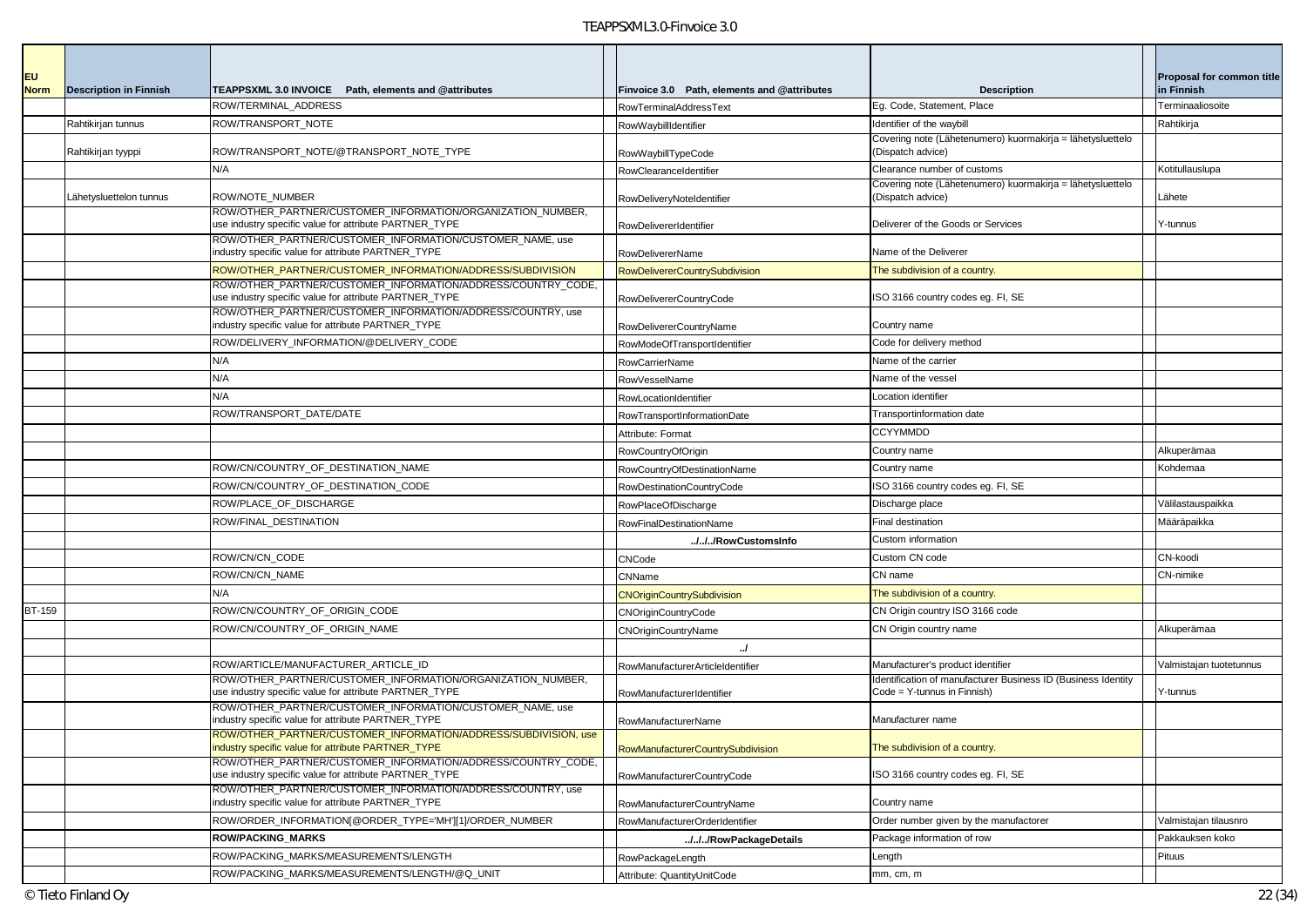| EU Norm | Description in Finnish | TEAPPSXML 3.0 INVOICE Path, elements and @attributes | | Finvoice 3.0 Path, elements and @attributes | Description | | Proposal for common title in Finnish |
|---|---|---|---|---|---|---|---|
| | | ROW/TERMINAL_ADDRESS | | RowTerminalAddressText | Eg. Code, Statement, Place | | Terminaaliosoite |
| | Rahtikirjan tunnus | ROW/TRANSPORT_NOTE | | RowWaybillIdentifier | Identifier of the waybill | | Rahtikirja |
| | Rahtikirjan tyyppi | ROW/TRANSPORT_NOTE/@TRANSPORT_NOTE_TYPE | | RowWaybillTypeCode | Covering note (Lähetenumero) kuormakirja = lähetysluettelo (Dispatch advice) | | |
| | | N/A | | RowClearanceIdentifier | Clearance number of customs | | Kotitullauslupa |
| | Lähetysluettelon tunnus | ROW/NOTE_NUMBER | | RowDeliveryNoteIdentifier | Covering note (Lähetenumero) kuormakirja = lähetysluettelo (Dispatch advice) | | Lähete |
| | | ROW/OTHER_PARTNER/CUSTOMER_INFORMATION/ORGANIZATION_NUMBER, use industry specific value for attribute PARTNER_TYPE | | RowDelivererIdentifier | Deliverer of the Goods or Services | | Y-tunnus |
| | | ROW/OTHER_PARTNER/CUSTOMER_INFORMATION/CUSTOMER_NAME, use industry specific value for attribute PARTNER_TYPE | | RowDelivererName | Name of the Deliverer | | |
| | | ROW/OTHER_PARTNER/CUSTOMER_INFORMATION/ADDRESS/SUBDIVISION | | RowDelivererCountrySubdivision | The subdivision of a country. | | |
| | | ROW/OTHER_PARTNER/CUSTOMER_INFORMATION/ADDRESS/COUNTRY_CODE, use industry specific value for attribute PARTNER_TYPE | | RowDelivererCountryCode | ISO 3166 country codes eg. FI, SE | | |
| | | ROW/OTHER_PARTNER/CUSTOMER_INFORMATION/ADDRESS/COUNTRY, use industry specific value for attribute PARTNER_TYPE | | RowDelivererCountryName | Country name | | |
| | | ROW/DELIVERY_INFORMATION/@DELIVERY_CODE | | RowModeOfTransportIdentifier | Code for delivery method | | |
| | | N/A | | RowCarrierName | Name of the carrier | | |
| | | N/A | | RowVesselName | Name of the vessel | | |
| | | N/A | | RowLocationIdentifier | Location identifier | | |
| | | ROW/TRANSPORT_DATE/DATE | | RowTransportInformationDate | Transportinformation date | | |
| | | | | Attribute: Format | CCYYMMDD | | |
| | | | | RowCountryOfOrigin | Country name | | Alkuperämaa |
| | | ROW/CN/COUNTRY_OF_DESTINATION_NAME | | RowCountryOfDestinationName | Country name | | Kohdemaa |
| | | ROW/CN/COUNTRY_OF_DESTINATION_CODE | | RowDestinationCountryCode | ISO 3166 country codes eg. FI, SE | | |
| | | ROW/PLACE_OF_DISCHARGE | | RowPlaceOfDischarge | Discharge place | | Välilastauspaikka |
| | | ROW/FINAL_DESTINATION | | RowFinalDestinationName | Final destination | | Määräpaikka |
| | | | | **../../../RowCustomsInfo** | Custom information | | |
| | | ROW/CN/CN_CODE | | CNCode | Custom CN code | | CN-koodi |
| | | ROW/CN/CN_NAME | | CNName | CN name | | CN-nimike |
| | | N/A | | CNOriginCountrySubdivision | The subdivision of a country. | | |
| BT-159 | | ROW/CN/COUNTRY_OF_ORIGIN_CODE | | CNOriginCountryCode | CN Origin country ISO 3166 code | | |
| | | ROW/CN/COUNTRY_OF_ORIGIN_NAME | | CNOriginCountryName | CN Origin country name | | Alkuperämaa |
| | | | | **../** | | | |
| | | ROW/ARTICLE/MANUFACTURER_ARTICLE_ID | | RowManufacturerArticleIdentifier | Manufacturer's product identifier | | Valmistajan tuotetunnus |
| | | ROW/OTHER_PARTNER/CUSTOMER_INFORMATION/ORGANIZATION_NUMBER, use industry specific value for attribute PARTNER_TYPE | | RowManufacturerIdentifier | Identification of manufacturer Business ID (Business Identity Code = Y-tunnus in Finnish) | | Y-tunnus |
| | | ROW/OTHER_PARTNER/CUSTOMER_INFORMATION/CUSTOMER_NAME, use industry specific value for attribute PARTNER_TYPE | | RowManufacturerName | Manufacturer name | | |
| | | ROW/OTHER_PARTNER/CUSTOMER_INFORMATION/ADDRESS/SUBDIVISION, use industry specific value for attribute PARTNER_TYPE | | RowManufacturerCountrySubdivision | The subdivision of a country. | | |
| | | ROW/OTHER_PARTNER/CUSTOMER_INFORMATION/ADDRESS/COUNTRY_CODE, use industry specific value for attribute PARTNER_TYPE | | RowManufacturerCountryCode | ISO 3166 country codes eg. FI, SE | | |
| | | ROW/OTHER_PARTNER/CUSTOMER_INFORMATION/ADDRESS/COUNTRY, use industry specific value for attribute PARTNER_TYPE | | RowManufacturerCountryName | Country name | | |
| | | ROW/ORDER_INFORMATION[@ORDER_TYPE='MH'][1]/ORDER_NUMBER | | RowManufacturerOrderIdentifier | Order number given by the manufactorer | | Valmistajan tilausnro |
| | | **ROW/PACKING_MARKS** | | **../../../RowPackageDetails** | Package information of row | | Pakkauksen koko |
| | | ROW/PACKING_MARKS/MEASUREMENTS/LENGTH | | RowPackageLength | Length | | Pituus |
| | | ROW/PACKING_MARKS/MEASUREMENTS/LENGTH/@Q_UNIT | | Attribute: QuantityUnitCode | mm, cm, m | | |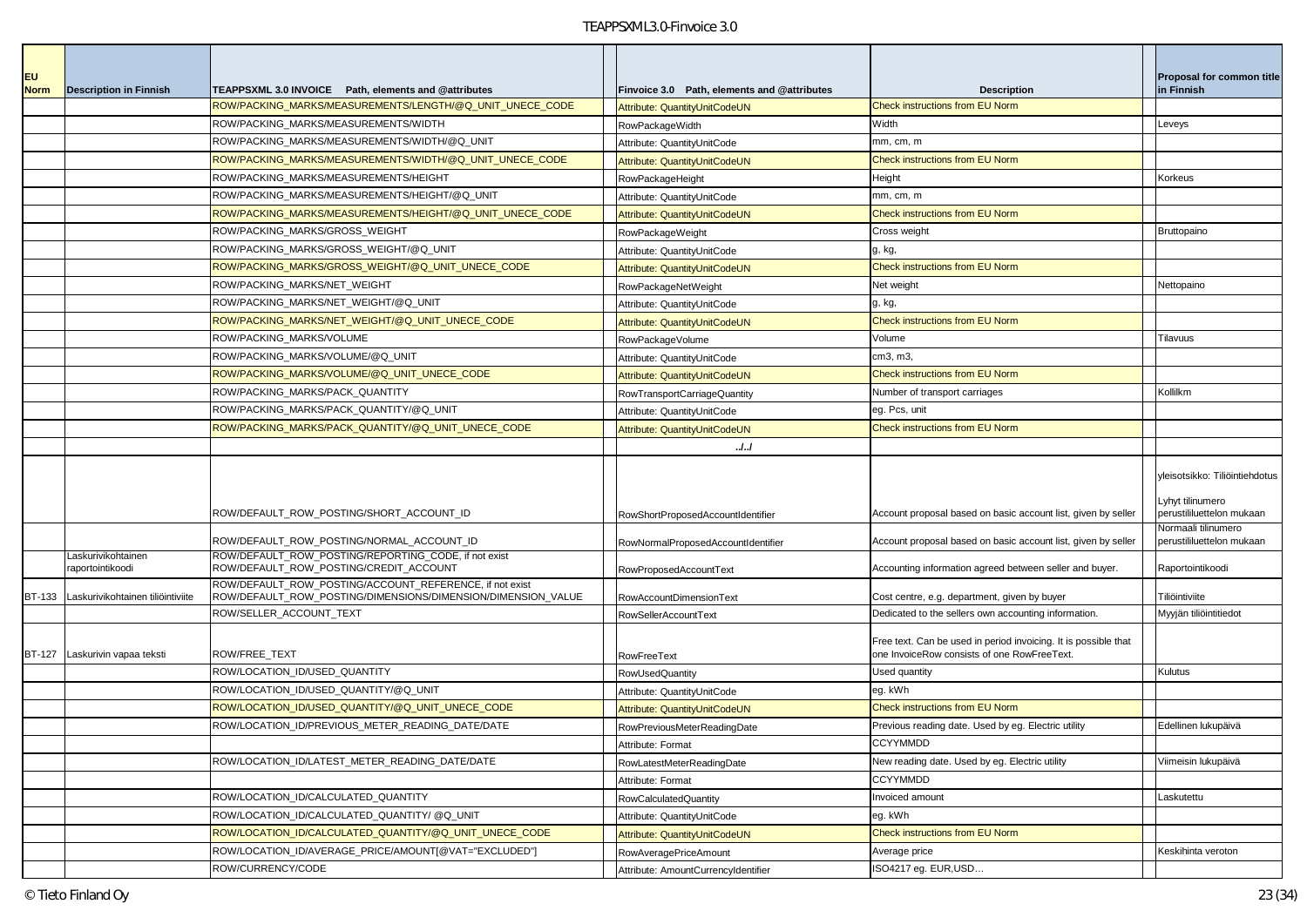| EU Norm | Description in Finnish | TEAPPSXML 3.0 INVOICE Path, elements and @attributes | Finvoice 3.0 Path, elements and @attributes | Description | Proposal for common title in Finnish |
|---|---|---|---|---|---|
| | | ROW/PACKING_MARKS/MEASUREMENTS/LENGTH/@Q_UNIT_UNECE_CODE | Attribute: QuantityUnitCodeUN | Check instructions from EU Norm | |
| | | ROW/PACKING_MARKS/MEASUREMENTS/WIDTH | RowPackageWidth | Width | Leveys |
| | | ROW/PACKING_MARKS/MEASUREMENTS/WIDTH/@Q_UNIT | Attribute: QuantityUnitCode | mm, cm, m | |
| | | ROW/PACKING_MARKS/MEASUREMENTS/WIDTH/@Q_UNIT_UNECE_CODE | Attribute: QuantityUnitCodeUN | Check instructions from EU Norm | |
| | | ROW/PACKING_MARKS/MEASUREMENTS/HEIGHT | RowPackageHeight | Height | Korkeus |
| | | ROW/PACKING_MARKS/MEASUREMENTS/HEIGHT/@Q_UNIT | Attribute: QuantityUnitCode | mm, cm, m | |
| | | ROW/PACKING_MARKS/MEASUREMENTS/HEIGHT/@Q_UNIT_UNECE_CODE | Attribute: QuantityUnitCodeUN | Check instructions from EU Norm | |
| | | ROW/PACKING_MARKS/GROSS_WEIGHT | RowPackageWeight | Cross weight | Bruttopaino |
| | | ROW/PACKING_MARKS/GROSS_WEIGHT/@Q_UNIT | Attribute: QuantityUnitCode | g, kg, | |
| | | ROW/PACKING_MARKS/GROSS_WEIGHT/@Q_UNIT_UNECE_CODE | Attribute: QuantityUnitCodeUN | Check instructions from EU Norm | |
| | | ROW/PACKING_MARKS/NET_WEIGHT | RowPackageNetWeight | Net weight | Nettopaino |
| | | ROW/PACKING_MARKS/NET_WEIGHT/@Q_UNIT | Attribute: QuantityUnitCode | g, kg, | |
| | | ROW/PACKING_MARKS/NET_WEIGHT/@Q_UNIT_UNECE_CODE | Attribute: QuantityUnitCodeUN | Check instructions from EU Norm | |
| | | ROW/PACKING_MARKS/VOLUME | RowPackageVolume | Volume | Tilavuus |
| | | ROW/PACKING_MARKS/VOLUME/@Q_UNIT | Attribute: QuantityUnitCode | cm3, m3, | |
| | | ROW/PACKING_MARKS/VOLUME/@Q_UNIT_UNECE_CODE | Attribute: QuantityUnitCodeUN | Check instructions from EU Norm | |
| | | ROW/PACKING_MARKS/PACK_QUANTITY | RowTransportCarriageQuantity | Number of transport carriages | Kollilkm |
| | | ROW/PACKING_MARKS/PACK_QUANTITY/@Q_UNIT | Attribute: QuantityUnitCode | eg. Pcs, unit | |
| | | ROW/PACKING_MARKS/PACK_QUANTITY/@Q_UNIT_UNECE_CODE | Attribute: QuantityUnitCodeUN | Check instructions from EU Norm | |
| | | | ../../ | | |
| | | ROW/DEFAULT_ROW_POSTING/SHORT_ACCOUNT_ID | RowShortProposedAccountIdentifier | Account proposal based on basic account list, given by seller | yleisotsikko: Tiliöintiehdotus<br><br>Lyhyt tilinumero perustililuettelon mukaan |
| | | ROW/DEFAULT_ROW_POSTING/NORMAL_ACCOUNT_ID | RowNormalProposedAccountIdentifier | Account proposal based on basic account list, given by seller | Normaali tilinumero perustililuettelon mukaan |
| | Laskurivikohtainen raportointikoodi | ROW/DEFAULT_ROW_POSTING/REPORTING_CODE, if not exist ROW/DEFAULT_ROW_POSTING/CREDIT_ACCOUNT | RowProposedAccountText | Accounting information agreed between seller and buyer. | Raportointikoodi |
| BT-133 | Laskurivikohtainen tiliöintiviite | ROW/DEFAULT_ROW_POSTING/ACCOUNT_REFERENCE, if not exist ROW/DEFAULT_ROW_POSTING/DIMENSIONS/DIMENSION/DIMENSION_VALUE | RowAccountDimensionText | Cost centre, e.g. department, given by buyer | Tiliöintiviite |
| | | ROW/SELLER_ACCOUNT_TEXT | RowSellerAccountText | Dedicated to the sellers own accounting information. | Myyjän tiliöintitiedot |
| BT-127 | Laskurivin vapaa teksti | ROW/FREE_TEXT | RowFreeText | Free text. Can be used in period invoicing. It is possible that one InvoiceRow consists of one RowFreeText. | |
| | | ROW/LOCATION_ID/USED_QUANTITY | RowUsedQuantity | Used quantity | Kulutus |
| | | ROW/LOCATION_ID/USED_QUANTITY/@Q_UNIT | Attribute: QuantityUnitCode | eg. kWh | |
| | | ROW/LOCATION_ID/USED_QUANTITY/@Q_UNIT_UNECE_CODE | Attribute: QuantityUnitCodeUN | Check instructions from EU Norm | |
| | | ROW/LOCATION_ID/PREVIOUS_METER_READING_DATE/DATE | RowPreviousMeterReadingDate | Previous reading date. Used by eg. Electric utility | Edellinen lukupäivä |
| | | | Attribute: Format | CCYYMMDD | |
| | | ROW/LOCATION_ID/LATEST_METER_READING_DATE/DATE | RowLatestMeterReadingDate | New reading date. Used by eg. Electric utility | Viimeisin lukupäivä |
| | | | Attribute: Format | CCYYMMDD | |
| | | ROW/LOCATION_ID/CALCULATED_QUANTITY | RowCalculatedQuantity | Invoiced amount | Laskutettu |
| | | ROW/LOCATION_ID/CALCULATED_QUANTITY/ @Q_UNIT | Attribute: QuantityUnitCode | eg. kWh | |
| | | ROW/LOCATION_ID/CALCULATED_QUANTITY/@Q_UNIT_UNECE_CODE | Attribute: QuantityUnitCodeUN | Check instructions from EU Norm | |
| | | ROW/LOCATION_ID/AVERAGE_PRICE/AMOUNT[@VAT="EXCLUDED"] | RowAveragePriceAmount | Average price | Keskihinta veroton |
| | | ROW/CURRENCY/CODE | Attribute: AmountCurrencyIdentifier | ISO4217 eg. EUR,USD… | |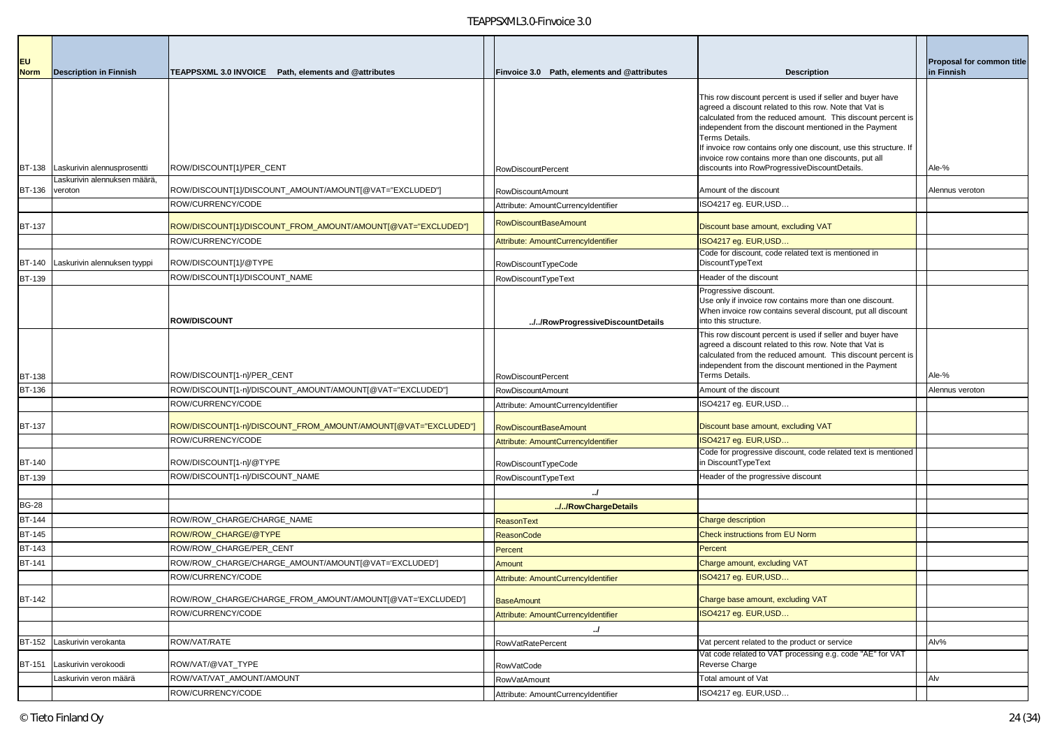| EU Norm | Description in Finnish | TEAPPSXML 3.0 INVOICE Path, elements and @attributes | | Finvoice 3.0 Path, elements and @attributes | Description | | Proposal for common title in Finnish |
|---|---|---|---|---|---|---|---|
| BT-138 | Laskurivin alennusprosentti | ROW/DISCOUNT[1]/PER_CENT | | RowDiscountPercent | This row discount percent is used if seller and buyer have agreed a discount related to this row. Note that Vat is calculated from the reduced amount. This discount percent is independent from the discount mentioned in the Payment Terms Details. If invoice row contains only one discount, use this structure. If invoice row contains more than one discounts, put all discounts into RowProgressiveDiscountDetails. | | Ale-% |
| BT-136 | Laskurivin alennuksen määrä, veroton | ROW/DISCOUNT[1]/DISCOUNT_AMOUNT/AMOUNT[@VAT="EXCLUDED"] | | RowDiscountAmount | Amount of the discount | | Alennus veroton |
| | | ROW/CURRENCY/CODE | | Attribute: AmountCurrencyIdentifier | ISO4217 eg. EUR,USD… | | |
| BT-137 | | ROW/DISCOUNT[1]/DISCOUNT_FROM_AMOUNT/AMOUNT[@VAT="EXCLUDED"] | | RowDiscountBaseAmount | Discount base amount, excluding VAT | | |
| | | ROW/CURRENCY/CODE | | Attribute: AmountCurrencyIdentifier | ISO4217 eg. EUR,USD… | | |
| BT-140 | Laskurivin alennuksen tyyppi | ROW/DISCOUNT[1]/@TYPE | | RowDiscountTypeCode | Code for discount, code related text is mentioned in DiscountTypeText | | |
| BT-139 | | ROW/DISCOUNT[1]/DISCOUNT_NAME | | RowDiscountTypeText | Header of the discount | | |
| | | **ROW/DISCOUNT** | | **../../RowProgressiveDiscountDetails** | Progressive discount. Use only if invoice row contains more than one discount. When invoice row contains several discount, put all discount into this structure. | | |
| BT-138 | | ROW/DISCOUNT[1-n]/PER_CENT | | RowDiscountPercent | This row discount percent is used if seller and buyer have agreed a discount related to this row. Note that Vat is calculated from the reduced amount. This discount percent is independent from the discount mentioned in the Payment Terms Details. | | Ale-% |
| BT-136 | | ROW/DISCOUNT[1-n]/DISCOUNT_AMOUNT/AMOUNT[@VAT="EXCLUDED"] | | RowDiscountAmount | Amount of the discount | | Alennus veroton |
| | | ROW/CURRENCY/CODE | | Attribute: AmountCurrencyIdentifier | ISO4217 eg. EUR,USD… | | |
| BT-137 | | ROW/DISCOUNT[1-n]/DISCOUNT_FROM_AMOUNT/AMOUNT[@VAT="EXCLUDED"] | | RowDiscountBaseAmount | Discount base amount, excluding VAT | | |
| | | ROW/CURRENCY/CODE | | Attribute: AmountCurrencyIdentifier | ISO4217 eg. EUR,USD… | | |
| BT-140 | | ROW/DISCOUNT[1-n]/@TYPE | | RowDiscountTypeCode | Code for progressive discount, code related text is mentioned in DiscountTypeText | | |
| BT-139 | | ROW/DISCOUNT[1-n]/DISCOUNT_NAME | | RowDiscountTypeText | Header of the progressive discount | | |
| | | | | **../** | | | |
| BG-28 | | | | **../../RowChargeDetails** | | | |
| BT-144 | | ROW/ROW_CHARGE/CHARGE_NAME | | ReasonText | Charge description | | |
| BT-145 | | ROW/ROW_CHARGE/@TYPE | | ReasonCode | Check instructions from EU Norm | | |
| BT-143 | | ROW/ROW_CHARGE/PER_CENT | | Percent | Percent | | |
| BT-141 | | ROW/ROW_CHARGE/CHARGE_AMOUNT/AMOUNT[@VAT='EXCLUDED'] | | Amount | Charge amount, excluding VAT | | |
| | | ROW/CURRENCY/CODE | | Attribute: AmountCurrencyIdentifier | ISO4217 eg. EUR,USD… | | |
| BT-142 | | ROW/ROW_CHARGE/CHARGE_FROM_AMOUNT/AMOUNT[@VAT='EXCLUDED'] | | BaseAmount | Charge base amount, excluding VAT | | |
| | | ROW/CURRENCY/CODE | | Attribute: AmountCurrencyIdentifier | ISO4217 eg. EUR,USD… | | |
| | | | | **../** | | | |
| BT-152 | Laskurivin verokanta | ROW/VAT/RATE | | RowVatRatePercent | Vat percent related to the product or service | | Alv% |
| BT-151 | Laskurivin verokoodi | ROW/VAT/@VAT_TYPE | | RowVatCode | Vat code related to VAT processing e.g. code "AE" for VAT Reverse Charge | | |
| | Laskurivin veron määrä | ROW/VAT/VAT_AMOUNT/AMOUNT | | RowVatAmount | Total amount of Vat | | Alv |
| | | ROW/CURRENCY/CODE | | Attribute: AmountCurrencyIdentifier | ISO4217 eg. EUR,USD… | | |

© Tieto Finland Oy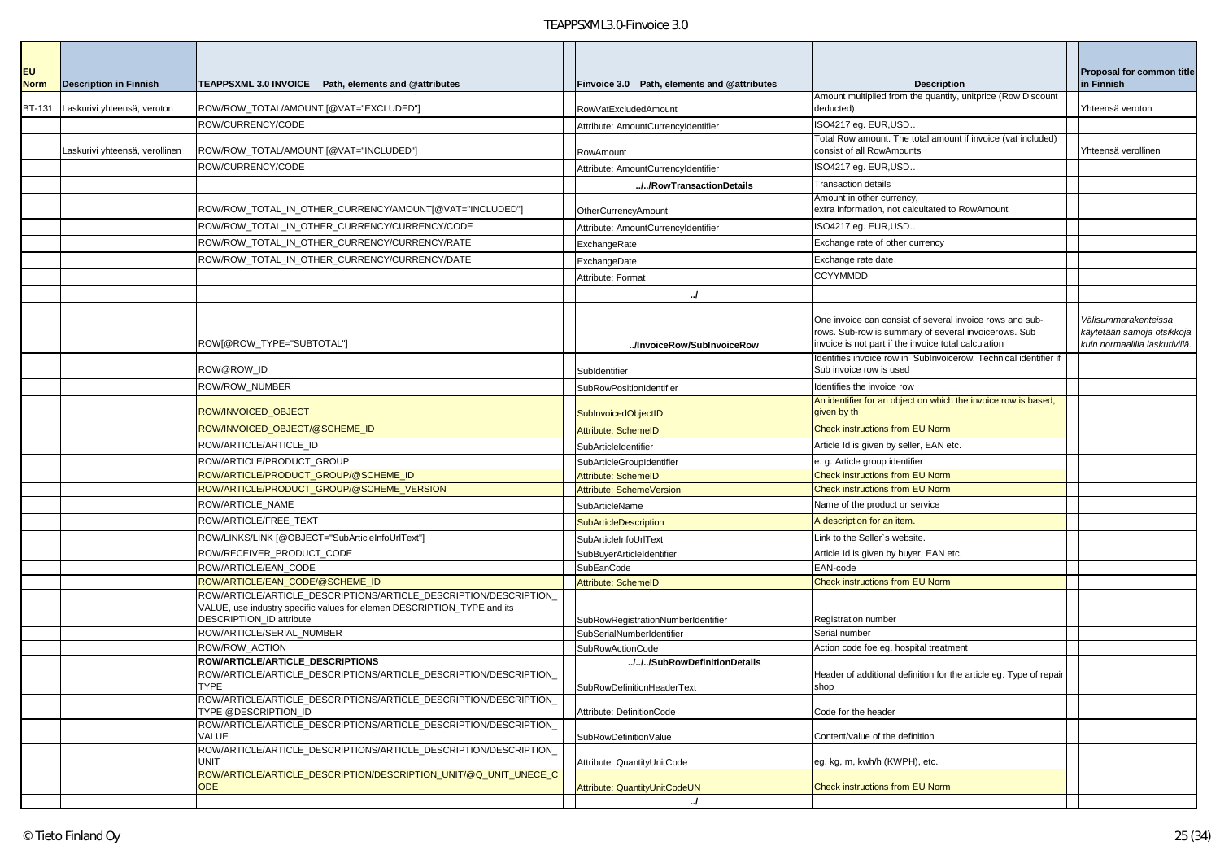| EU Norm | Description in Finnish | TEAPPSXML 3.0 INVOICE Path, elements and @attributes | | Finvoice 3.0 Path, elements and @attributes | Description | | Proposal for common title in Finnish |
|---|---|---|---|---|---|---|---|
| BT-131 | Laskurivi yhteensä, veroton | ROW/ROW_TOTAL/AMOUNT [@VAT="EXCLUDED"] | | RowVatExcludedAmount | Amount multiplied from the quantity, unitprice (Row Discount deducted) | | Yhteensä veroton |
| | | ROW/CURRENCY/CODE | | Attribute: AmountCurrencyIdentifier | ISO4217 eg. EUR,USD… | | |
| | Laskurivi yhteensä, verollinen | ROW/ROW_TOTAL/AMOUNT [@VAT="INCLUDED"] | | RowAmount | Total Row amount. The total amount if invoice (vat included) consist of all RowAmounts | | Yhteensä verollinen |
| | | ROW/CURRENCY/CODE | | Attribute: AmountCurrencyIdentifier | ISO4217 eg. EUR,USD… | | |
| | | | | **../../RowTransactionDetails** | Transaction details | | |
| | | ROW/ROW_TOTAL_IN_OTHER_CURRENCY/AMOUNT[@VAT="INCLUDED"] | | OtherCurrencyAmount | Amount in other currency, extra information, not calcultated to RowAmount | | |
| | | ROW/ROW_TOTAL_IN_OTHER_CURRENCY/CURRENCY/CODE | | Attribute: AmountCurrencyIdentifier | ISO4217 eg. EUR,USD… | | |
| | | ROW/ROW_TOTAL_IN_OTHER_CURRENCY/CURRENCY/RATE | | ExchangeRate | Exchange rate of other currency | | |
| | | ROW/ROW_TOTAL_IN_OTHER_CURRENCY/CURRENCY/DATE | | ExchangeDate | Exchange rate date | | |
| | | | | Attribute: Format | CCYYMMDD | | |
| | | | | **../** | | | |
| | | ROW[@ROW_TYPE="SUBTOTAL"] | | **../InvoiceRow/SubInvoiceRow** | One invoice can consist of several invoice rows and sub-rows. Sub-row is summary of several invoicerows. Sub invoice is not part if the invoice total calculation | | *Välisummarakenteissa käytetään samoja otsikkoja kuin normaalilla laskurivillä.* |
| | | ROW@ROW_ID | | SubIdentifier | Identifies invoice row in SubInvoicerow. Technical identifier if Sub invoice row is used | | |
| | | ROW/ROW_NUMBER | | SubRowPositionIdentifier | Identifies the invoice row | | |
| | | ROW/INVOICED_OBJECT | | SubInvoicedObjectID | An identifier for an object on which the invoice row is based, given by th | | |
| | | ROW/INVOICED_OBJECT/@SCHEME_ID | | Attribute: SchemeID | Check instructions from EU Norm | | |
| | | ROW/ARTICLE/ARTICLE_ID | | SubArticleIdentifier | Article Id is given by seller, EAN etc. | | |
| | | ROW/ARTICLE/PRODUCT_GROUP | | SubArticleGroupIdentifier | e. g. Article group identifier | | |
| | | ROW/ARTICLE/PRODUCT_GROUP/@SCHEME_ID | | Attribute: SchemeID | Check instructions from EU Norm | | |
| | | ROW/ARTICLE/PRODUCT_GROUP/@SCHEME_VERSION | | Attribute: SchemeVersion | Check instructions from EU Norm | | |
| | | ROW/ARTICLE_NAME | | SubArticleName | Name of the product or service | | |
| | | ROW/ARTICLE/FREE_TEXT | | SubArticleDescription | A description for an item. | | |
| | | ROW/LINKS/LINK [@OBJECT="SubArticleInfoUrlText"] | | SubArticleInfoUrlText | Link to the Seller`s website. | | |
| | | ROW/RECEIVER_PRODUCT_CODE | | SubBuyerArticleIdentifier | Article Id is given by buyer, EAN etc. | | |
| | | ROW/ARTICLE/EAN_CODE | | SubEanCode | EAN-code | | |
| | | ROW/ARTICLE/EAN_CODE/@SCHEME_ID | | Attribute: SchemeID | Check instructions from EU Norm | | |
| | | ROW/ARTICLE/ARTICLE_DESCRIPTIONS/ARTICLE_DESCRIPTION/DESCRIPTION_VALUE, use industry specific values for elemen DESCRIPTION_TYPE and its DESCRIPTION_ID attribute | | SubRowRegistrationNumberIdentifier | Registration number | | |
| | | ROW/ARTICLE/SERIAL_NUMBER | | SubSerialNumberIdentifier | Serial number | | |
| | | ROW/ROW_ACTION | | SubRowActionCode | Action code foe eg. hospital treatment | | |
| | | **ROW/ARTICLE/ARTICLE_DESCRIPTIONS** | | **../../../SubRowDefinitionDetails** | | | |
| | | ROW/ARTICLE/ARTICLE_DESCRIPTIONS/ARTICLE_DESCRIPTION/DESCRIPTION_TYPE | | SubRowDefinitionHeaderText | Header of additional definition for the article eg. Type of repair shop | | |
| | | ROW/ARTICLE/ARTICLE_DESCRIPTIONS/ARTICLE_DESCRIPTION/DESCRIPTION_TYPE @DESCRIPTION_ID | | Attribute: DefinitionCode | Code for the header | | |
| | | ROW/ARTICLE/ARTICLE_DESCRIPTIONS/ARTICLE_DESCRIPTION/DESCRIPTION_VALUE | | SubRowDefinitionValue | Content/value of the definition | | |
| | | ROW/ARTICLE/ARTICLE_DESCRIPTIONS/ARTICLE_DESCRIPTION/DESCRIPTION_UNIT | | Attribute: QuantityUnitCode | eg. kg, m, kwh/h (KWPH), etc. | | |
| | | ROW/ARTICLE/ARTICLE_DESCRIPTION/DESCRIPTION_UNIT/@Q_UNIT_UNECE_CODE | | Attribute: QuantityUnitCodeUN | Check instructions from EU Norm | | |
| | | | | **../** | | | |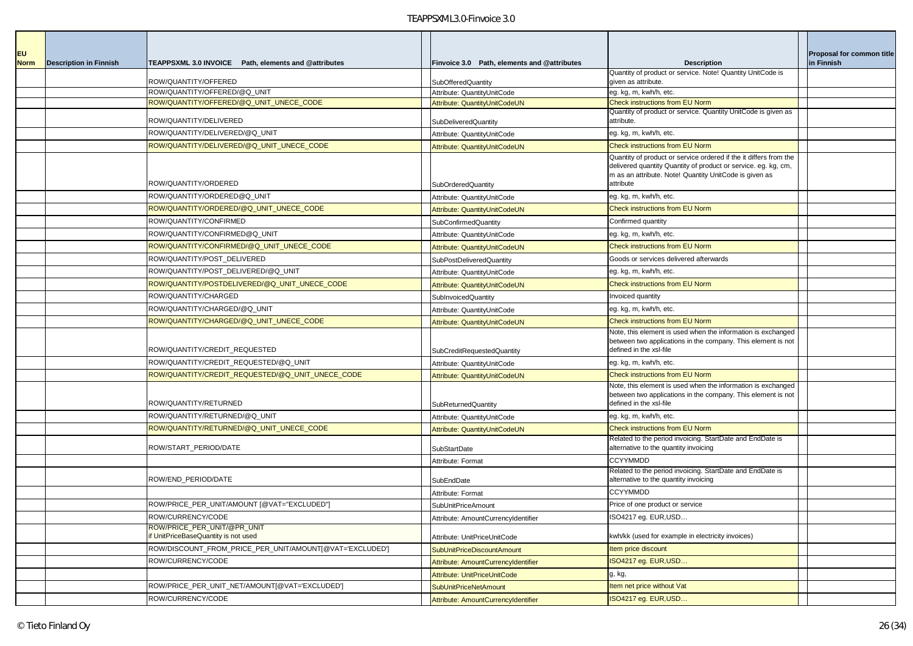| EU Norm | Description in Finnish | TEAPPSXML 3.0 INVOICE Path, elements and @attributes | | Finvoice 3.0 Path, elements and @attributes | Description | | Proposal for common title in Finnish |
|---|---|---|---|---|---|---|---|
| | | ROW/QUANTITY/OFFERED | | SubOfferedQuantity | Quantity of product or service. Note! Quantity UnitCode is given as attribute. | | |
| | | ROW/QUANTITY/OFFERED/@Q_UNIT | | Attribute: QuantityUnitCode | eg. kg, m, kwh/h, etc. | | |
| | | ROW/QUANTITY/OFFERED/@Q_UNIT_UNECE_CODE | | Attribute: QuantityUnitCodeUN | Check instructions from EU Norm | | |
| | | ROW/QUANTITY/DELIVERED | | SubDeliveredQuantity | Quantity of product or service. Quantity UnitCode is given as attribute. | | |
| | | ROW/QUANTITY/DELIVERED/@Q_UNIT | | Attribute: QuantityUnitCode | eg. kg, m, kwh/h, etc. | | |
| | | ROW/QUANTITY/DELIVERED/@Q_UNIT_UNECE_CODE | | Attribute: QuantityUnitCodeUN | Check instructions from EU Norm | | |
| | | ROW/QUANTITY/ORDERED | | SubOrderedQuantity | Quantity of product or service ordered if the it differs from the delivered quantity Quantity of product or service. eg. kg, cm, m as an attribute. Note! Quantity UnitCode is given as attribute | | |
| | | ROW/QUANTITY/ORDERED@Q_UNIT | | Attribute: QuantityUnitCode | eg. kg, m, kwh/h, etc. | | |
| | | ROW/QUANTITY/ORDERED/@Q_UNIT_UNECE_CODE | | Attribute: QuantityUnitCodeUN | Check instructions from EU Norm | | |
| | | ROW/QUANTITY/CONFIRMED | | SubConfirmedQuantity | Confirmed quantity | | |
| | | ROW/QUANTITY/CONFIRMED@Q_UNIT | | Attribute: QuantityUnitCode | eg. kg, m, kwh/h, etc. | | |
| | | ROW/QUANTITY/CONFIRMED/@Q_UNIT_UNECE_CODE | | Attribute: QuantityUnitCodeUN | Check instructions from EU Norm | | |
| | | ROW/QUANTITY/POST_DELIVERED | | SubPostDeliveredQuantity | Goods or services delivered afterwards | | |
| | | ROW/QUANTITY/POST_DELIVERED/@Q_UNIT | | Attribute: QuantityUnitCode | eg. kg, m, kwh/h, etc. | | |
| | | ROW/QUANTITY/POSTDELIVERED/@Q_UNIT_UNECE_CODE | | Attribute: QuantityUnitCodeUN | Check instructions from EU Norm | | |
| | | ROW/QUANTITY/CHARGED | | SubInvoicedQuantity | Invoiced quantity | | |
| | | ROW/QUANTITY/CHARGED/@Q_UNIT | | Attribute: QuantityUnitCode | eg. kg, m, kwh/h, etc. | | |
| | | ROW/QUANTITY/CHARGED/@Q_UNIT_UNECE_CODE | | Attribute: QuantityUnitCodeUN | Check instructions from EU Norm | | |
| | | ROW/QUANTITY/CREDIT_REQUESTED | | SubCreditRequestedQuantity | Note, this element is used when the information is exchanged between two applications in the company. This element is not defined in the xsl-file | | |
| | | ROW/QUANTITY/CREDIT_REQUESTED/@Q_UNIT | | Attribute: QuantityUnitCode | eg. kg, m, kwh/h, etc. | | |
| | | ROW/QUANTITY/CREDIT_REQUESTED/@Q_UNIT_UNECE_CODE | | Attribute: QuantityUnitCodeUN | Check instructions from EU Norm | | |
| | | ROW/QUANTITY/RETURNED | | SubReturnedQuantity | Note, this element is used when the information is exchanged between two applications in the company. This element is not defined in the xsl-file | | |
| | | ROW/QUANTITY/RETURNED/@Q_UNIT | | Attribute: QuantityUnitCode | eg. kg, m, kwh/h, etc. | | |
| | | ROW/QUANTITY/RETURNED/@Q_UNIT_UNECE_CODE | | Attribute: QuantityUnitCodeUN | Check instructions from EU Norm | | |
| | | ROW/START_PERIOD/DATE | | SubStartDate | Related to the period invoicing. StartDate and EndDate is alternative to the quantity invoicing | | |
| | | | | Attribute: Format | CCYYMMDD | | |
| | | ROW/END_PERIOD/DATE | | SubEndDate | Related to the period invoicing. StartDate and EndDate is alternative to the quantity invoicing | | |
| | | | | Attribute: Format | CCYYMMDD | | |
| | | ROW/PRICE_PER_UNIT/AMOUNT [@VAT="EXCLUDED"] | | SubUnitPriceAmount | Price of one product or service | | |
| | | ROW/CURRENCY/CODE | | Attribute: AmountCurrencyIdentifier | ISO4217 eg. EUR,USD… | | |
| | | ROW/PRICE_PER_UNIT/@PR_UNIT if UnitPriceBaseQuantity is not used | | Attribute: UnitPriceUnitCode | kwh/kk (used for example in electricity invoices) | | |
| | | ROW/DISCOUNT_FROM_PRICE_PER_UNIT/AMOUNT[@VAT='EXCLUDED'] | | SubUnitPriceDiscountAmount | Item price discount | | |
| | | ROW/CURRENCY/CODE | | Attribute: AmountCurrencyIdentifier | ISO4217 eg. EUR,USD… | | |
| | | | | Attribute: UnitPriceUnitCode | g, kg, | | |
| | | ROW/PRICE_PER_UNIT_NET/AMOUNT[@VAT='EXCLUDED'] | | SubUnitPriceNetAmount | Item net price without Vat | | |
| | | ROW/CURRENCY/CODE | | Attribute: AmountCurrencyIdentifier | ISO4217 eg. EUR,USD… | | |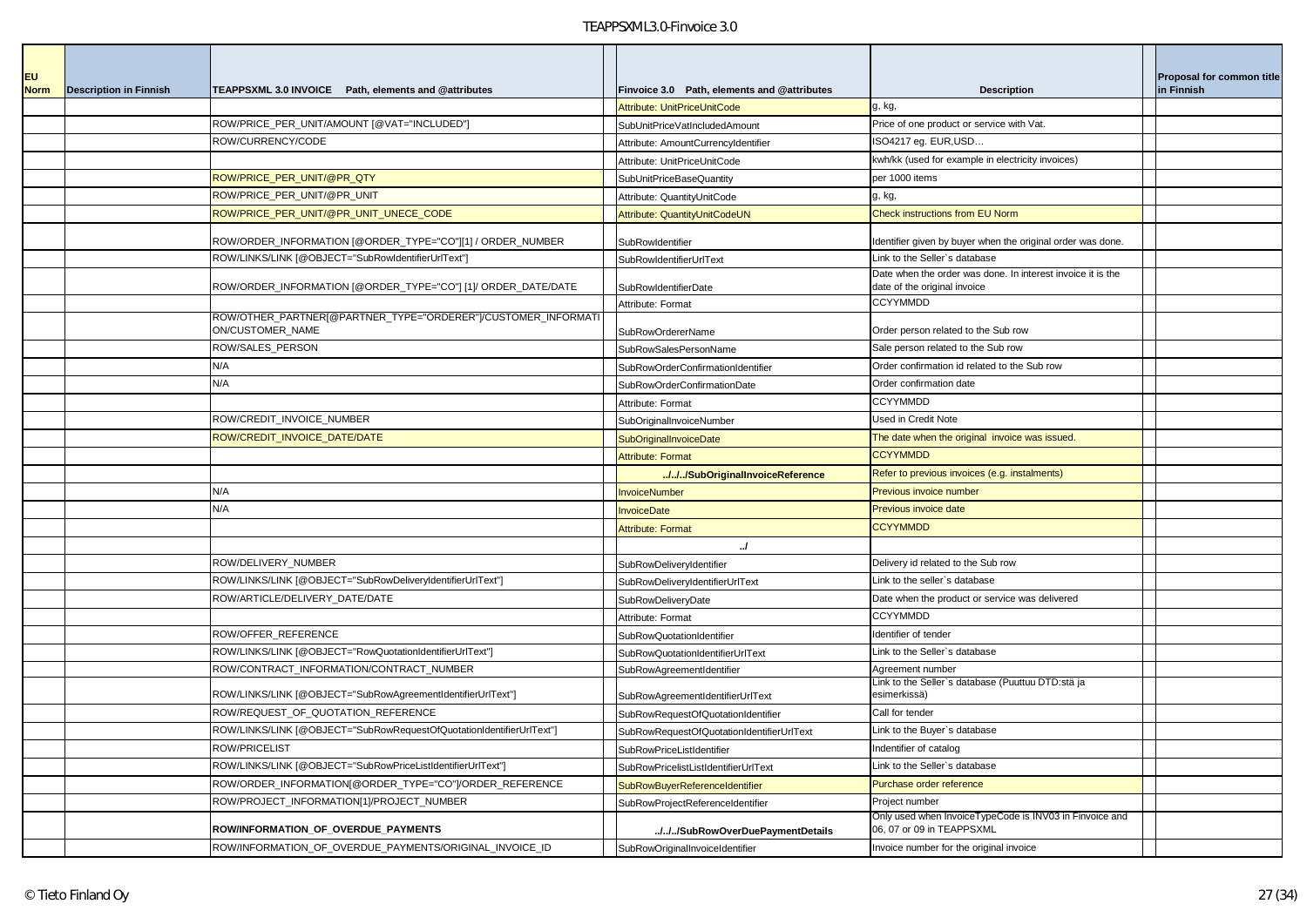| EU Norm | Description in Finnish | TEAPPSXML 3.0 INVOICE Path, elements and @attributes | | Finvoice 3.0 Path, elements and @attributes | Description | | Proposal for common title in Finnish |
|---|---|---|---|---|---|---|---|
| | | | | Attribute: UnitPriceUnitCode | g, kg, | | |
| | | ROW/PRICE_PER_UNIT/AMOUNT [@VAT="INCLUDED"] | | SubUnitPriceVatIncludedAmount | Price of one product or service with Vat. | | |
| | | ROW/CURRENCY/CODE | | Attribute: AmountCurrencyIdentifier | ISO4217 eg. EUR,USD… | | |
| | | | | Attribute: UnitPriceUnitCode | kwh/kk (used for example in electricity invoices) | | |
| | | ROW/PRICE_PER_UNIT/@PR_QTY | | SubUnitPriceBaseQuantity | per 1000 items | | |
| | | ROW/PRICE_PER_UNIT/@PR_UNIT | | Attribute: QuantityUnitCode | g, kg, | | |
| | | ROW/PRICE_PER_UNIT/@PR_UNIT_UNECE_CODE | | Attribute: QuantityUnitCodeUN | Check instructions from EU Norm | | |
| | | ROW/ORDER_INFORMATION [@ORDER_TYPE="CO"][1] / ORDER_NUMBER | | SubRowIdentifier | Identifier given by buyer when the original order was done. | | |
| | | ROW/LINKS/LINK [@OBJECT="SubRowIdentifierUrlText"] | | SubRowIdentifierUrlText | Link to the Seller`s database | | |
| | | ROW/ORDER_INFORMATION [@ORDER_TYPE="CO"] [1]/ ORDER_DATE/DATE | | SubRowIdentifierDate | Date when the order was done. In interest invoice it is the date of the original invoice | | |
| | | | | Attribute: Format | CCYYMMDD | | |
| | | ROW/OTHER_PARTNER[@PARTNER_TYPE="ORDERER"]/CUSTOMER_INFORMATION/CUSTOMER_NAME | | SubRowOrdererName | Order person related to the Sub row | | |
| | | ROW/SALES_PERSON | | SubRowSalesPersonName | Sale person related to the Sub row | | |
| | | N/A | | SubRowOrderConfirmationIdentifier | Order confirmation id related to the Sub row | | |
| | | N/A | | SubRowOrderConfirmationDate | Order confirmation date | | |
| | | | | Attribute: Format | CCYYMMDD | | |
| | | ROW/CREDIT_INVOICE_NUMBER | | SubOriginalInvoiceNumber | Used in Credit Note | | |
| | | ROW/CREDIT_INVOICE_DATE/DATE | | SubOriginalInvoiceDate | The date when the original invoice was issued. | | |
| | | | | Attribute: Format | CCYYMMDD | | |
| | | | | **../../../SubOriginalInvoiceReference** | Refer to previous invoices (e.g. instalments) | | |
| | | N/A | | InvoiceNumber | Previous invoice number | | |
| | | N/A | | InvoiceDate | Previous invoice date | | |
| | | | | Attribute: Format | CCYYMMDD | | |
| | | | | **../** | | | |
| | | ROW/DELIVERY_NUMBER | | SubRowDeliveryIdentifier | Delivery id related to the Sub row | | |
| | | ROW/LINKS/LINK [@OBJECT="SubRowDeliveryIdentifierUrlText"] | | SubRowDeliveryIdentifierUrlText | Link to the seller`s database | | |
| | | ROW/ARTICLE/DELIVERY_DATE/DATE | | SubRowDeliveryDate | Date when the product or service was delivered | | |
| | | | | Attribute: Format | CCYYMMDD | | |
| | | ROW/OFFER_REFERENCE | | SubRowQuotationIdentifier | Identifier of tender | | |
| | | ROW/LINKS/LINK [@OBJECT="RowQuotationIdentifierUrlText"] | | SubRowQuotationIdentifierUrlText | Link to the Seller`s database | | |
| | | ROW/CONTRACT_INFORMATION/CONTRACT_NUMBER | | SubRowAgreementIdentifier | Agreement number | | |
| | | ROW/LINKS/LINK [@OBJECT="SubRowAgreementIdentifierUrlText"] | | SubRowAgreementIdentifierUrlText | Link to the Seller`s database (Puuttuu DTD:stä ja esimerkissä) | | |
| | | ROW/REQUEST_OF_QUOTATION_REFERENCE | | SubRowRequestOfQuotationIdentifier | Call for tender | | |
| | | ROW/LINKS/LINK [@OBJECT="SubRowRequestOfQuotationIdentifierUrlText"] | | SubRowRequestOfQuotationIdentifierUrlText | Link to the Buyer`s database | | |
| | | ROW/PRICELIST | | SubRowPriceListIdentifier | Indentifier of catalog | | |
| | | ROW/LINKS/LINK [@OBJECT="SubRowPriceListIdentifierUrlText"] | | SubRowPricelistListIdentifierUrlText | Link to the Seller`s database | | |
| | | ROW/ORDER_INFORMATION[@ORDER_TYPE="CO"]/ORDER_REFERENCE | | SubRowBuyerReferenceIdentifier | Purchase order reference | | |
| | | ROW/PROJECT_INFORMATION[1]/PROJECT_NUMBER | | SubRowProjectReferenceIdentifier | Project number | | |
| | | **ROW/INFORMATION_OF_OVERDUE_PAYMENTS** | | **../../../SubRowOverDuePaymentDetails** | Only used when InvoiceTypeCode is INV03 in Finvoice and 06, 07 or 09 in TEAPPSXML | | |
| | | ROW/INFORMATION_OF_OVERDUE_PAYMENTS/ORIGINAL_INVOICE_ID | | SubRowOriginalInvoiceIdentifier | Invoice number for the original invoice | | |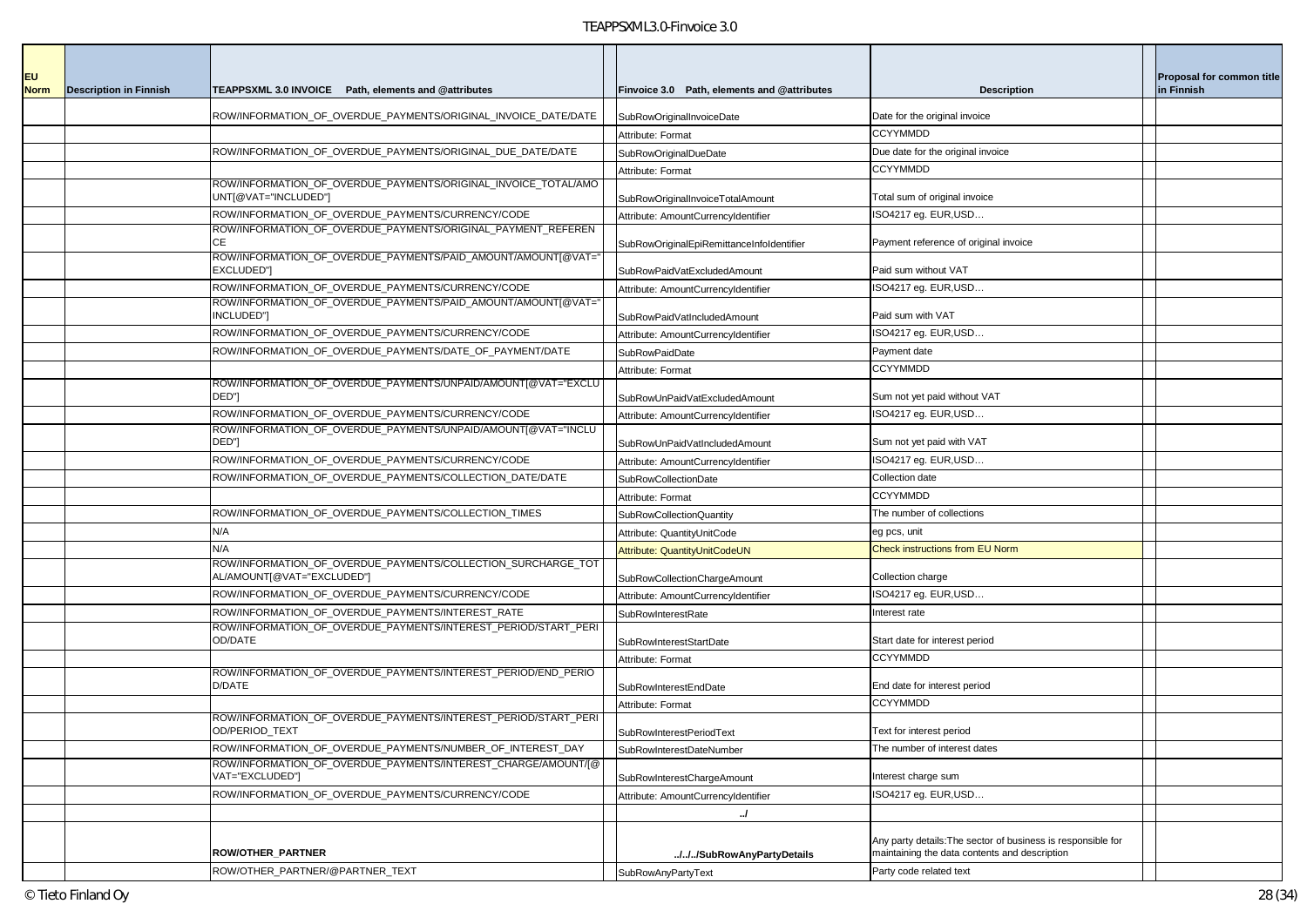| EU Norm | Description in Finnish | TEAPPSXML 3.0 INVOICE Path, elements and @attributes | | Finvoice 3.0 Path, elements and @attributes | Description | | Proposal for common title in Finnish |
|---|---|---|---|---|---|---|---|
| | | ROW/INFORMATION_OF_OVERDUE_PAYMENTS/ORIGINAL_INVOICE_DATE/DATE | | SubRowOriginalInvoiceDate | Date for the original invoice | | |
| | | | | Attribute: Format | CCYYMMDD | | |
| | | ROW/INFORMATION_OF_OVERDUE_PAYMENTS/ORIGINAL_DUE_DATE/DATE | | SubRowOriginalDueDate | Due date for the original invoice | | |
| | | | | Attribute: Format | CCYYMMDD | | |
| | | ROW/INFORMATION_OF_OVERDUE_PAYMENTS/ORIGINAL_INVOICE_TOTAL/AMOUNT[@VAT="INCLUDED"] | | SubRowOriginalInvoiceTotalAmount | Total sum of original invoice | | |
| | | ROW/INFORMATION_OF_OVERDUE_PAYMENTS/CURRENCY/CODE | | Attribute: AmountCurrencyIdentifier | ISO4217 eg. EUR,USD… | | |
| | | ROW/INFORMATION_OF_OVERDUE_PAYMENTS/ORIGINAL_PAYMENT_REFERENCE | | SubRowOriginalEpiRemittanceInfoIdentifier | Payment reference of original invoice | | |
| | | ROW/INFORMATION_OF_OVERDUE_PAYMENTS/PAID_AMOUNT/AMOUNT[@VAT="EXCLUDED"] | | SubRowPaidVatExcludedAmount | Paid sum without VAT | | |
| | | ROW/INFORMATION_OF_OVERDUE_PAYMENTS/CURRENCY/CODE | | Attribute: AmountCurrencyIdentifier | ISO4217 eg. EUR,USD… | | |
| | | ROW/INFORMATION_OF_OVERDUE_PAYMENTS/PAID_AMOUNT/AMOUNT[@VAT="INCLUDED"] | | SubRowPaidVatIncludedAmount | Paid sum with VAT | | |
| | | ROW/INFORMATION_OF_OVERDUE_PAYMENTS/CURRENCY/CODE | | Attribute: AmountCurrencyIdentifier | ISO4217 eg. EUR,USD… | | |
| | | ROW/INFORMATION_OF_OVERDUE_PAYMENTS/DATE_OF_PAYMENT/DATE | | SubRowPaidDate | Payment date | | |
| | | | | Attribute: Format | CCYYMMDD | | |
| | | ROW/INFORMATION_OF_OVERDUE_PAYMENTS/UNPAID/AMOUNT[@VAT="EXCLUDED"] | | SubRowUnPaidVatExcludedAmount | Sum not yet paid without VAT | | |
| | | ROW/INFORMATION_OF_OVERDUE_PAYMENTS/CURRENCY/CODE | | Attribute: AmountCurrencyIdentifier | ISO4217 eg. EUR,USD… | | |
| | | ROW/INFORMATION_OF_OVERDUE_PAYMENTS/UNPAID/AMOUNT[@VAT="INCLUDED"] | | SubRowUnPaidVatIncludedAmount | Sum not yet paid with VAT | | |
| | | ROW/INFORMATION_OF_OVERDUE_PAYMENTS/CURRENCY/CODE | | Attribute: AmountCurrencyIdentifier | ISO4217 eg. EUR,USD… | | |
| | | ROW/INFORMATION_OF_OVERDUE_PAYMENTS/COLLECTION_DATE/DATE | | SubRowCollectionDate | Collection date | | |
| | | | | Attribute: Format | CCYYMMDD | | |
| | | ROW/INFORMATION_OF_OVERDUE_PAYMENTS/COLLECTION_TIMES | | SubRowCollectionQuantity | The number of collections | | |
| | | N/A | | Attribute: QuantityUnitCode | eg pcs, unit | | |
| | | N/A | | Attribute: QuantityUnitCodeUN | Check instructions from EU Norm | | |
| | | ROW/INFORMATION_OF_OVERDUE_PAYMENTS/COLLECTION_SURCHARGE_TOTAL/AMOUNT[@VAT="EXCLUDED"] | | SubRowCollectionChargeAmount | Collection charge | | |
| | | ROW/INFORMATION_OF_OVERDUE_PAYMENTS/CURRENCY/CODE | | Attribute: AmountCurrencyIdentifier | ISO4217 eg. EUR,USD… | | |
| | | ROW/INFORMATION_OF_OVERDUE_PAYMENTS/INTEREST_RATE | | SubRowInterestRate | Interest rate | | |
| | | ROW/INFORMATION_OF_OVERDUE_PAYMENTS/INTEREST_PERIOD/START_PERIOD/DATE | | SubRowInterestStartDate | Start date for interest period | | |
| | | | | Attribute: Format | CCYYMMDD | | |
| | | ROW/INFORMATION_OF_OVERDUE_PAYMENTS/INTEREST_PERIOD/END_PERIOD/DATE | | SubRowInterestEndDate | End date for interest period | | |
| | | | | Attribute: Format | CCYYMMDD | | |
| | | ROW/INFORMATION_OF_OVERDUE_PAYMENTS/INTEREST_PERIOD/START_PERIOD/PERIOD_TEXT | | SubRowInterestPeriodText | Text for interest period | | |
| | | ROW/INFORMATION_OF_OVERDUE_PAYMENTS/NUMBER_OF_INTEREST_DAY | | SubRowInterestDateNumber | The number of interest dates | | |
| | | ROW/INFORMATION_OF_OVERDUE_PAYMENTS/INTEREST_CHARGE/AMOUNT/[@VAT="EXCLUDED"] | | SubRowInterestChargeAmount | Interest charge sum | | |
| | | ROW/INFORMATION_OF_OVERDUE_PAYMENTS/CURRENCY/CODE | | Attribute: AmountCurrencyIdentifier | ISO4217 eg. EUR,USD… | | |
| | | | | **../** | | | |
| | | **ROW/OTHER_PARTNER** | | **../../../SubRowAnyPartyDetails** | Any party details:The sector of business is responsible for maintaining the data contents and description | | |
| | | ROW/OTHER_PARTNER/@PARTNER_TEXT | | SubRowAnyPartyText | Party code related text | | |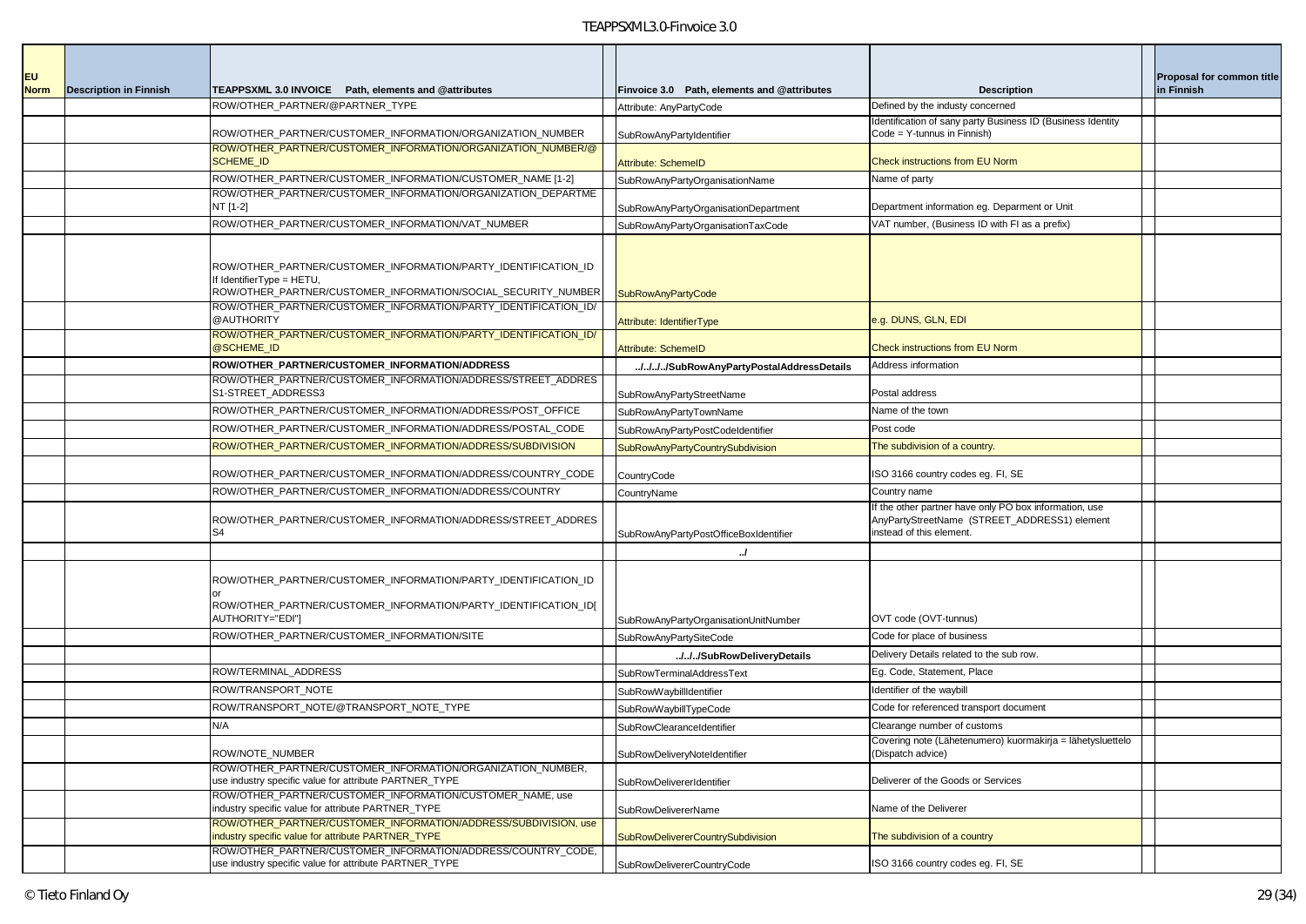| EU Norm | Description in Finnish | TEAPPSXML 3.0 INVOICE Path, elements and @attributes | | Finvoice 3.0 Path, elements and @attributes | Description | | Proposal for common title in Finnish |
|---|---|---|---|---|---|---|---|
| | | ROW/OTHER_PARTNER/@PARTNER_TYPE | | Attribute: AnyPartyCode | Defined by the industy concerned | | |
| | | ROW/OTHER_PARTNER/CUSTOMER_INFORMATION/ORGANIZATION_NUMBER | | SubRowAnyPartyIdentifier | Identification of sany party Business ID (Business Identity Code = Y-tunnus in Finnish) | | |
| | | ROW/OTHER_PARTNER/CUSTOMER_INFORMATION/ORGANIZATION_NUMBER/@SCHEME_ID | | Attribute: SchemeID | Check instructions from EU Norm | | |
| | | ROW/OTHER_PARTNER/CUSTOMER_INFORMATION/CUSTOMER_NAME [1-2] | | SubRowAnyPartyOrganisationName | Name of party | | |
| | | ROW/OTHER_PARTNER/CUSTOMER_INFORMATION/ORGANIZATION_DEPARTMENT [1-2] | | SubRowAnyPartyOrganisationDepartment | Department information eg. Deparment or Unit | | |
| | | ROW/OTHER_PARTNER/CUSTOMER_INFORMATION/VAT_NUMBER | | SubRowAnyPartyOrganisationTaxCode | VAT number, (Business ID with FI as a prefix) | | |
| | | ROW/OTHER_PARTNER/CUSTOMER_INFORMATION/PARTY_IDENTIFICATION_ID If IdentifierType = HETU, ROW/OTHER_PARTNER/CUSTOMER_INFORMATION/SOCIAL_SECURITY_NUMBER | | SubRowAnyPartyCode | | | |
| | | ROW/OTHER_PARTNER/CUSTOMER_INFORMATION/PARTY_IDENTIFICATION_ID/@AUTHORITY | | Attribute: IdentifierType | e.g. DUNS, GLN, EDI | | |
| | | ROW/OTHER_PARTNER/CUSTOMER_INFORMATION/PARTY_IDENTIFICATION_ID/@SCHEME_ID | | Attribute: SchemeID | Check instructions from EU Norm | | |
| | | **ROW/OTHER_PARTNER/CUSTOMER_INFORMATION/ADDRESS** | | **../../../../SubRowAnyPartyPostalAddressDetails** | Address information | | |
| | | ROW/OTHER_PARTNER/CUSTOMER_INFORMATION/ADDRESS/STREET_ADDRESS1-STREET_ADDRESS3 | | SubRowAnyPartyStreetName | Postal address | | |
| | | ROW/OTHER_PARTNER/CUSTOMER_INFORMATION/ADDRESS/POST_OFFICE | | SubRowAnyPartyTownName | Name of the town | | |
| | | ROW/OTHER_PARTNER/CUSTOMER_INFORMATION/ADDRESS/POSTAL_CODE | | SubRowAnyPartyPostCodeIdentifier | Post code | | |
| | | ROW/OTHER_PARTNER/CUSTOMER_INFORMATION/ADDRESS/SUBDIVISION | | SubRowAnyPartyCountrySubdivision | The subdivision of a country. | | |
| | | ROW/OTHER_PARTNER/CUSTOMER_INFORMATION/ADDRESS/COUNTRY_CODE | | CountryCode | ISO 3166 country codes eg. FI, SE | | |
| | | ROW/OTHER_PARTNER/CUSTOMER_INFORMATION/ADDRESS/COUNTRY | | CountryName | Country name | | |
| | | ROW/OTHER_PARTNER/CUSTOMER_INFORMATION/ADDRESS/STREET_ADDRESS4 | | SubRowAnyPartyPostOfficeBoxIdentifier | If the other partner have only PO box information, use AnyPartyStreetName (STREET_ADDRESS1) element instead of this element. | | |
| | | | | **../** | | | |
| | | ROW/OTHER_PARTNER/CUSTOMER_INFORMATION/PARTY_IDENTIFICATION_ID or ROW/OTHER_PARTNER/CUSTOMER_INFORMATION/PARTY_IDENTIFICATION_ID[AUTHORITY="EDI"] | | SubRowAnyPartyOrganisationUnitNumber | OVT code (OVT-tunnus) | | |
| | | ROW/OTHER_PARTNER/CUSTOMER_INFORMATION/SITE | | SubRowAnyPartySiteCode | Code for place of business | | |
| | | | | **../../../SubRowDeliveryDetails** | Delivery Details related to the sub row. | | |
| | | ROW/TERMINAL_ADDRESS | | SubRowTerminalAddressText | Eg. Code, Statement, Place | | |
| | | ROW/TRANSPORT_NOTE | | SubRowWaybillIdentifier | Identifier of the waybill | | |
| | | ROW/TRANSPORT_NOTE/@TRANSPORT_NOTE_TYPE | | SubRowWaybillTypeCode | Code for referenced transport document | | |
| | | N/A | | SubRowClearanceIdentifier | Clearange number of customs | | |
| | | ROW/NOTE_NUMBER | | SubRowDeliveryNoteIdentifier | Covering note (Lähetenumero) kuormakirja = lähetysluettelo (Dispatch advice) | | |
| | | ROW/OTHER_PARTNER/CUSTOMER_INFORMATION/ORGANIZATION_NUMBER, use industry specific value for attribute PARTNER_TYPE | | SubRowDelivererIdentifier | Deliverer of the Goods or Services | | |
| | | ROW/OTHER_PARTNER/CUSTOMER_INFORMATION/CUSTOMER_NAME, use industry specific value for attribute PARTNER_TYPE | | SubRowDelivererName | Name of the Deliverer | | |
| | | ROW/OTHER_PARTNER/CUSTOMER_INFORMATION/ADDRESS/SUBDIVISION, use industry specific value for attribute PARTNER_TYPE | | SubRowDelivererCountrySubdivision | The subdivision of a country | | |
| | | ROW/OTHER_PARTNER/CUSTOMER_INFORMATION/ADDRESS/COUNTRY_CODE, use industry specific value for attribute PARTNER_TYPE | | SubRowDelivererCountryCode | ISO 3166 country codes eg. FI, SE | | |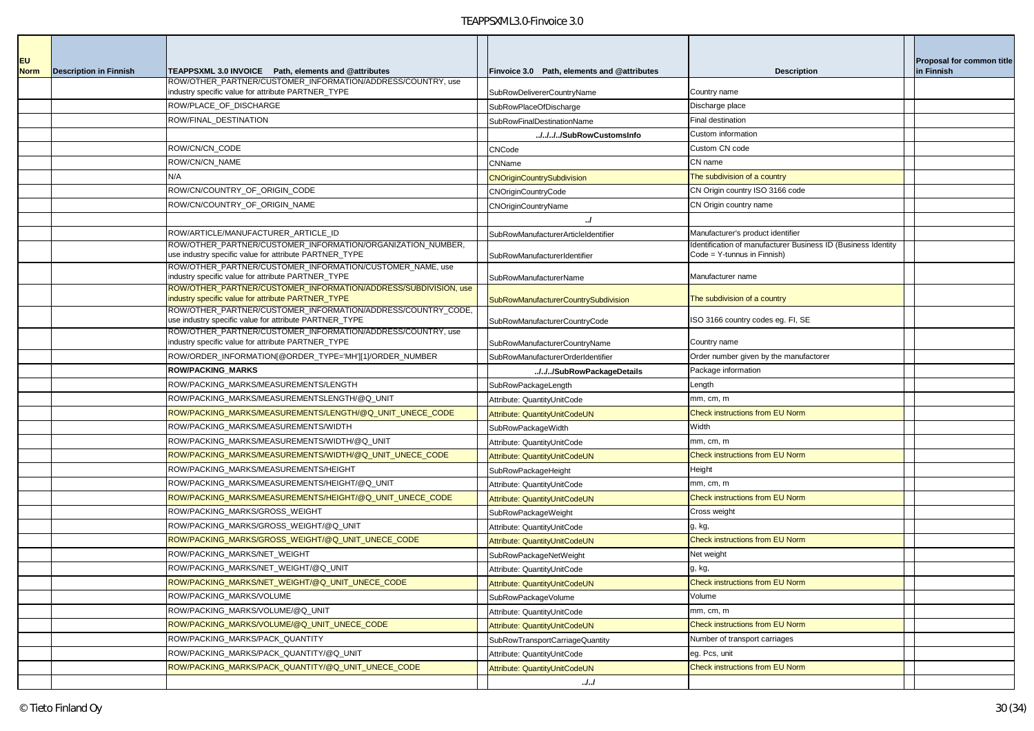| EU Norm | Description in Finnish | TEAPPSXML 3.0 INVOICE Path, elements and @attributes | | Finvoice 3.0 Path, elements and @attributes | Description | | Proposal for common title in Finnish |
|---|---|---|---|---|---|---|---|
| | | ROW/OTHER_PARTNER/CUSTOMER_INFORMATION/ADDRESS/COUNTRY, use industry specific value for attribute PARTNER_TYPE | | SubRowDelivererCountryName | Country name | | |
| | | ROW/PLACE_OF_DISCHARGE | | SubRowPlaceOfDischarge | Discharge place | | |
| | | ROW/FINAL_DESTINATION | | SubRowFinalDestinationName | Final destination | | |
| | | | | **../../../../SubRowCustomsInfo** | Custom information | | |
| | | ROW/CN/CN_CODE | | CNCode | Custom CN code | | |
| | | ROW/CN/CN_NAME | | CNName | CN name | | |
| | | N/A | | CNOriginCountrySubdivision | The subdivision of a country | | |
| | | ROW/CN/COUNTRY_OF_ORIGIN_CODE | | CNOriginCountryCode | CN Origin country ISO 3166 code | | |
| | | ROW/CN/COUNTRY_OF_ORIGIN_NAME | | CNOriginCountryName | CN Origin country name | | |
| | | | | **../** | | | |
| | | ROW/ARTICLE/MANUFACTURER_ARTICLE_ID | | SubRowManufacturerArticleIdentifier | Manufacturer's product identifier | | |
| | | ROW/OTHER_PARTNER/CUSTOMER_INFORMATION/ORGANIZATION_NUMBER, use industry specific value for attribute PARTNER_TYPE | | SubRowManufacturerIdentifier | Identification of manufacturer Business ID (Business Identity Code = Y-tunnus in Finnish) | | |
| | | ROW/OTHER_PARTNER/CUSTOMER_INFORMATION/CUSTOMER_NAME, use industry specific value for attribute PARTNER_TYPE | | SubRowManufacturerName | Manufacturer name | | |
| | | ROW/OTHER_PARTNER/CUSTOMER_INFORMATION/ADDRESS/SUBDIVISION, use industry specific value for attribute PARTNER_TYPE | | SubRowManufacturerCountrySubdivision | The subdivision of a country | | |
| | | ROW/OTHER_PARTNER/CUSTOMER_INFORMATION/ADDRESS/COUNTRY_CODE, use industry specific value for attribute PARTNER_TYPE | | SubRowManufacturerCountryCode | ISO 3166 country codes eg. FI, SE | | |
| | | ROW/OTHER_PARTNER/CUSTOMER_INFORMATION/ADDRESS/COUNTRY, use industry specific value for attribute PARTNER_TYPE | | SubRowManufacturerCountryName | Country name | | |
| | | ROW/ORDER_INFORMATION[@ORDER_TYPE='MH'][1]/ORDER_NUMBER | | SubRowManufacturerOrderIdentifier | Order number given by the manufactorer | | |
| | | **ROW/PACKING_MARKS** | | **../../../SubRowPackageDetails** | Package information | | |
| | | ROW/PACKING_MARKS/MEASUREMENTS/LENGTH | | SubRowPackageLength | Length | | |
| | | ROW/PACKING_MARKS/MEASUREMENTSLENGTH/@Q_UNIT | | Attribute: QuantityUnitCode | mm, cm, m | | |
| | | ROW/PACKING_MARKS/MEASUREMENTS/LENGTH/@Q_UNIT_UNECE_CODE | | Attribute: QuantityUnitCodeUN | Check instructions from EU Norm | | |
| | | ROW/PACKING_MARKS/MEASUREMENTS/WIDTH | | SubRowPackageWidth | Width | | |
| | | ROW/PACKING_MARKS/MEASUREMENTS/WIDTH/@Q_UNIT | | Attribute: QuantityUnitCode | mm, cm, m | | |
| | | ROW/PACKING_MARKS/MEASUREMENTS/WIDTH/@Q_UNIT_UNECE_CODE | | Attribute: QuantityUnitCodeUN | Check instructions from EU Norm | | |
| | | ROW/PACKING_MARKS/MEASUREMENTS/HEIGHT | | SubRowPackageHeight | Height | | |
| | | ROW/PACKING_MARKS/MEASUREMENTS/HEIGHT/@Q_UNIT | | Attribute: QuantityUnitCode | mm, cm, m | | |
| | | ROW/PACKING_MARKS/MEASUREMENTS/HEIGHT/@Q_UNIT_UNECE_CODE | | Attribute: QuantityUnitCodeUN | Check instructions from EU Norm | | |
| | | ROW/PACKING_MARKS/GROSS_WEIGHT | | SubRowPackageWeight | Cross weight | | |
| | | ROW/PACKING_MARKS/GROSS_WEIGHT/@Q_UNIT | | Attribute: QuantityUnitCode | g, kg, | | |
| | | ROW/PACKING_MARKS/GROSS_WEIGHT/@Q_UNIT_UNECE_CODE | | Attribute: QuantityUnitCodeUN | Check instructions from EU Norm | | |
| | | ROW/PACKING_MARKS/NET_WEIGHT | | SubRowPackageNetWeight | Net weight | | |
| | | ROW/PACKING_MARKS/NET_WEIGHT/@Q_UNIT | | Attribute: QuantityUnitCode | g, kg, | | |
| | | ROW/PACKING_MARKS/NET_WEIGHT/@Q_UNIT_UNECE_CODE | | Attribute: QuantityUnitCodeUN | Check instructions from EU Norm | | |
| | | ROW/PACKING_MARKS/VOLUME | | SubRowPackageVolume | Volume | | |
| | | ROW/PACKING_MARKS/VOLUME/@Q_UNIT | | Attribute: QuantityUnitCode | mm, cm, m | | |
| | | ROW/PACKING_MARKS/VOLUME/@Q_UNIT_UNECE_CODE | | Attribute: QuantityUnitCodeUN | Check instructions from EU Norm | | |
| | | ROW/PACKING_MARKS/PACK_QUANTITY | | SubRowTransportCarriageQuantity | Number of transport carriages | | |
| | | ROW/PACKING_MARKS/PACK_QUANTITY/@Q_UNIT | | Attribute: QuantityUnitCode | eg. Pcs, unit | | |
| | | ROW/PACKING_MARKS/PACK_QUANTITY/@Q_UNIT_UNECE_CODE | | Attribute: QuantityUnitCodeUN | Check instructions from EU Norm | | |
| | | | | **../../** | | | |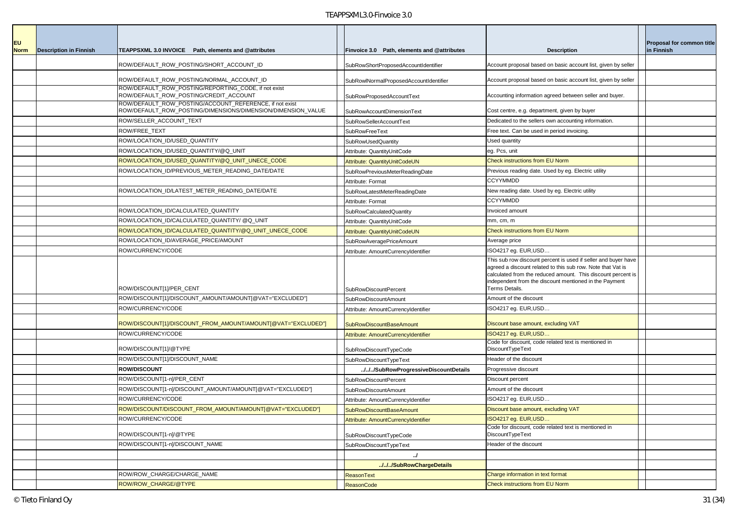| EU Norm | Description in Finnish | TEAPPSXML 3.0 INVOICE Path, elements and @attributes | Finvoice 3.0 Path, elements and @attributes | Description | Proposal for common title in Finnish |
|---|---|---|---|---|---|
| | | ROW/DEFAULT_ROW_POSTING/SHORT_ACCOUNT_ID | SubRowShortProposedAccountIdentifier | Account proposal based on basic account list, given by seller | |
| | | ROW/DEFAULT_ROW_POSTING/NORMAL_ACCOUNT_ID | SubRowlNormalProposedAccountIdentifier | Account proposal based on basic account list, given by seller | |
| | | ROW/DEFAULT_ROW_POSTING/REPORTING_CODE, if not exist ROW/DEFAULT_ROW_POSTING/CREDIT_ACCOUNT | SubRowProposedAccountText | Accounting information agreed between seller and buyer. | |
| | | ROW/DEFAULT_ROW_POSTING/ACCOUNT_REFERENCE, if not exist ROW/DEFAULT_ROW_POSTING/DIMENSIONS/DIMENSION/DIMENSION_VALUE | SubRowAccountDimensionText | Cost centre, e.g. department, given by buyer | |
| | | ROW/SELLER_ACCOUNT_TEXT | SubRowSellerAccountText | Dedicated to the sellers own accounting information. | |
| | | ROW/FREE_TEXT | SubRowFreeText | Free text. Can be used in period invoicing. | |
| | | ROW/LOCATION_ID/USED_QUANTITY | SubRowUsedQuantity | Used quantity | |
| | | ROW/LOCATION_ID/USED_QUANTITY/@Q_UNIT | Attribute: QuantityUnitCode | eg. Pcs, unit | |
| | | ROW/LOCATION_ID/USED_QUANTITY/@Q_UNIT_UNECE_CODE | Attribute: QuantityUnitCodeUN | Check instructions from EU Norm | |
| | | ROW/LOCATION_ID/PREVIOUS_METER_READING_DATE/DATE | SubRowPreviousMeterReadingDate | Previous reading date. Used by eg. Electric utility | |
| | | | Attribute: Format | CCYYMMDD | |
| | | ROW/LOCATION_ID/LATEST_METER_READING_DATE/DATE | SubRowLatestMeterReadingDate | New reading date. Used by eg. Electric utility | |
| | | | Attribute: Format | CCYYMMDD | |
| | | ROW/LOCATION_ID/CALCULATED_QUANTITY | SubRowCalculatedQuantity | Invoiced amount | |
| | | ROW/LOCATION_ID/CALCULATED_QUANTITY/ @Q_UNIT | Attribute: QuantityUnitCode | mm, cm, m | |
| | | ROW/LOCATION_ID/CALCULATED_QUANTITY/@Q_UNIT_UNECE_CODE | Attribute: QuantityUnitCodeUN | Check instructions from EU Norm | |
| | | ROW/LOCATION_ID/AVERAGE_PRICE/AMOUNT | SubRowAveragePriceAmount | Average price | |
| | | ROW/CURRENCY/CODE | Attribute: AmountCurrencyIdentifier | ISO4217 eg. EUR,USD… | |
| | | ROW/DISCOUNT[1]/PER_CENT | SubRowDiscountPercent | This sub row discount percent is used if seller and buyer have agreed a discount related to this sub row. Note that Vat is calculated from the reduced amount. This discount percent is independent from the discount mentioned in the Payment Terms Details. | |
| | | ROW/DISCOUNT[1]/DISCOUNT_AMOUNT/AMOUNT[@VAT="EXCLUDED"] | SubRowDiscountAmount | Amount of the discount | |
| | | ROW/CURRENCY/CODE | Attribute: AmountCurrencyIdentifier | ISO4217 eg. EUR,USD… | |
| | | ROW/DISCOUNT[1]/DISCOUNT_FROM_AMOUNT/AMOUNT[@VAT="EXCLUDED"] | SubRowDiscountBaseAmount | Discount base amount, excluding VAT | |
| | | ROW/CURRENCY/CODE | Attribute: AmountCurrencyIdentifier | ISO4217 eg. EUR,USD… | |
| | | ROW/DISCOUNT[1]/@TYPE | SubRowDiscountTypeCode | Code for discount, code related text is mentioned in DiscountTypeText | |
| | | ROW/DISCOUNT[1]/DISCOUNT_NAME | SubRowDiscountTypeText | Header of the discount | |
| | | **ROW/DISCOUNT** | **../../../SubRowProgressiveDiscountDetails** | Progressive discount | |
| | | ROW/DISCOUNT[1-n]/PER_CENT | SubRowDiscountPercent | Discount percent | |
| | | ROW/DISCOUNT[1-n]/DISCOUNT_AMOUNT/AMOUNT[@VAT="EXCLUDED"] | SubRowDiscountAmount | Amount of the discount | |
| | | ROW/CURRENCY/CODE | Attribute: AmountCurrencyIdentifier | ISO4217 eg. EUR,USD… | |
| | | ROW/DISCOUNT/DISCOUNT_FROM_AMOUNT/AMOUNT[@VAT="EXCLUDED"] | SubRowDiscountBaseAmount | Discount base amount, excluding VAT | |
| | | ROW/CURRENCY/CODE | Attribute: AmountCurrencyIdentifier | ISO4217 eg. EUR,USD… | |
| | | ROW/DISCOUNT[1-n]/@TYPE | SubRowDiscountTypeCode | Code for discount, code related text is mentioned in DiscountTypeText | |
| | | ROW/DISCOUNT[1-n]/DISCOUNT_NAME | SubRowDiscountTypeText | Header of the discount | |
| | | | **../** | | |
| | | | **../../../SubRowChargeDetails** | | |
| | | ROW/ROW_CHARGE/CHARGE_NAME | ReasonText | Charge information in text format | |
| | | ROW/ROW_CHARGE/@TYPE | ReasonCode | Check instructions from EU Norm | |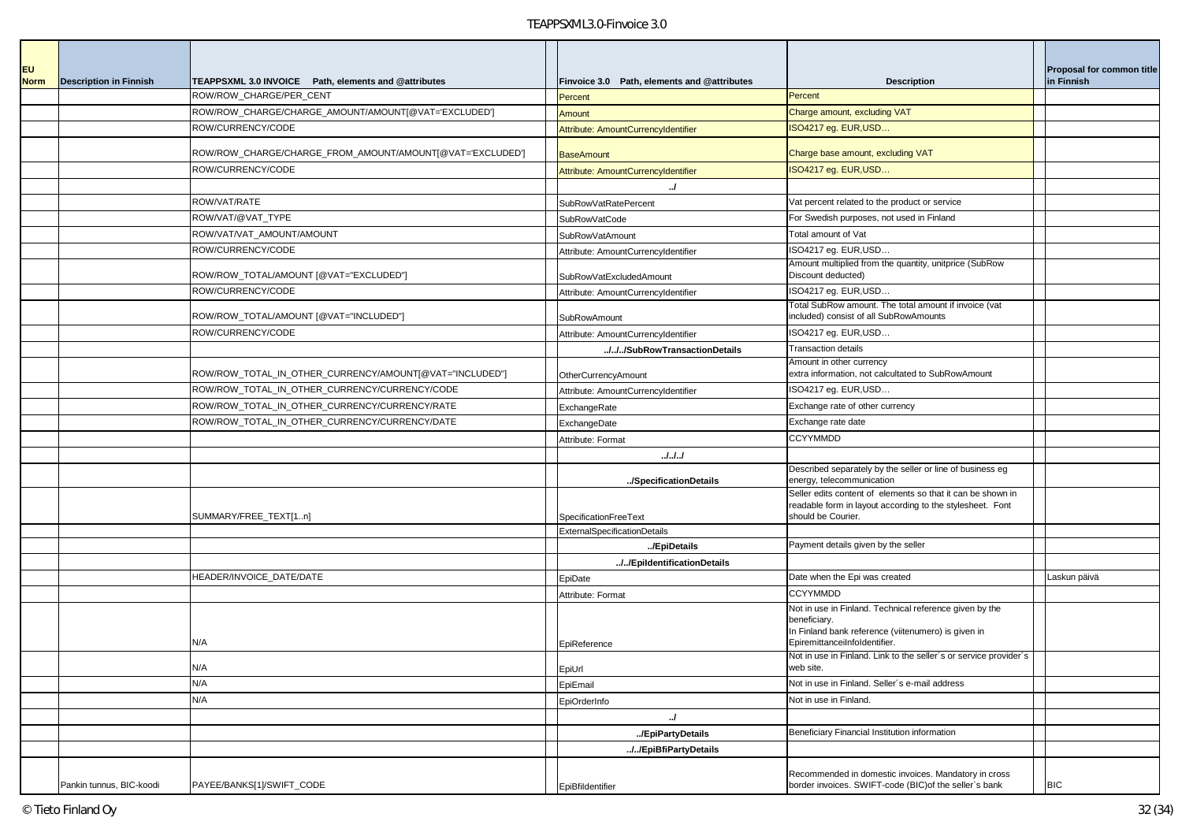| EU Norm | Description in Finnish | TEAPPSXML 3.0 INVOICE Path, elements and @attributes | | Finvoice 3.0 Path, elements and @attributes | Description | | Proposal for common title in Finnish |
|---|---|---|---|---|---|---|---|
| | | ROW/ROW_CHARGE/PER_CENT | | Percent | Percent | | |
| | | ROW/ROW_CHARGE/CHARGE_AMOUNT/AMOUNT[@VAT='EXCLUDED'] | | Amount | Charge amount, excluding VAT | | |
| | | ROW/CURRENCY/CODE | | Attribute: AmountCurrencyIdentifier | ISO4217 eg. EUR,USD… | | |
| | | ROW/ROW_CHARGE/CHARGE_FROM_AMOUNT/AMOUNT[@VAT='EXCLUDED'] | | BaseAmount | Charge base amount, excluding VAT | | |
| | | ROW/CURRENCY/CODE | | Attribute: AmountCurrencyIdentifier | ISO4217 eg. EUR,USD… | | |
| | | | | ../ | | | |
| | | ROW/VAT/RATE | | SubRowVatRatePercent | Vat percent related to the product or service | | |
| | | ROW/VAT/@VAT_TYPE | | SubRowVatCode | For Swedish purposes, not used in Finland | | |
| | | ROW/VAT/VAT_AMOUNT/AMOUNT | | SubRowVatAmount | Total amount of Vat | | |
| | | ROW/CURRENCY/CODE | | Attribute: AmountCurrencyIdentifier | ISO4217 eg. EUR,USD… | | |
| | | ROW/ROW_TOTAL/AMOUNT [@VAT="EXCLUDED"] | | SubRowVatExcludedAmount | Amount multiplied from the quantity, unitprice (SubRow Discount deducted) | | |
| | | ROW/CURRENCY/CODE | | Attribute: AmountCurrencyIdentifier | ISO4217 eg. EUR,USD… | | |
| | | ROW/ROW_TOTAL/AMOUNT [@VAT="INCLUDED"] | | SubRowAmount | Total SubRow amount. The total amount if invoice (vat included) consist of all SubRowAmounts | | |
| | | ROW/CURRENCY/CODE | | Attribute: AmountCurrencyIdentifier | ISO4217 eg. EUR,USD… | | |
| | | | | ../../../SubRowTransactionDetails | Transaction details | | |
| | | ROW/ROW_TOTAL_IN_OTHER_CURRENCY/AMOUNT[@VAT="INCLUDED"] | | OtherCurrencyAmount | Amount in other currency extra information, not calcultated to SubRowAmount | | |
| | | ROW/ROW_TOTAL_IN_OTHER_CURRENCY/CURRENCY/CODE | | Attribute: AmountCurrencyIdentifier | ISO4217 eg. EUR,USD… | | |
| | | ROW/ROW_TOTAL_IN_OTHER_CURRENCY/CURRENCY/RATE | | ExchangeRate | Exchange rate of other currency | | |
| | | ROW/ROW_TOTAL_IN_OTHER_CURRENCY/CURRENCY/DATE | | ExchangeDate | Exchange rate date | | |
| | | | | Attribute: Format | CCYYMMDD | | |
| | | | | ../../../ | | | |
| | | | | ../SpecificationDetails | Described separately by the seller or line of business eg energy, telecommunication | | |
| | | SUMMARY/FREE_TEXT[1..n] | | SpecificationFreeText | Seller edits content of elements so that it can be shown in readable form in layout according to the stylesheet. Font should be Courier. | | |
| | | | | ExternalSpecificationDetails | | | |
| | | | | ../EpiDetails | Payment details given by the seller | | |
| | | | | ../../EpiIdentificationDetails | | | |
| | | HEADER/INVOICE_DATE/DATE | | EpiDate | Date when the Epi was created | | Laskun päivä |
| | | | | Attribute: Format | CCYYMMDD | | |
| | | N/A | | EpiReference | Not in use in Finland. Technical reference given by the beneficiary. In Finland bank reference (viitenumero) is given in EpiremittanceInfoIdentifier. | | |
| | | N/A | | EpiUrl | Not in use in Finland. Link to the seller´s or service provider´s web site. | | |
| | | N/A | | EpiEmail | Not in use in Finland. Seller´s e-mail address | | |
| | | N/A | | EpiOrderInfo | Not in use in Finland. | | |
| | | | | ../ | | | |
| | | | | ../EpiPartyDetails | Beneficiary Financial Institution information | | |
| | | | | ../../EpiBfiPartyDetails | | | |
| | Pankin tunnus, BIC-koodi | PAYEE/BANKS[1]/SWIFT_CODE | | EpiBfiIdentifier | Recommended in domestic invoices. Mandatory in cross border invoices. SWIFT-code (BIC)of the seller`s bank | | BIC |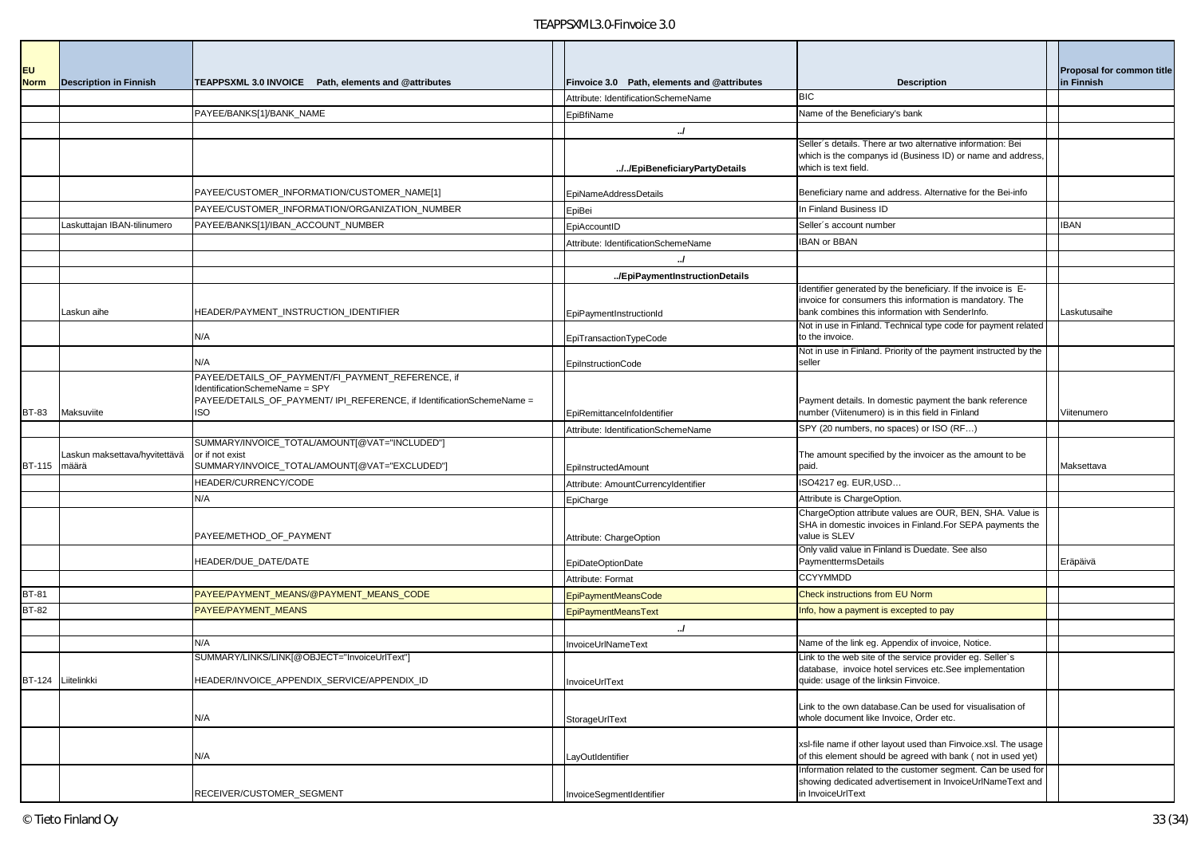| EU Norm | Description in Finnish | TEAPPSXML 3.0 INVOICE Path, elements and @attributes | Finvoice 3.0 Path, elements and @attributes | Description | Proposal for common title in Finnish |
|---|---|---|---|---|---|
| | | | Attribute: IdentificationSchemeName | BIC | |
| | | PAYEE/BANKS[1]/BANK_NAME | EpiBfiName | Name of the Beneficiary's bank | |
| | | | ../ | | |
| | | | ../../EpiBeneficiaryPartyDetails | Seller´s details. There ar two alternative information: Bei which is the companys id (Business ID) or name and address, which is text field. | |
| | | PAYEE/CUSTOMER_INFORMATION/CUSTOMER_NAME[1] | EpiNameAddressDetails | Beneficiary name and address. Alternative for the Bei-info | |
| | | PAYEE/CUSTOMER_INFORMATION/ORGANIZATION_NUMBER | EpiBei | In Finland Business ID | |
| | Laskuttajan IBAN-tilinumero | PAYEE/BANKS[1]/IBAN_ACCOUNT_NUMBER | EpiAccountID | Seller´s account number | IBAN |
| | | | Attribute: IdentificationSchemeName | IBAN or BBAN | |
| | | | ../ | | |
| | | | ../EpiPaymentInstructionDetails | | |
| | Laskun aihe | HEADER/PAYMENT_INSTRUCTION_IDENTIFIER | EpiPaymentInstructionId | Identifier generated by the beneficiary. If the invoice is E-invoice for consumers this information is mandatory. The bank combines this information with SenderInfo. | Laskutusaihe |
| | | N/A | EpiTransactionTypeCode | Not in use in Finland. Technical type code for payment related to the invoice. | |
| | | N/A | EpiInstructionCode | Not in use in Finland. Priority of the payment instructed by the seller | |
| BT-83 | Maksuviite | PAYEE/DETAILS_OF_PAYMENT/FI_PAYMENT_REFERENCE, if IdentificationSchemeName = SPY<br>PAYEE/DETAILS_OF_PAYMENT/ IPI_REFERENCE, if IdentificationSchemeName = ISO | EpiRemittanceInfoIdentifier | Payment details. In domestic payment the bank reference number (Viitenumero) is in this field in Finland | Viitenumero |
| | | | Attribute: IdentificationSchemeName | SPY (20 numbers, no spaces) or ISO (RF…) | |
| BT-115 | Laskun maksettava/hyvitettävä määrä | SUMMARY/INVOICE_TOTAL/AMOUNT[@VAT="INCLUDED"]<br>or if not exist<br>SUMMARY/INVOICE_TOTAL/AMOUNT[@VAT="EXCLUDED"] | EpiInstructedAmount | The amount specified by the invoicer as the amount to be paid. | Maksettava |
| | | HEADER/CURRENCY/CODE | Attribute: AmountCurrencyIdentifier | ISO4217 eg. EUR,USD… | |
| | | N/A | EpiCharge | Attribute is ChargeOption. | |
| | | PAYEE/METHOD_OF_PAYMENT | Attribute: ChargeOption | ChargeOption attribute values are OUR, BEN, SHA. Value is SHA in domestic invoices in Finland.For SEPA payments the value is SLEV | |
| | | HEADER/DUE_DATE/DATE | EpiDateOptionDate | Only valid value in Finland is Duedate. See also PaymenttermsDetails | Eräpäivä |
| | | | Attribute: Format | CCYYMMDD | |
| BT-81 | | PAYEE/PAYMENT_MEANS/@PAYMENT_MEANS_CODE | EpiPaymentMeansCode | Check instructions from EU Norm | |
| BT-82 | | PAYEE/PAYMENT_MEANS | EpiPaymentMeansText | Info, how a payment is excepted to pay | |
| | | | ../ | | |
| | | N/A | InvoiceUrlNameText | Name of the link eg. Appendix of invoice, Notice. | |
| BT-124 | Liitelinkki | SUMMARY/LINKS/LINK[@OBJECT="InvoiceUrlText"]<br>HEADER/INVOICE_APPENDIX_SERVICE/APPENDIX_ID | InvoiceUrlText | Link to the web site of the service provider eg. Seller`s database, invoice hotel services etc.See implementation quide: usage of the linksin Finvoice. | |
| | | N/A | StorageUrlText | Link to the own database.Can be used for visualisation of whole document like Invoice, Order etc. | |
| | | N/A | LayOutIdentifier | xsl-file name if other layout used than Finvoice.xsl. The usage of this element should be agreed with bank ( not in used yet) | |
| | | RECEIVER/CUSTOMER_SEGMENT | InvoiceSegmentIdentifier | Information related to the customer segment. Can be used for showing dedicated advertisement in InvoiceUrlNameText and in InvoiceUrlText | |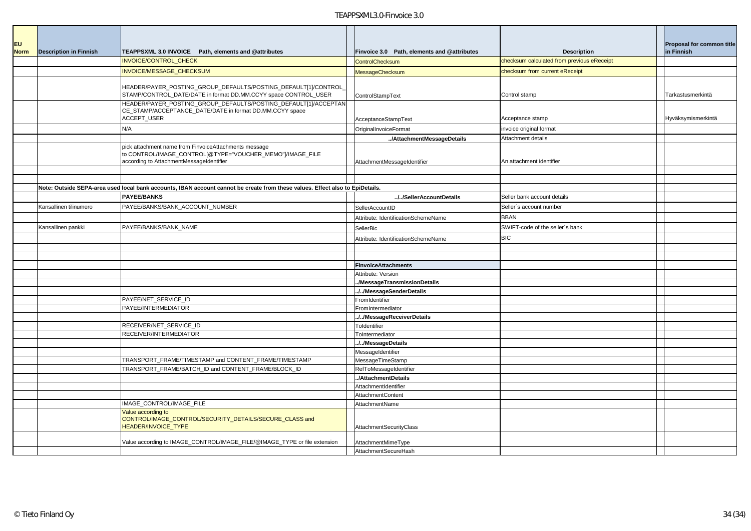| EU Norm | Description in Finnish | TEAPPSXML 3.0 INVOICE Path, elements and @attributes | | Finvoice 3.0 Path, elements and @attributes | Description | | Proposal for common title in Finnish |
|---|---|---|---|---|---|---|---|
| | | INVOICE/CONTROL_CHECK | | ControlChecksum | checksum calculated from previous eReceipt | | |
| | | INVOICE/MESSAGE_CHECKSUM | | MessageChecksum | checksum from current eReceipt | | |
| | | HEADER/PAYER_POSTING_GROUP_DEFAULTS/POSTING_DEFAULT[1]/CONTROL_STAMP/CONTROL_DATE/DATE in format DD.MM.CCYY space CONTROL_USER | | ControlStampText | Control stamp | | Tarkastusmerkintä |
| | | HEADER/PAYER_POSTING_GROUP_DEFAULTS/POSTING_DEFAULT[1]/ACCEPTANCE_STAMP/ACCEPTANCE_DATE/DATE in format DD.MM.CCYY space ACCEPT_USER | | AcceptanceStampText | Acceptance stamp | | Hyväksymismerkintä |
| | | N/A | | OriginalInvoiceFormat | invoice original format | | |
| | | | | **../AttachmentMessageDetails** | Attachment details | | |
| | | pick attachment name from FinvoiceAttachments message to CONTROL/IMAGE_CONTROL[@TYPE="VOUCHER_MEMO"]/IMAGE_FILE according to AttachmentMessageIdentifier | | AttachmentMessageIdentifier | An attachment identifier | | |
| | | | | | | | |
| | | | | | | | |
| | **Note: Outside SEPA-area used local bank accounts, IBAN account cannot be create from these values. Effect also to EpiDetails.** | | | | | | |
| | | **PAYEE/BANKS** | | **../../SellerAccountDetails** | Seller bank account details | | |
| | Kansallinen tilinumero | PAYEE/BANKS/BANK_ACCOUNT_NUMBER | | SellerAccountID | Seller´s account number | | |
| | | | | Attribute: IdentificationSchemeName | BBAN | | |
| | Kansallinen pankki | PAYEE/BANKS/BANK_NAME | | SellerBic | SWIFT-code of the seller`s bank | | |
| | | | | Attribute: IdentificationSchemeName | BIC | | |
| | | | | | | | |
| | | | | | | | |
| | | | | **FinvoiceAttachments** | | | |
| | | | | Attribute: Version | | | |
| | | | | **../MessageTransmissionDetails** | | | |
| | | | | **../../MessageSenderDetails** | | | |
| | | PAYEE/NET_SERVICE_ID | | FromIdentifier | | | |
| | | PAYEE/INTERMEDIATOR | | FromIntermediator | | | |
| | | | | **../../MessageReceiverDetails** | | | |
| | | RECEIVER/NET_SERVICE_ID | | ToIdentifier | | | |
| | | RECEIVER/INTERMEDIATOR | | ToIntermediator | | | |
| | | | | **../../MessageDetails** | | | |
| | | | | MessageIdentifier | | | |
| | | TRANSPORT_FRAME/TIMESTAMP and CONTENT_FRAME/TIMESTAMP | | MessageTimeStamp | | | |
| | | TRANSPORT_FRAME/BATCH_ID and CONTENT_FRAME/BLOCK_ID | | RefToMessageIdentifier | | | |
| | | | | **../AttachmentDetails** | | | |
| | | | | AttachmentIdentifier | | | |
| | | | | AttachmentContent | | | |
| | | IMAGE_CONTROL/IMAGE_FILE | | AttachmentName | | | |
| | | Value according to CONTROL/IMAGE_CONTROL/SECURITY_DETAILS/SECURE_CLASS and HEADER/INVOICE_TYPE | | AttachmentSecurityClass | | | |
| | | Value according to IMAGE_CONTROL/IMAGE_FILE/@IMAGE_TYPE or file extension | | AttachmentMimeType | | | |
| | | | | AttachmentSecureHash | | | |